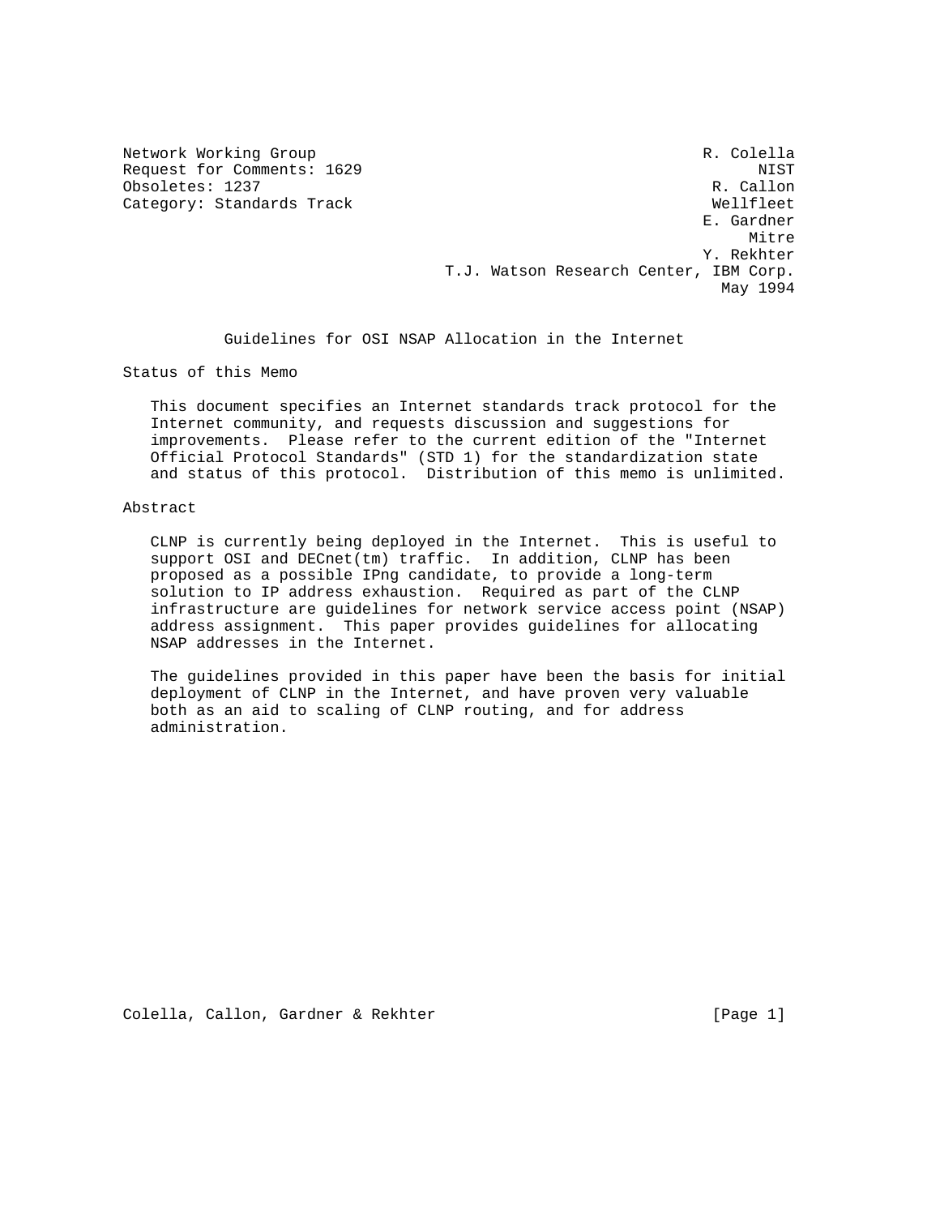Network Working Group                                         R. Colella
Request for Comments: 1629                                          NIST
Obsoletes: 1237                                                R. Callon
Category: Standards Track                                      Wellfleet
                                                              E. Gardner
                                                                   Mitre
                                                              Y. Rekhter
                                      T.J. Watson Research Center, IBM Corp.
                                                                May 1994

# Guidelines for OSI NSAP Allocation in the Internet

## Status of this Memo

This document specifies an Internet standards track protocol for the Internet community, and requests discussion and suggestions for improvements. Please refer to the current edition of the "Internet Official Protocol Standards" (STD 1) for the standardization state and status of this protocol. Distribution of this memo is unlimited.

## Abstract

CLNP is currently being deployed in the Internet. This is useful to support OSI and DECnet(tm) traffic. In addition, CLNP has been proposed as a possible IPng candidate, to provide a long-term solution to IP address exhaustion. Required as part of the CLNP infrastructure are guidelines for network service access point (NSAP) address assignment. This paper provides guidelines for allocating NSAP addresses in the Internet.

The guidelines provided in this paper have been the basis for initial deployment of CLNP in the Internet, and have proven very valuable both as an aid to scaling of CLNP routing, and for address administration.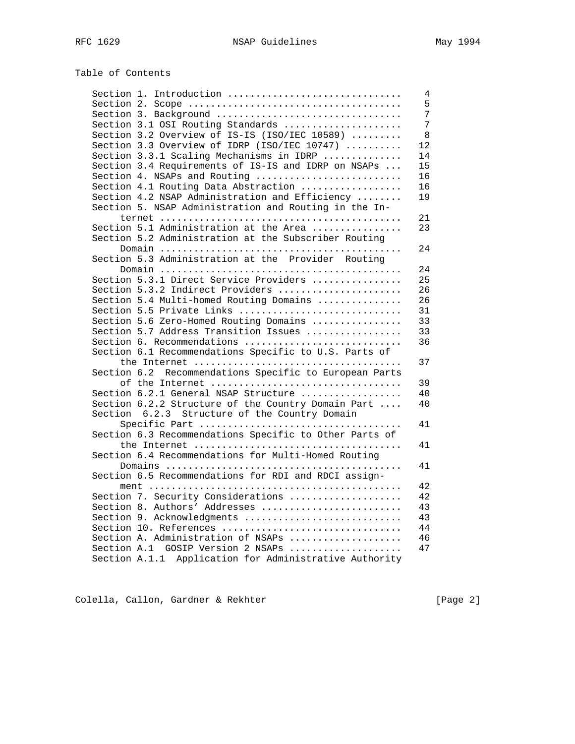# Table of Contents

```
Section 1. Introduction ..............................    4
Section 2. Scope .....................................    5
Section 3. Background ................................    7
Section 3.1 OSI Routing Standards ....................    7
Section 3.2 Overview of IS-IS (ISO/IEC 10589) ........    8
Section 3.3 Overview of IDRP (ISO/IEC 10747) .........   12
Section 3.3.1 Scaling Mechanisms in IDRP .............   14
Section 3.4 Requirements of IS-IS and IDRP on NSAPs ...  15
Section 4. NSAPs and Routing .........................   16
Section 4.1 Routing Data Abstraction .................   16
Section 4.2 NSAP Administration and Efficiency ........  19
Section 5. NSAP Administration and Routing in the In-
     ternet ..........................................   21
Section 5.1 Administration at the Area ...............   23
Section 5.2 Administration at the Subscriber Routing
     Domain ..........................................   24
Section 5.3 Administration at the  Provider  Routing
     Domain ..........................................   24
Section 5.3.1 Direct Service Providers ...............   25
Section 5.3.2 Indirect Providers .....................   26
Section 5.4 Multi-homed Routing Domains ..............   26
Section 5.5 Private Links ............................   31
Section 5.6 Zero-Homed Routing Domains ...............   33
Section 5.7 Address Transition Issues ................   33
Section 6. Recommendations ...........................   36
Section 6.1 Recommendations Specific to U.S. Parts of
     the Internet ....................................   37
Section 6.2  Recommendations Specific to European Parts
     of the Internet .................................   39
Section 6.2.1 General NSAP Structure .................   40
Section 6.2.2 Structure of the Country Domain Part ....  40
Section  6.2.3  Structure of the Country Domain
     Specific Part ...................................   41
Section 6.3 Recommendations Specific to Other Parts of
     the Internet ....................................   41
Section 6.4 Recommendations for Multi-Homed Routing
     Domains .........................................   41
Section 6.5 Recommendations for RDI and RDCI assign-
     ment ............................................   42
Section 7. Security Considerations ...................   42
Section 8. Authors' Addresses ........................   43
Section 9. Acknowledgments ...........................   43
Section 10. References ...............................   44
Section A. Administration of NSAPs ...................   46
Section A.1  GOSIP Version 2 NSAPs ...................   47
Section A.1.1  Application for Administrative Authority
```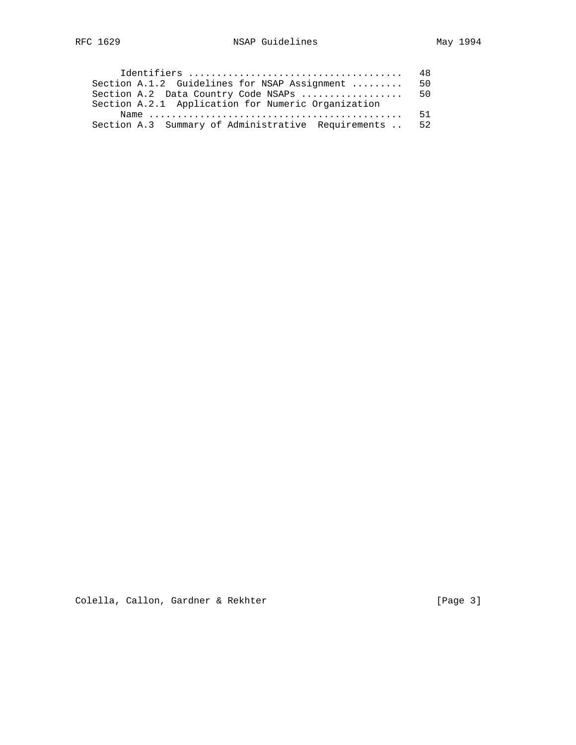```
      Identifiers .....................................  48
   Section A.1.2  Guidelines for NSAP Assignment .........  50
   Section A.2  Data Country Code NSAPs ..................  50
   Section A.2.1  Application for Numeric Organization
      Name ............................................  51
   Section A.3  Summary of Administrative  Requirements ..  52
```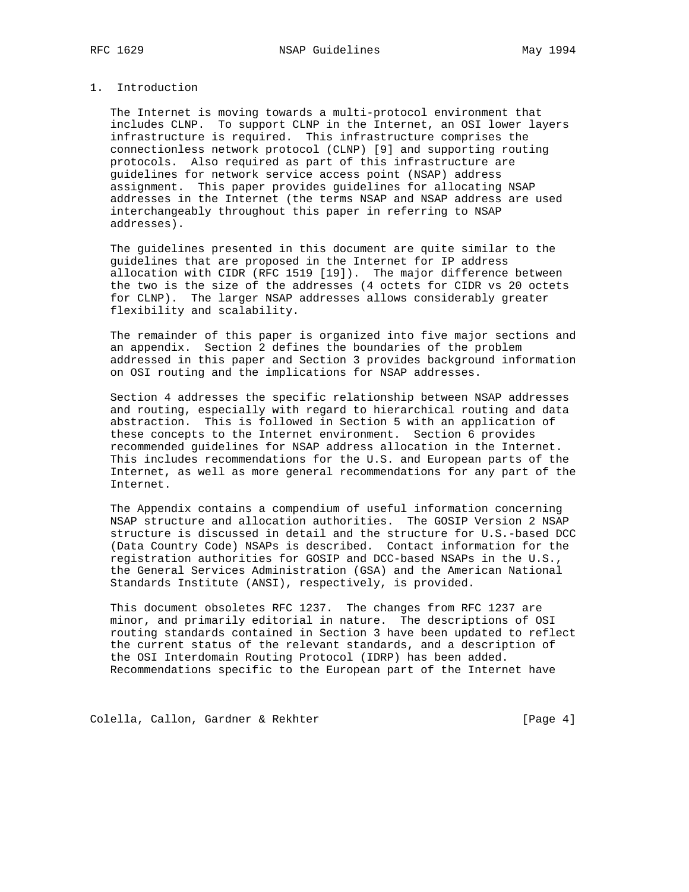## 1. Introduction

The Internet is moving towards a multi-protocol environment that includes CLNP. To support CLNP in the Internet, an OSI lower layers infrastructure is required. This infrastructure comprises the connectionless network protocol (CLNP) [9] and supporting routing protocols. Also required as part of this infrastructure are guidelines for network service access point (NSAP) address assignment. This paper provides guidelines for allocating NSAP addresses in the Internet (the terms NSAP and NSAP address are used interchangeably throughout this paper in referring to NSAP addresses).

The guidelines presented in this document are quite similar to the guidelines that are proposed in the Internet for IP address allocation with CIDR (RFC 1519 [19]). The major difference between the two is the size of the addresses (4 octets for CIDR vs 20 octets for CLNP). The larger NSAP addresses allows considerably greater flexibility and scalability.

The remainder of this paper is organized into five major sections and an appendix. Section 2 defines the boundaries of the problem addressed in this paper and Section 3 provides background information on OSI routing and the implications for NSAP addresses.

Section 4 addresses the specific relationship between NSAP addresses and routing, especially with regard to hierarchical routing and data abstraction. This is followed in Section 5 with an application of these concepts to the Internet environment. Section 6 provides recommended guidelines for NSAP address allocation in the Internet. This includes recommendations for the U.S. and European parts of the Internet, as well as more general recommendations for any part of the Internet.

The Appendix contains a compendium of useful information concerning NSAP structure and allocation authorities. The GOSIP Version 2 NSAP structure is discussed in detail and the structure for U.S.-based DCC (Data Country Code) NSAPs is described. Contact information for the registration authorities for GOSIP and DCC-based NSAPs in the U.S., the General Services Administration (GSA) and the American National Standards Institute (ANSI), respectively, is provided.

This document obsoletes RFC 1237. The changes from RFC 1237 are minor, and primarily editorial in nature. The descriptions of OSI routing standards contained in Section 3 have been updated to reflect the current status of the relevant standards, and a description of the OSI Interdomain Routing Protocol (IDRP) has been added. Recommendations specific to the European part of the Internet have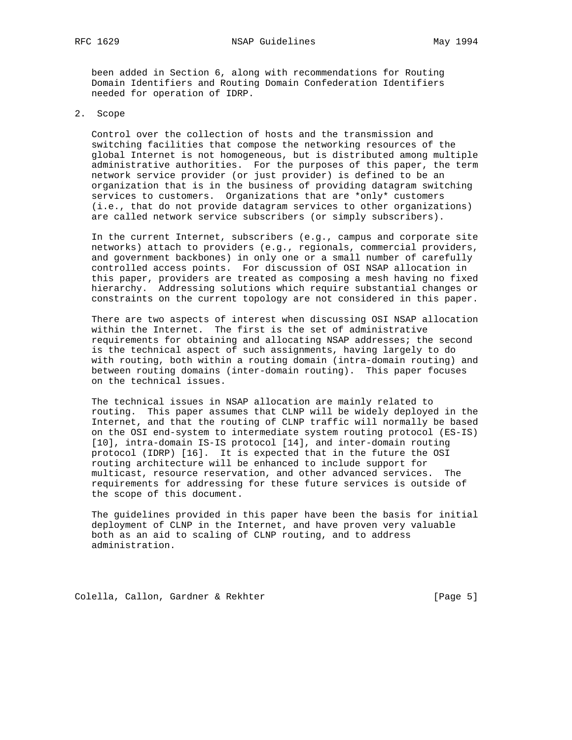been added in Section 6, along with recommendations for Routing Domain Identifiers and Routing Domain Confederation Identifiers needed for operation of IDRP.

## 2. Scope

Control over the collection of hosts and the transmission and switching facilities that compose the networking resources of the global Internet is not homogeneous, but is distributed among multiple administrative authorities. For the purposes of this paper, the term network service provider (or just provider) is defined to be an organization that is in the business of providing datagram switching services to customers. Organizations that are *only* customers (i.e., that do not provide datagram services to other organizations) are called network service subscribers (or simply subscribers).

In the current Internet, subscribers (e.g., campus and corporate site networks) attach to providers (e.g., regionals, commercial providers, and government backbones) in only one or a small number of carefully controlled access points. For discussion of OSI NSAP allocation in this paper, providers are treated as composing a mesh having no fixed hierarchy. Addressing solutions which require substantial changes or constraints on the current topology are not considered in this paper.

There are two aspects of interest when discussing OSI NSAP allocation within the Internet. The first is the set of administrative requirements for obtaining and allocating NSAP addresses; the second is the technical aspect of such assignments, having largely to do with routing, both within a routing domain (intra-domain routing) and between routing domains (inter-domain routing). This paper focuses on the technical issues.

The technical issues in NSAP allocation are mainly related to routing. This paper assumes that CLNP will be widely deployed in the Internet, and that the routing of CLNP traffic will normally be based on the OSI end-system to intermediate system routing protocol (ES-IS) [10], intra-domain IS-IS protocol [14], and inter-domain routing protocol (IDRP) [16]. It is expected that in the future the OSI routing architecture will be enhanced to include support for multicast, resource reservation, and other advanced services. The requirements for addressing for these future services is outside of the scope of this document.

The guidelines provided in this paper have been the basis for initial deployment of CLNP in the Internet, and have proven very valuable both as an aid to scaling of CLNP routing, and to address administration.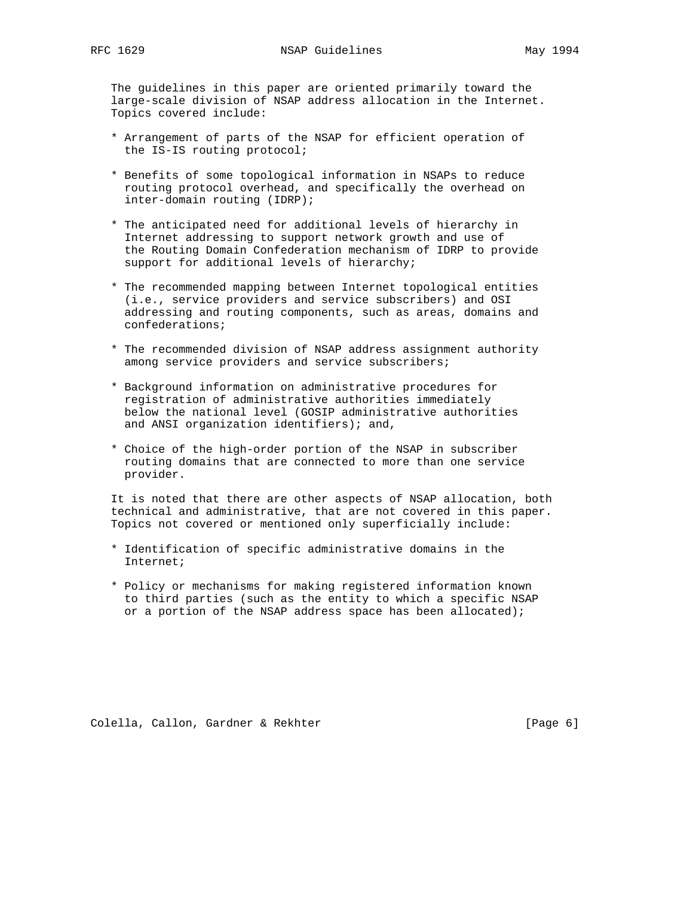The guidelines in this paper are oriented primarily toward the large-scale division of NSAP address allocation in the Internet. Topics covered include:

* Arrangement of parts of the NSAP for efficient operation of the IS-IS routing protocol;

* Benefits of some topological information in NSAPs to reduce routing protocol overhead, and specifically the overhead on inter-domain routing (IDRP);

* The anticipated need for additional levels of hierarchy in Internet addressing to support network growth and use of the Routing Domain Confederation mechanism of IDRP to provide support for additional levels of hierarchy;

* The recommended mapping between Internet topological entities (i.e., service providers and service subscribers) and OSI addressing and routing components, such as areas, domains and confederations;

* The recommended division of NSAP address assignment authority among service providers and service subscribers;

* Background information on administrative procedures for registration of administrative authorities immediately below the national level (GOSIP administrative authorities and ANSI organization identifiers); and,

* Choice of the high-order portion of the NSAP in subscriber routing domains that are connected to more than one service provider.

It is noted that there are other aspects of NSAP allocation, both technical and administrative, that are not covered in this paper. Topics not covered or mentioned only superficially include:

* Identification of specific administrative domains in the Internet;

* Policy or mechanisms for making registered information known to third parties (such as the entity to which a specific NSAP or a portion of the NSAP address space has been allocated);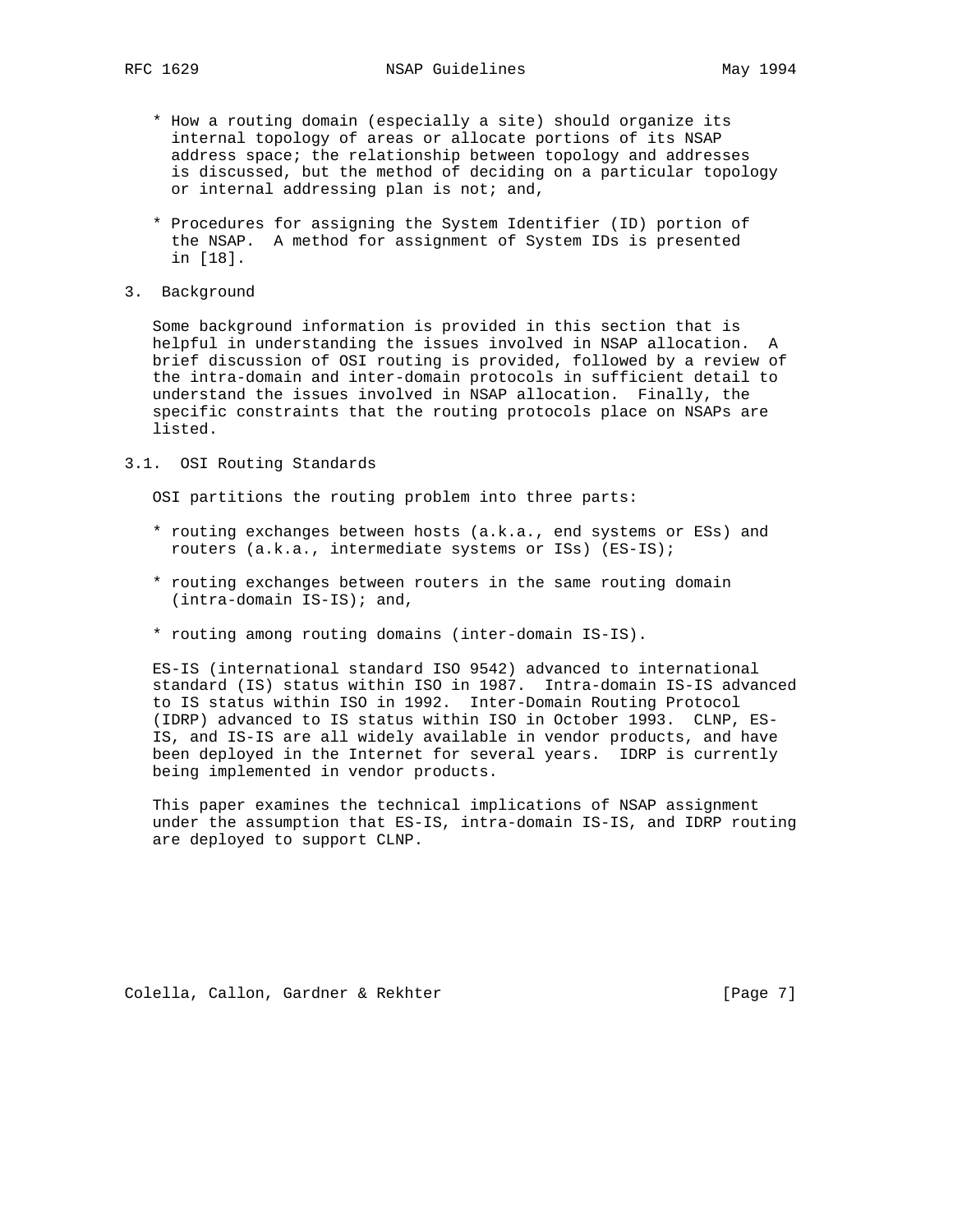* How a routing domain (especially a site) should organize its internal topology of areas or allocate portions of its NSAP address space; the relationship between topology and addresses is discussed, but the method of deciding on a particular topology or internal addressing plan is not; and,

* Procedures for assigning the System Identifier (ID) portion of the NSAP. A method for assignment of System IDs is presented in [18].

## 3. Background

Some background information is provided in this section that is helpful in understanding the issues involved in NSAP allocation. A brief discussion of OSI routing is provided, followed by a review of the intra-domain and inter-domain protocols in sufficient detail to understand the issues involved in NSAP allocation. Finally, the specific constraints that the routing protocols place on NSAPs are listed.

### 3.1. OSI Routing Standards

OSI partitions the routing problem into three parts:

* routing exchanges between hosts (a.k.a., end systems or ESs) and routers (a.k.a., intermediate systems or ISs) (ES-IS);

* routing exchanges between routers in the same routing domain (intra-domain IS-IS); and,

* routing among routing domains (inter-domain IS-IS).

ES-IS (international standard ISO 9542) advanced to international standard (IS) status within ISO in 1987. Intra-domain IS-IS advanced to IS status within ISO in 1992. Inter-Domain Routing Protocol (IDRP) advanced to IS status within ISO in October 1993. CLNP, ES-IS, and IS-IS are all widely available in vendor products, and have been deployed in the Internet for several years. IDRP is currently being implemented in vendor products.

This paper examines the technical implications of NSAP assignment under the assumption that ES-IS, intra-domain IS-IS, and IDRP routing are deployed to support CLNP.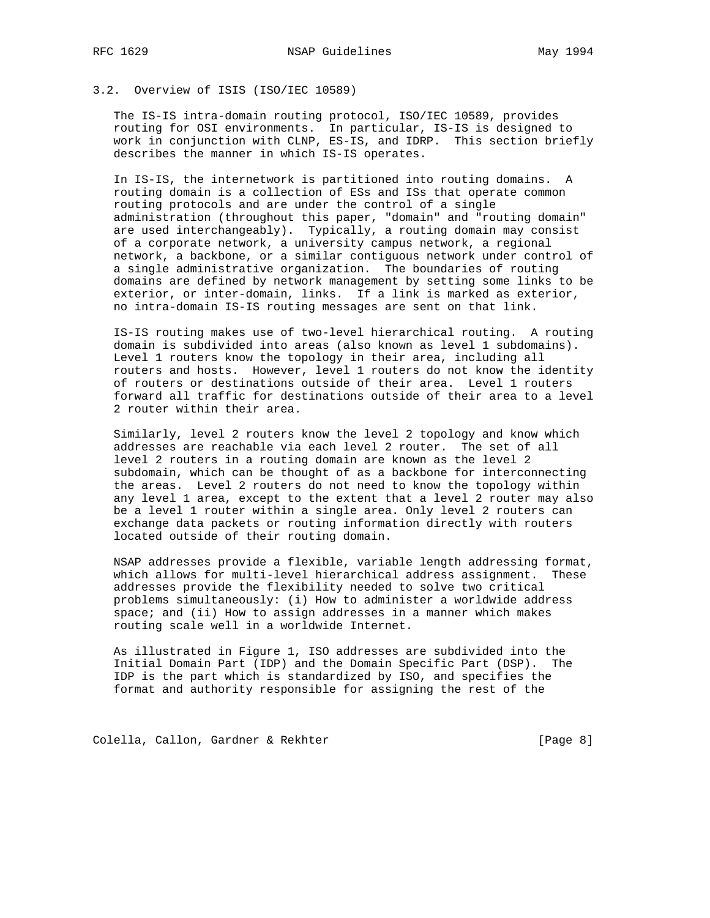### 3.2. Overview of ISIS (ISO/IEC 10589)

The IS-IS intra-domain routing protocol, ISO/IEC 10589, provides routing for OSI environments. In particular, IS-IS is designed to work in conjunction with CLNP, ES-IS, and IDRP. This section briefly describes the manner in which IS-IS operates.

In IS-IS, the internetwork is partitioned into routing domains. A routing domain is a collection of ESs and ISs that operate common routing protocols and are under the control of a single administration (throughout this paper, "domain" and "routing domain" are used interchangeably). Typically, a routing domain may consist of a corporate network, a university campus network, a regional network, a backbone, or a similar contiguous network under control of a single administrative organization. The boundaries of routing domains are defined by network management by setting some links to be exterior, or inter-domain, links. If a link is marked as exterior, no intra-domain IS-IS routing messages are sent on that link.

IS-IS routing makes use of two-level hierarchical routing. A routing domain is subdivided into areas (also known as level 1 subdomains). Level 1 routers know the topology in their area, including all routers and hosts. However, level 1 routers do not know the identity of routers or destinations outside of their area. Level 1 routers forward all traffic for destinations outside of their area to a level 2 router within their area.

Similarly, level 2 routers know the level 2 topology and know which addresses are reachable via each level 2 router. The set of all level 2 routers in a routing domain are known as the level 2 subdomain, which can be thought of as a backbone for interconnecting the areas. Level 2 routers do not need to know the topology within any level 1 area, except to the extent that a level 2 router may also be a level 1 router within a single area. Only level 2 routers can exchange data packets or routing information directly with routers located outside of their routing domain.

NSAP addresses provide a flexible, variable length addressing format, which allows for multi-level hierarchical address assignment. These addresses provide the flexibility needed to solve two critical problems simultaneously: (i) How to administer a worldwide address space; and (ii) How to assign addresses in a manner which makes routing scale well in a worldwide Internet.

As illustrated in Figure 1, ISO addresses are subdivided into the Initial Domain Part (IDP) and the Domain Specific Part (DSP). The IDP is the part which is standardized by ISO, and specifies the format and authority responsible for assigning the rest of the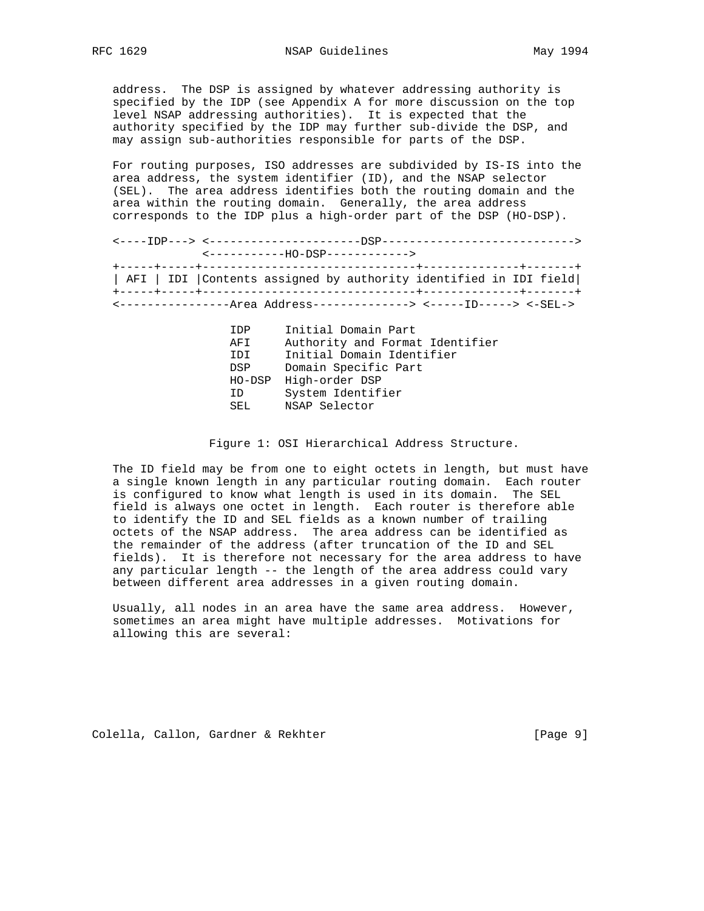address. The DSP is assigned by whatever addressing authority is specified by the IDP (see Appendix A for more discussion on the top level NSAP addressing authorities). It is expected that the authority specified by the IDP may further sub-divide the DSP, and may assign sub-authorities responsible for parts of the DSP.

For routing purposes, ISO addresses are subdivided by IS-IS into the area address, the system identifier (ID), and the NSAP selector (SEL). The area address identifies both the routing domain and the area within the routing domain. Generally, the area address corresponds to the IDP plus a high-order part of the DSP (HO-DSP).

```
<----IDP---> <----------------------DSP---------------------------->
             <-----------HO-DSP----------->
+-----+-----+------------------------------+-------------+-------+
| AFI | IDI |Contents assigned by authority identified in IDI field|
+-----+-----+------------------------------+-------------+-------+
<----------------Area Address--------------> <-----ID-----> <-SEL->

                IDP     Initial Domain Part
                AFI     Authority and Format Identifier
                IDI     Initial Domain Identifier
                DSP     Domain Specific Part
                HO-DSP  High-order DSP
                ID      System Identifier
                SEL     NSAP Selector
```

Figure 1: OSI Hierarchical Address Structure.

The ID field may be from one to eight octets in length, but must have a single known length in any particular routing domain. Each router is configured to know what length is used in its domain. The SEL field is always one octet in length. Each router is therefore able to identify the ID and SEL fields as a known number of trailing octets of the NSAP address. The area address can be identified as the remainder of the address (after truncation of the ID and SEL fields). It is therefore not necessary for the area address to have any particular length -- the length of the area address could vary between different area addresses in a given routing domain.

Usually, all nodes in an area have the same area address. However, sometimes an area might have multiple addresses. Motivations for allowing this are several: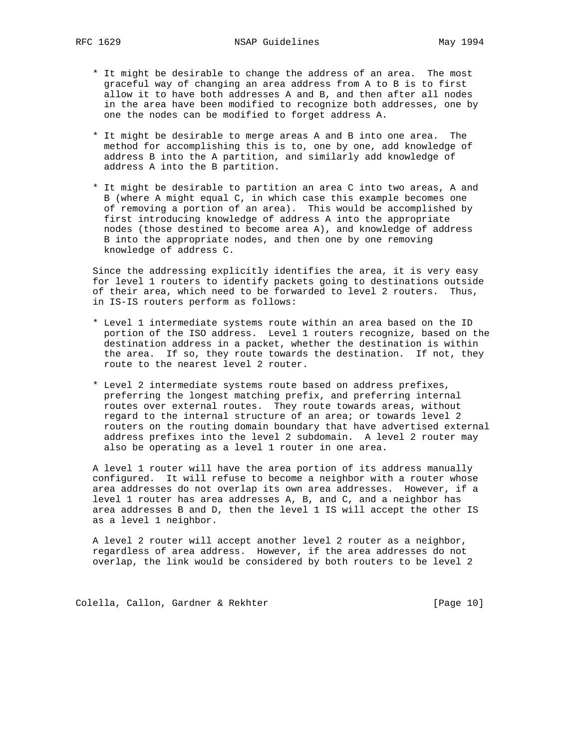* It might be desirable to change the address of an area. The most graceful way of changing an area address from A to B is to first allow it to have both addresses A and B, and then after all nodes in the area have been modified to recognize both addresses, one by one the nodes can be modified to forget address A.

* It might be desirable to merge areas A and B into one area. The method for accomplishing this is to, one by one, add knowledge of address B into the A partition, and similarly add knowledge of address A into the B partition.

* It might be desirable to partition an area C into two areas, A and B (where A might equal C, in which case this example becomes one of removing a portion of an area). This would be accomplished by first introducing knowledge of address A into the appropriate nodes (those destined to become area A), and knowledge of address B into the appropriate nodes, and then one by one removing knowledge of address C.

Since the addressing explicitly identifies the area, it is very easy for level 1 routers to identify packets going to destinations outside of their area, which need to be forwarded to level 2 routers. Thus, in IS-IS routers perform as follows:

* Level 1 intermediate systems route within an area based on the ID portion of the ISO address. Level 1 routers recognize, based on the destination address in a packet, whether the destination is within the area. If so, they route towards the destination. If not, they route to the nearest level 2 router.

* Level 2 intermediate systems route based on address prefixes, preferring the longest matching prefix, and preferring internal routes over external routes. They route towards areas, without regard to the internal structure of an area; or towards level 2 routers on the routing domain boundary that have advertised external address prefixes into the level 2 subdomain. A level 2 router may also be operating as a level 1 router in one area.

A level 1 router will have the area portion of its address manually configured. It will refuse to become a neighbor with a router whose area addresses do not overlap its own area addresses. However, if a level 1 router has area addresses A, B, and C, and a neighbor has area addresses B and D, then the level 1 IS will accept the other IS as a level 1 neighbor.

A level 2 router will accept another level 2 router as a neighbor, regardless of area address. However, if the area addresses do not overlap, the link would be considered by both routers to be level 2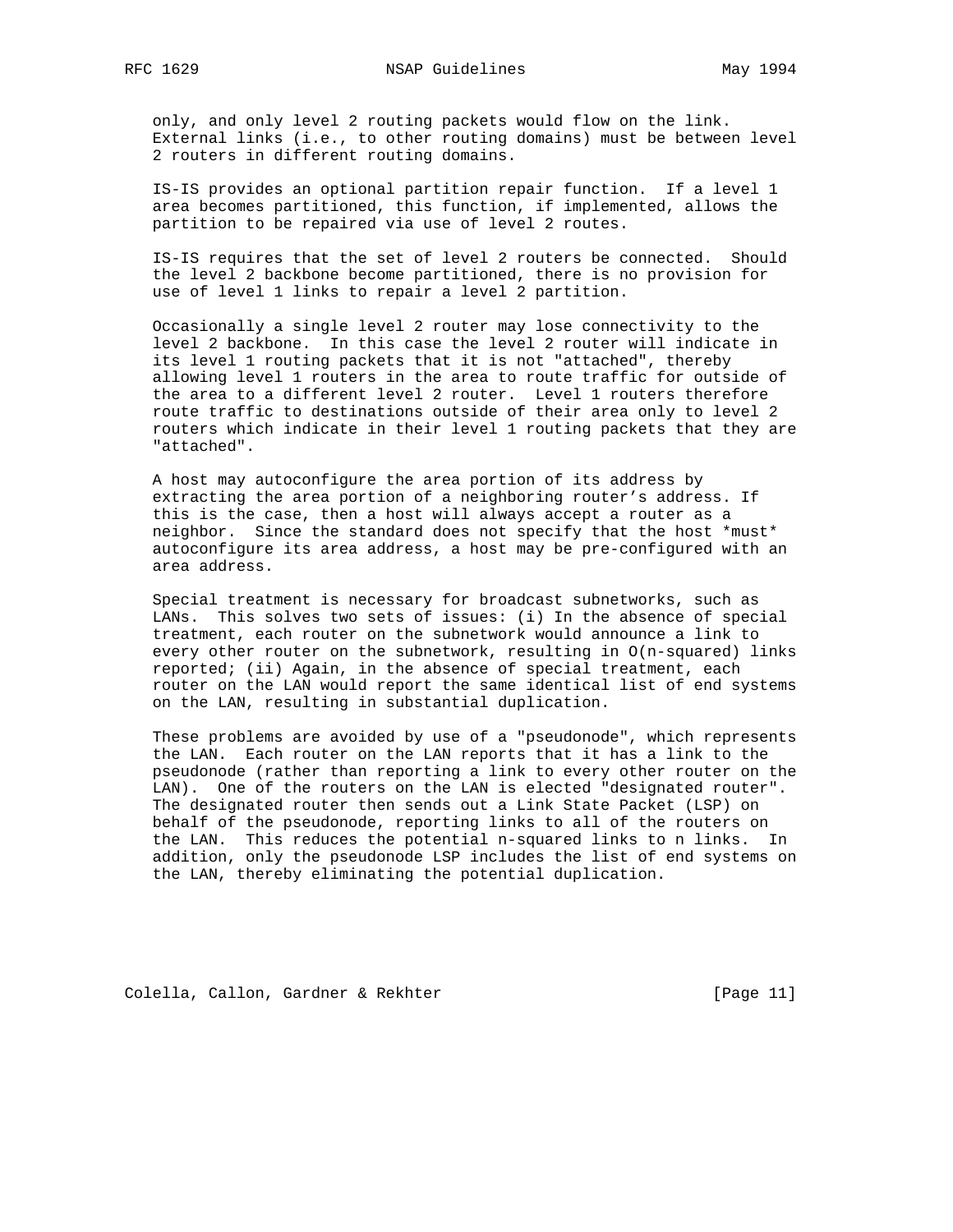only, and only level 2 routing packets would flow on the link. External links (i.e., to other routing domains) must be between level 2 routers in different routing domains.

IS-IS provides an optional partition repair function. If a level 1 area becomes partitioned, this function, if implemented, allows the partition to be repaired via use of level 2 routes.

IS-IS requires that the set of level 2 routers be connected. Should the level 2 backbone become partitioned, there is no provision for use of level 1 links to repair a level 2 partition.

Occasionally a single level 2 router may lose connectivity to the level 2 backbone. In this case the level 2 router will indicate in its level 1 routing packets that it is not "attached", thereby allowing level 1 routers in the area to route traffic for outside of the area to a different level 2 router. Level 1 routers therefore route traffic to destinations outside of their area only to level 2 routers which indicate in their level 1 routing packets that they are "attached".

A host may autoconfigure the area portion of its address by extracting the area portion of a neighboring router's address. If this is the case, then a host will always accept a router as a neighbor. Since the standard does not specify that the host *must* autoconfigure its area address, a host may be pre-configured with an area address.

Special treatment is necessary for broadcast subnetworks, such as LANs. This solves two sets of issues: (i) In the absence of special treatment, each router on the subnetwork would announce a link to every other router on the subnetwork, resulting in O(n-squared) links reported; (ii) Again, in the absence of special treatment, each router on the LAN would report the same identical list of end systems on the LAN, resulting in substantial duplication.

These problems are avoided by use of a "pseudonode", which represents the LAN. Each router on the LAN reports that it has a link to the pseudonode (rather than reporting a link to every other router on the LAN). One of the routers on the LAN is elected "designated router". The designated router then sends out a Link State Packet (LSP) on behalf of the pseudonode, reporting links to all of the routers on the LAN. This reduces the potential n-squared links to n links. In addition, only the pseudonode LSP includes the list of end systems on the LAN, thereby eliminating the potential duplication.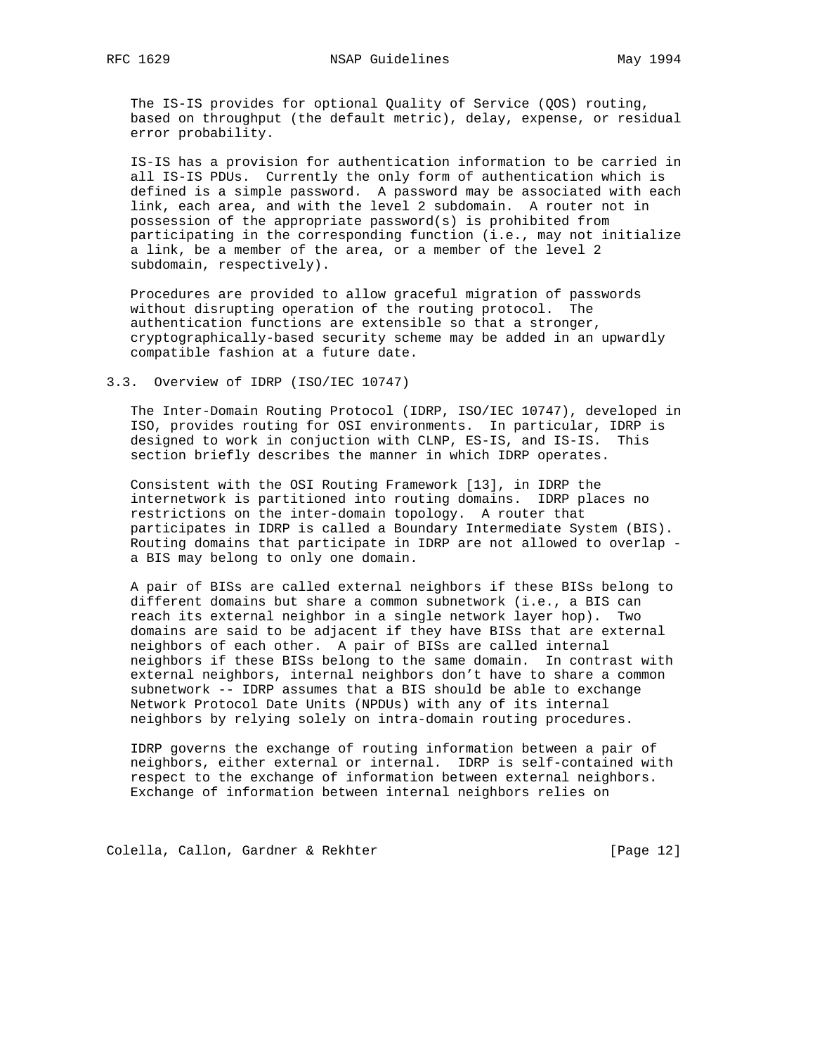The IS-IS provides for optional Quality of Service (QOS) routing, based on throughput (the default metric), delay, expense, or residual error probability.

IS-IS has a provision for authentication information to be carried in all IS-IS PDUs. Currently the only form of authentication which is defined is a simple password. A password may be associated with each link, each area, and with the level 2 subdomain. A router not in possession of the appropriate password(s) is prohibited from participating in the corresponding function (i.e., may not initialize a link, be a member of the area, or a member of the level 2 subdomain, respectively).

Procedures are provided to allow graceful migration of passwords without disrupting operation of the routing protocol. The authentication functions are extensible so that a stronger, cryptographically-based security scheme may be added in an upwardly compatible fashion at a future date.

## 3.3. Overview of IDRP (ISO/IEC 10747)

The Inter-Domain Routing Protocol (IDRP, ISO/IEC 10747), developed in ISO, provides routing for OSI environments. In particular, IDRP is designed to work in conjuction with CLNP, ES-IS, and IS-IS. This section briefly describes the manner in which IDRP operates.

Consistent with the OSI Routing Framework [13], in IDRP the internetwork is partitioned into routing domains. IDRP places no restrictions on the inter-domain topology. A router that participates in IDRP is called a Boundary Intermediate System (BIS). Routing domains that participate in IDRP are not allowed to overlap - a BIS may belong to only one domain.

A pair of BISs are called external neighbors if these BISs belong to different domains but share a common subnetwork (i.e., a BIS can reach its external neighbor in a single network layer hop). Two domains are said to be adjacent if they have BISs that are external neighbors of each other. A pair of BISs are called internal neighbors if these BISs belong to the same domain. In contrast with external neighbors, internal neighbors don't have to share a common subnetwork -- IDRP assumes that a BIS should be able to exchange Network Protocol Date Units (NPDUs) with any of its internal neighbors by relying solely on intra-domain routing procedures.

IDRP governs the exchange of routing information between a pair of neighbors, either external or internal. IDRP is self-contained with respect to the exchange of information between external neighbors. Exchange of information between internal neighbors relies on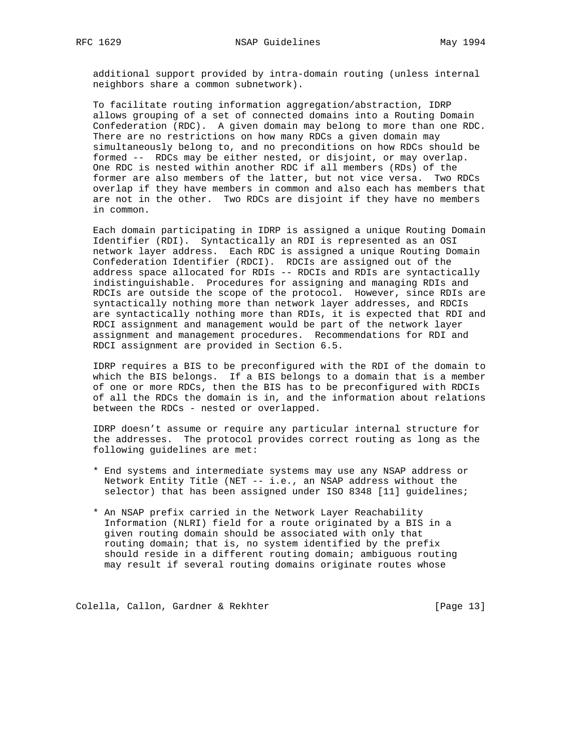additional support provided by intra-domain routing (unless internal neighbors share a common subnetwork).

To facilitate routing information aggregation/abstraction, IDRP allows grouping of a set of connected domains into a Routing Domain Confederation (RDC). A given domain may belong to more than one RDC. There are no restrictions on how many RDCs a given domain may simultaneously belong to, and no preconditions on how RDCs should be formed -- RDCs may be either nested, or disjoint, or may overlap. One RDC is nested within another RDC if all members (RDs) of the former are also members of the latter, but not vice versa. Two RDCs overlap if they have members in common and also each has members that are not in the other. Two RDCs are disjoint if they have no members in common.

Each domain participating in IDRP is assigned a unique Routing Domain Identifier (RDI). Syntactically an RDI is represented as an OSI network layer address. Each RDC is assigned a unique Routing Domain Confederation Identifier (RDCI). RDCIs are assigned out of the address space allocated for RDIs -- RDCIs and RDIs are syntactically indistinguishable. Procedures for assigning and managing RDIs and RDCIs are outside the scope of the protocol. However, since RDIs are syntactically nothing more than network layer addresses, and RDCIs are syntactically nothing more than RDIs, it is expected that RDI and RDCI assignment and management would be part of the network layer assignment and management procedures. Recommendations for RDI and RDCI assignment are provided in Section 6.5.

IDRP requires a BIS to be preconfigured with the RDI of the domain to which the BIS belongs. If a BIS belongs to a domain that is a member of one or more RDCs, then the BIS has to be preconfigured with RDCIs of all the RDCs the domain is in, and the information about relations between the RDCs - nested or overlapped.

IDRP doesn't assume or require any particular internal structure for the addresses. The protocol provides correct routing as long as the following guidelines are met:

* End systems and intermediate systems may use any NSAP address or Network Entity Title (NET -- i.e., an NSAP address without the selector) that has been assigned under ISO 8348 [11] guidelines;

* An NSAP prefix carried in the Network Layer Reachability Information (NLRI) field for a route originated by a BIS in a given routing domain should be associated with only that routing domain; that is, no system identified by the prefix should reside in a different routing domain; ambiguous routing may result if several routing domains originate routes whose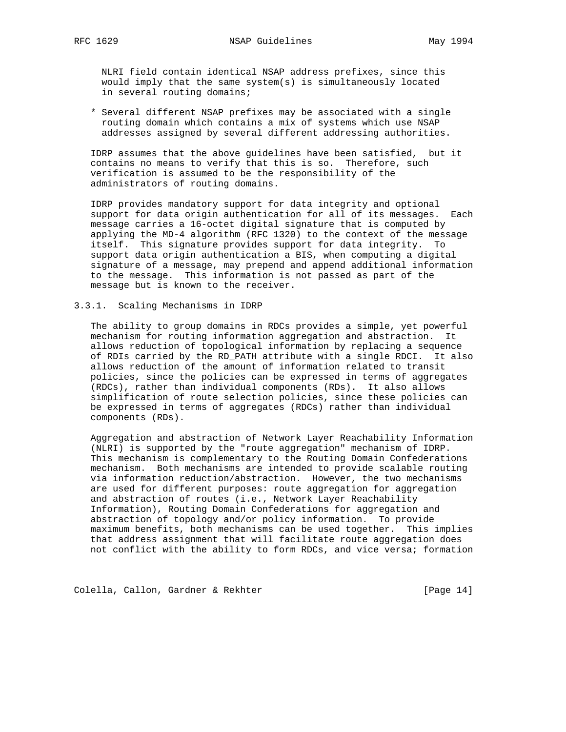NLRI field contain identical NSAP address prefixes, since this would imply that the same system(s) is simultaneously located in several routing domains;

* Several different NSAP prefixes may be associated with a single routing domain which contains a mix of systems which use NSAP addresses assigned by several different addressing authorities.

IDRP assumes that the above guidelines have been satisfied, but it contains no means to verify that this is so. Therefore, such verification is assumed to be the responsibility of the administrators of routing domains.

IDRP provides mandatory support for data integrity and optional support for data origin authentication for all of its messages. Each message carries a 16-octet digital signature that is computed by applying the MD-4 algorithm (RFC 1320) to the context of the message itself. This signature provides support for data integrity. To support data origin authentication a BIS, when computing a digital signature of a message, may prepend and append additional information to the message. This information is not passed as part of the message but is known to the receiver.

### 3.3.1. Scaling Mechanisms in IDRP

The ability to group domains in RDCs provides a simple, yet powerful mechanism for routing information aggregation and abstraction. It allows reduction of topological information by replacing a sequence of RDIs carried by the RD_PATH attribute with a single RDCI. It also allows reduction of the amount of information related to transit policies, since the policies can be expressed in terms of aggregates (RDCs), rather than individual components (RDs). It also allows simplification of route selection policies, since these policies can be expressed in terms of aggregates (RDCs) rather than individual components (RDs).

Aggregation and abstraction of Network Layer Reachability Information (NLRI) is supported by the "route aggregation" mechanism of IDRP. This mechanism is complementary to the Routing Domain Confederations mechanism. Both mechanisms are intended to provide scalable routing via information reduction/abstraction. However, the two mechanisms are used for different purposes: route aggregation for aggregation and abstraction of routes (i.e., Network Layer Reachability Information), Routing Domain Confederations for aggregation and abstraction of topology and/or policy information. To provide maximum benefits, both mechanisms can be used together. This implies that address assignment that will facilitate route aggregation does not conflict with the ability to form RDCs, and vice versa; formation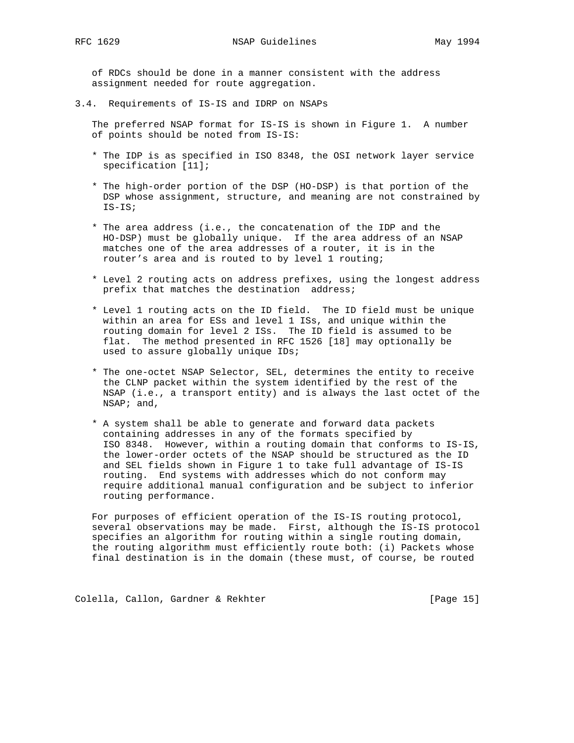of RDCs should be done in a manner consistent with the address assignment needed for route aggregation.

### 3.4. Requirements of IS-IS and IDRP on NSAPs

The preferred NSAP format for IS-IS is shown in Figure 1. A number of points should be noted from IS-IS:

* The IDP is as specified in ISO 8348, the OSI network layer service specification [11];

* The high-order portion of the DSP (HO-DSP) is that portion of the DSP whose assignment, structure, and meaning are not constrained by IS-IS;

* The area address (i.e., the concatenation of the IDP and the HO-DSP) must be globally unique. If the area address of an NSAP matches one of the area addresses of a router, it is in the router's area and is routed to by level 1 routing;

* Level 2 routing acts on address prefixes, using the longest address prefix that matches the destination address;

* Level 1 routing acts on the ID field. The ID field must be unique within an area for ESs and level 1 ISs, and unique within the routing domain for level 2 ISs. The ID field is assumed to be flat. The method presented in RFC 1526 [18] may optionally be used to assure globally unique IDs;

* The one-octet NSAP Selector, SEL, determines the entity to receive the CLNP packet within the system identified by the rest of the NSAP (i.e., a transport entity) and is always the last octet of the NSAP; and,

* A system shall be able to generate and forward data packets containing addresses in any of the formats specified by ISO 8348. However, within a routing domain that conforms to IS-IS, the lower-order octets of the NSAP should be structured as the ID and SEL fields shown in Figure 1 to take full advantage of IS-IS routing. End systems with addresses which do not conform may require additional manual configuration and be subject to inferior routing performance.

For purposes of efficient operation of the IS-IS routing protocol, several observations may be made. First, although the IS-IS protocol specifies an algorithm for routing within a single routing domain, the routing algorithm must efficiently route both: (i) Packets whose final destination is in the domain (these must, of course, be routed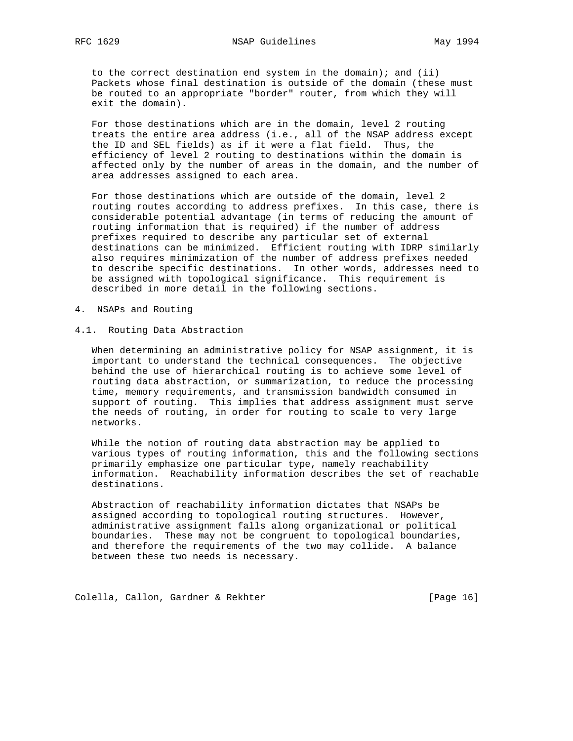to the correct destination end system in the domain); and (ii) Packets whose final destination is outside of the domain (these must be routed to an appropriate "border" router, from which they will exit the domain).

For those destinations which are in the domain, level 2 routing treats the entire area address (i.e., all of the NSAP address except the ID and SEL fields) as if it were a flat field. Thus, the efficiency of level 2 routing to destinations within the domain is affected only by the number of areas in the domain, and the number of area addresses assigned to each area.

For those destinations which are outside of the domain, level 2 routing routes according to address prefixes. In this case, there is considerable potential advantage (in terms of reducing the amount of routing information that is required) if the number of address prefixes required to describe any particular set of external destinations can be minimized. Efficient routing with IDRP similarly also requires minimization of the number of address prefixes needed to describe specific destinations. In other words, addresses need to be assigned with topological significance. This requirement is described in more detail in the following sections.

## 4. NSAPs and Routing

### 4.1. Routing Data Abstraction

When determining an administrative policy for NSAP assignment, it is important to understand the technical consequences. The objective behind the use of hierarchical routing is to achieve some level of routing data abstraction, or summarization, to reduce the processing time, memory requirements, and transmission bandwidth consumed in support of routing. This implies that address assignment must serve the needs of routing, in order for routing to scale to very large networks.

While the notion of routing data abstraction may be applied to various types of routing information, this and the following sections primarily emphasize one particular type, namely reachability information. Reachability information describes the set of reachable destinations.

Abstraction of reachability information dictates that NSAPs be assigned according to topological routing structures. However, administrative assignment falls along organizational or political boundaries. These may not be congruent to topological boundaries, and therefore the requirements of the two may collide. A balance between these two needs is necessary.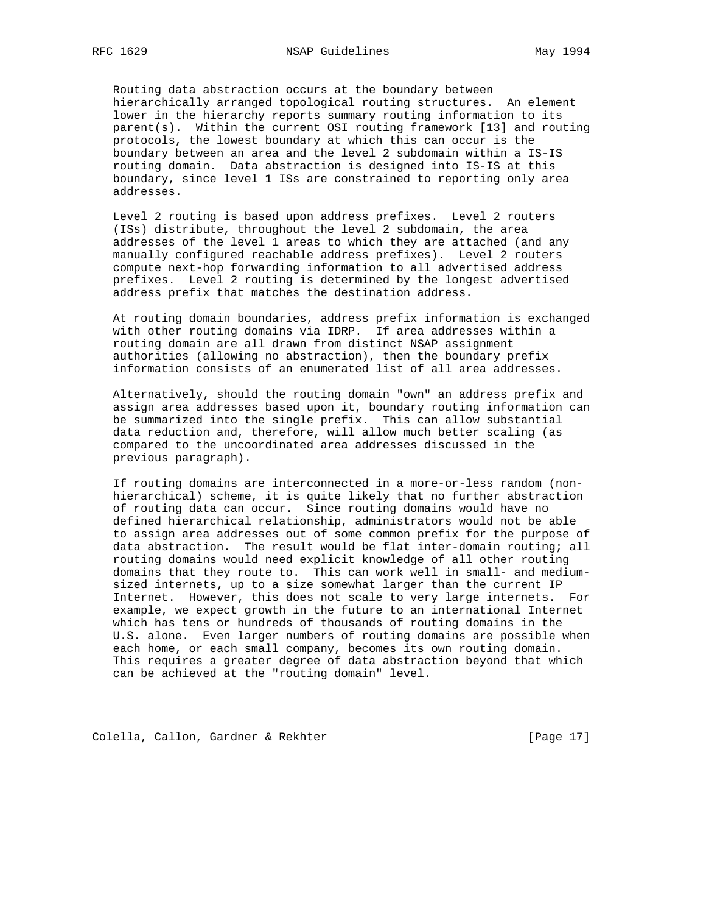Routing data abstraction occurs at the boundary between hierarchically arranged topological routing structures. An element lower in the hierarchy reports summary routing information to its parent(s). Within the current OSI routing framework [13] and routing protocols, the lowest boundary at which this can occur is the boundary between an area and the level 2 subdomain within a IS-IS routing domain. Data abstraction is designed into IS-IS at this boundary, since level 1 ISs are constrained to reporting only area addresses.

Level 2 routing is based upon address prefixes. Level 2 routers (ISs) distribute, throughout the level 2 subdomain, the area addresses of the level 1 areas to which they are attached (and any manually configured reachable address prefixes). Level 2 routers compute next-hop forwarding information to all advertised address prefixes. Level 2 routing is determined by the longest advertised address prefix that matches the destination address.

At routing domain boundaries, address prefix information is exchanged with other routing domains via IDRP. If area addresses within a routing domain are all drawn from distinct NSAP assignment authorities (allowing no abstraction), then the boundary prefix information consists of an enumerated list of all area addresses.

Alternatively, should the routing domain "own" an address prefix and assign area addresses based upon it, boundary routing information can be summarized into the single prefix. This can allow substantial data reduction and, therefore, will allow much better scaling (as compared to the uncoordinated area addresses discussed in the previous paragraph).

If routing domains are interconnected in a more-or-less random (non-hierarchical) scheme, it is quite likely that no further abstraction of routing data can occur. Since routing domains would have no defined hierarchical relationship, administrators would not be able to assign area addresses out of some common prefix for the purpose of data abstraction. The result would be flat inter-domain routing; all routing domains would need explicit knowledge of all other routing domains that they route to. This can work well in small- and medium-sized internets, up to a size somewhat larger than the current IP Internet. However, this does not scale to very large internets. For example, we expect growth in the future to an international Internet which has tens or hundreds of thousands of routing domains in the U.S. alone. Even larger numbers of routing domains are possible when each home, or each small company, becomes its own routing domain. This requires a greater degree of data abstraction beyond that which can be achieved at the "routing domain" level.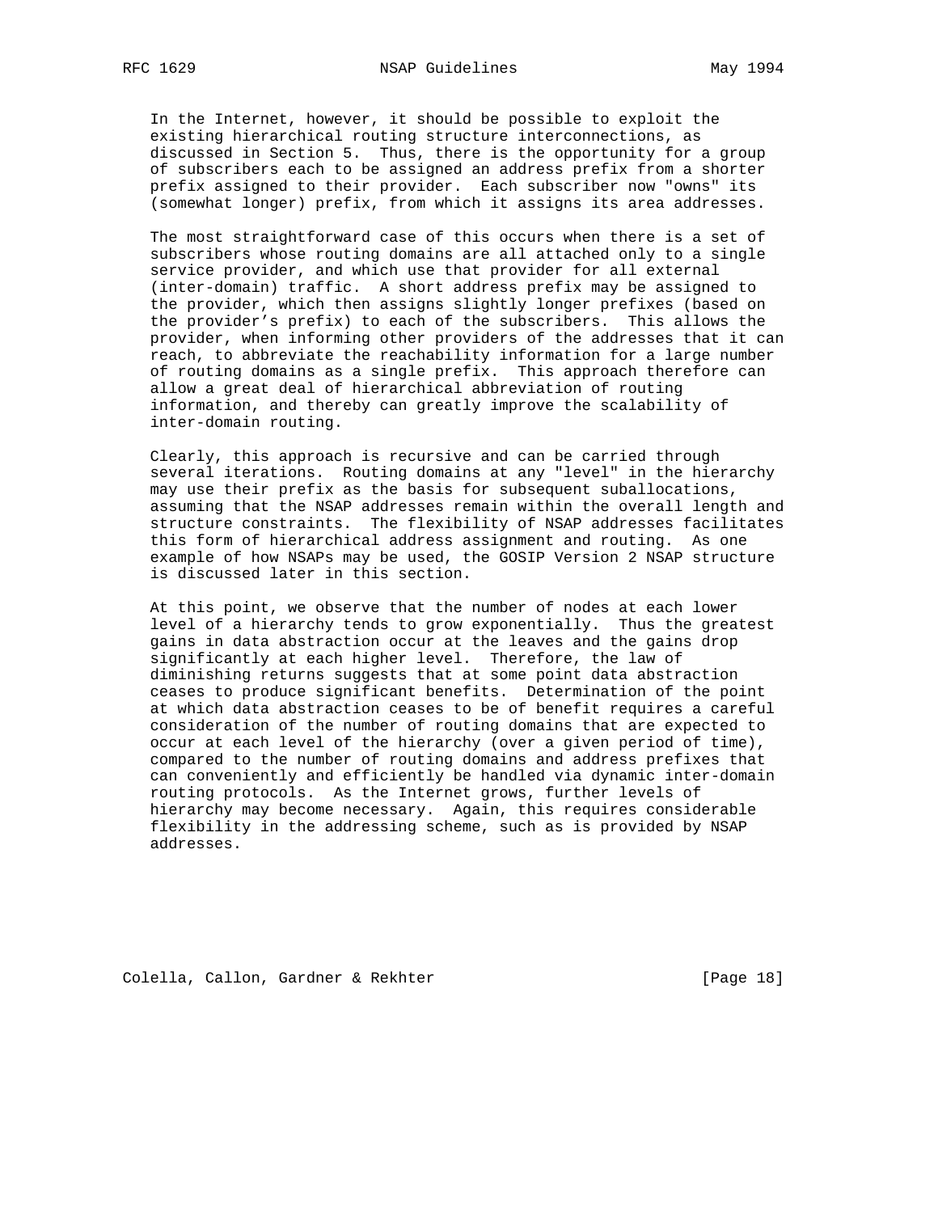In the Internet, however, it should be possible to exploit the existing hierarchical routing structure interconnections, as discussed in Section 5. Thus, there is the opportunity for a group of subscribers each to be assigned an address prefix from a shorter prefix assigned to their provider. Each subscriber now "owns" its (somewhat longer) prefix, from which it assigns its area addresses.

The most straightforward case of this occurs when there is a set of subscribers whose routing domains are all attached only to a single service provider, and which use that provider for all external (inter-domain) traffic. A short address prefix may be assigned to the provider, which then assigns slightly longer prefixes (based on the provider's prefix) to each of the subscribers. This allows the provider, when informing other providers of the addresses that it can reach, to abbreviate the reachability information for a large number of routing domains as a single prefix. This approach therefore can allow a great deal of hierarchical abbreviation of routing information, and thereby can greatly improve the scalability of inter-domain routing.

Clearly, this approach is recursive and can be carried through several iterations. Routing domains at any "level" in the hierarchy may use their prefix as the basis for subsequent suballocations, assuming that the NSAP addresses remain within the overall length and structure constraints. The flexibility of NSAP addresses facilitates this form of hierarchical address assignment and routing. As one example of how NSAPs may be used, the GOSIP Version 2 NSAP structure is discussed later in this section.

At this point, we observe that the number of nodes at each lower level of a hierarchy tends to grow exponentially. Thus the greatest gains in data abstraction occur at the leaves and the gains drop significantly at each higher level. Therefore, the law of diminishing returns suggests that at some point data abstraction ceases to produce significant benefits. Determination of the point at which data abstraction ceases to be of benefit requires a careful consideration of the number of routing domains that are expected to occur at each level of the hierarchy (over a given period of time), compared to the number of routing domains and address prefixes that can conveniently and efficiently be handled via dynamic inter-domain routing protocols. As the Internet grows, further levels of hierarchy may become necessary. Again, this requires considerable flexibility in the addressing scheme, such as is provided by NSAP addresses.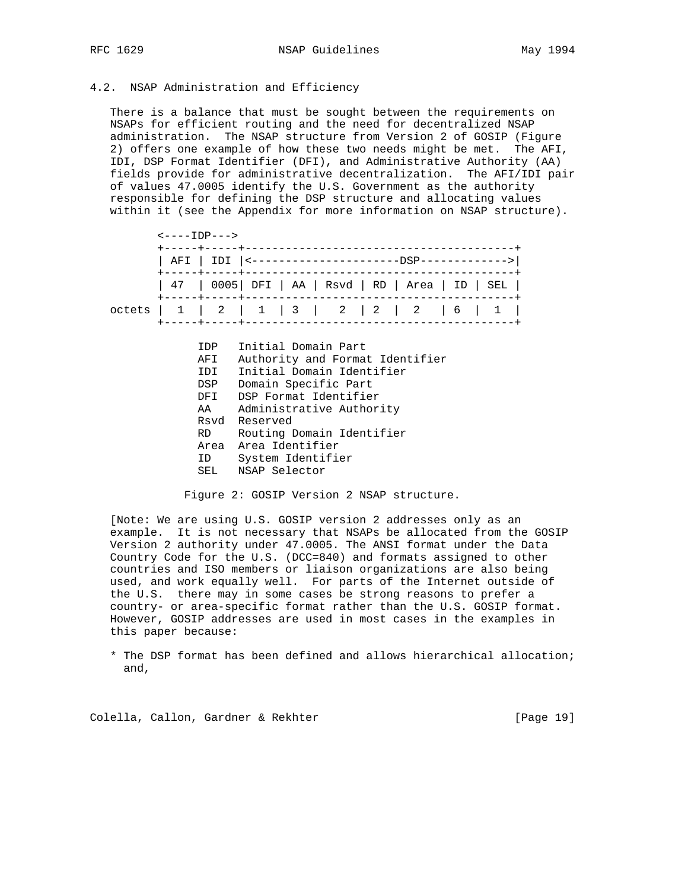### 4.2. NSAP Administration and Efficiency

There is a balance that must be sought between the requirements on NSAPs for efficient routing and the need for decentralized NSAP administration. The NSAP structure from Version 2 of GOSIP (Figure 2) offers one example of how these two needs might be met. The AFI, IDI, DSP Format Identifier (DFI), and Administrative Authority (AA) fields provide for administrative decentralization. The AFI/IDI pair of values 47.0005 identify the U.S. Government as the authority responsible for defining the DSP structure and allocating values within it (see the Appendix for more information on NSAP structure).

```
        <----IDP--->
        +-----+-----+----------------------------------------+
        | AFI | IDI |<----------------------DSP------------->|
        +-----+-----+----------------------------------------+
        | 47  | 0005| DFI | AA | Rsvd | RD | Area | ID | SEL |
        +-----+-----+----------------------------------------+
 octets |  1  |  2  |  1  | 3  |   2  | 2  |  2   | 6  |  1  |
        +-----+-----+----------------------------------------+

              IDP   Initial Domain Part
              AFI   Authority and Format Identifier
              IDI   Initial Domain Identifier
              DSP   Domain Specific Part
              DFI   DSP Format Identifier
              AA    Administrative Authority
              Rsvd  Reserved
              RD    Routing Domain Identifier
              Area  Area Identifier
              ID    System Identifier
              SEL   NSAP Selector
```

Figure 2: GOSIP Version 2 NSAP structure.

[Note: We are using U.S. GOSIP version 2 addresses only as an example. It is not necessary that NSAPs be allocated from the GOSIP Version 2 authority under 47.0005. The ANSI format under the Data Country Code for the U.S. (DCC=840) and formats assigned to other countries and ISO members or liaison organizations are also being used, and work equally well. For parts of the Internet outside of the U.S. there may in some cases be strong reasons to prefer a country- or area-specific format rather than the U.S. GOSIP format. However, GOSIP addresses are used in most cases in the examples in this paper because:

* The DSP format has been defined and allows hierarchical allocation; and,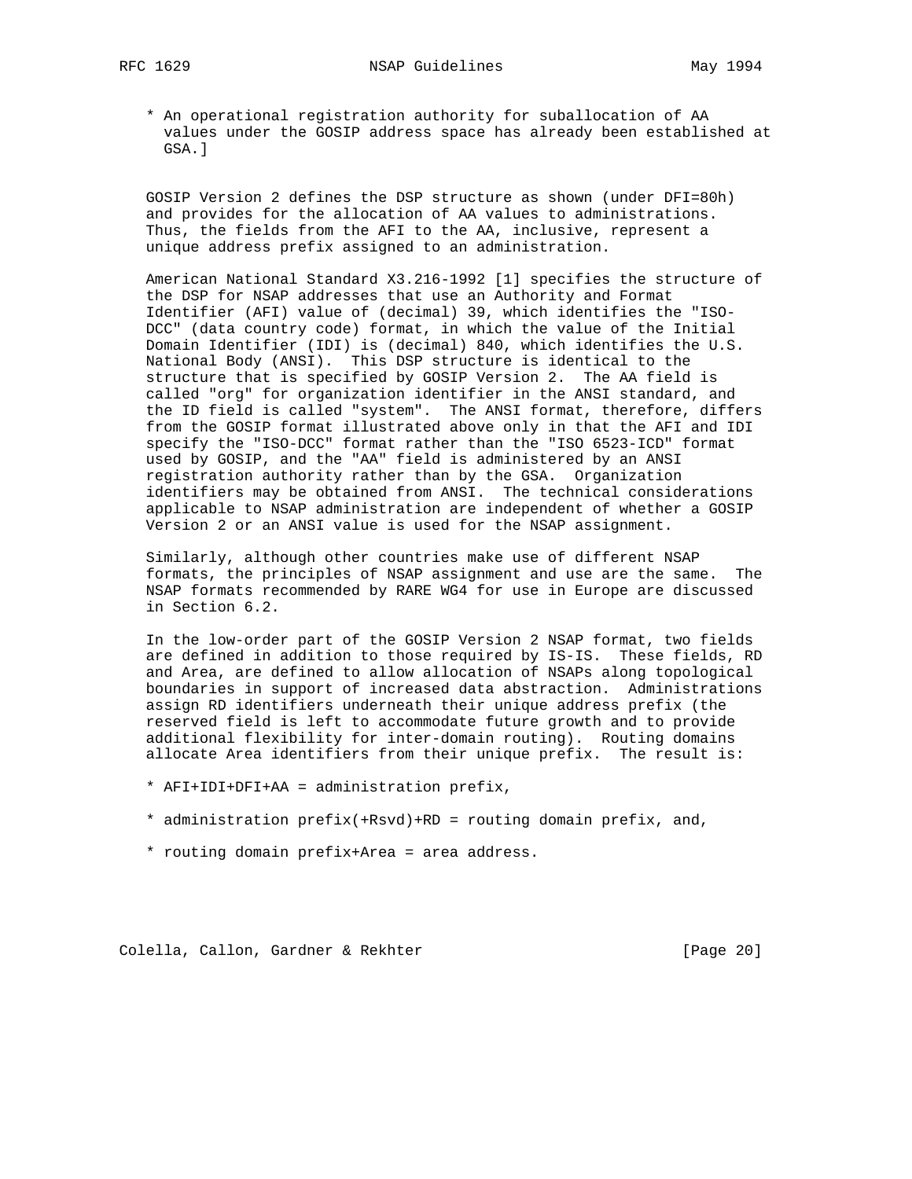* An operational registration authority for suballocation of AA values under the GOSIP address space has already been established at GSA.]

GOSIP Version 2 defines the DSP structure as shown (under DFI=80h) and provides for the allocation of AA values to administrations. Thus, the fields from the AFI to the AA, inclusive, represent a unique address prefix assigned to an administration.

American National Standard X3.216-1992 [1] specifies the structure of the DSP for NSAP addresses that use an Authority and Format Identifier (AFI) value of (decimal) 39, which identifies the "ISO-DCC" (data country code) format, in which the value of the Initial Domain Identifier (IDI) is (decimal) 840, which identifies the U.S. National Body (ANSI). This DSP structure is identical to the structure that is specified by GOSIP Version 2. The AA field is called "org" for organization identifier in the ANSI standard, and the ID field is called "system". The ANSI format, therefore, differs from the GOSIP format illustrated above only in that the AFI and IDI specify the "ISO-DCC" format rather than the "ISO 6523-ICD" format used by GOSIP, and the "AA" field is administered by an ANSI registration authority rather than by the GSA. Organization identifiers may be obtained from ANSI. The technical considerations applicable to NSAP administration are independent of whether a GOSIP Version 2 or an ANSI value is used for the NSAP assignment.

Similarly, although other countries make use of different NSAP formats, the principles of NSAP assignment and use are the same. The NSAP formats recommended by RARE WG4 for use in Europe are discussed in Section 6.2.

In the low-order part of the GOSIP Version 2 NSAP format, two fields are defined in addition to those required by IS-IS. These fields, RD and Area, are defined to allow allocation of NSAPs along topological boundaries in support of increased data abstraction. Administrations assign RD identifiers underneath their unique address prefix (the reserved field is left to accommodate future growth and to provide additional flexibility for inter-domain routing). Routing domains allocate Area identifiers from their unique prefix. The result is:

* AFI+IDI+DFI+AA = administration prefix,

* administration prefix(+Rsvd)+RD = routing domain prefix, and,

* routing domain prefix+Area = area address.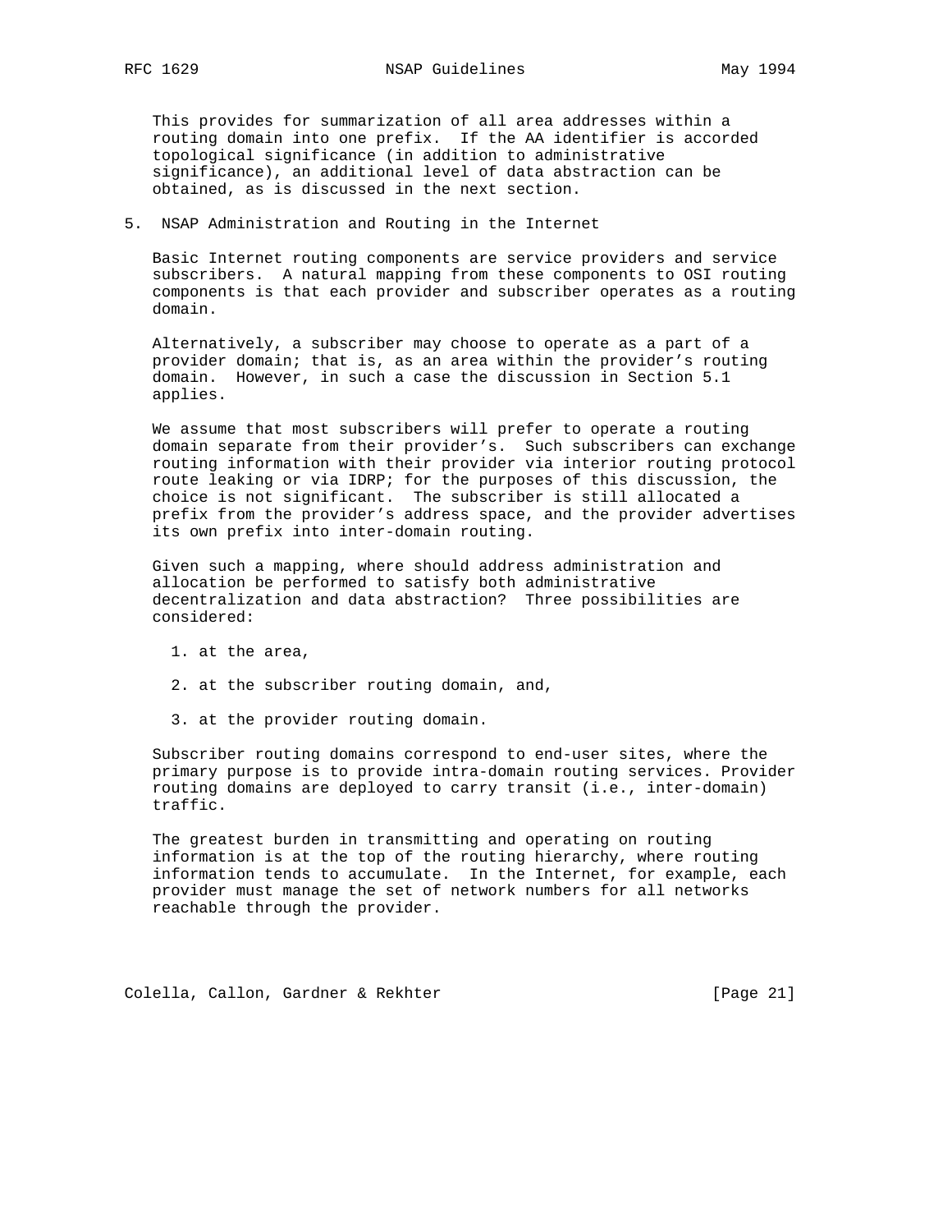This provides for summarization of all area addresses within a routing domain into one prefix. If the AA identifier is accorded topological significance (in addition to administrative significance), an additional level of data abstraction can be obtained, as is discussed in the next section.

## 5. NSAP Administration and Routing in the Internet

Basic Internet routing components are service providers and service subscribers. A natural mapping from these components to OSI routing components is that each provider and subscriber operates as a routing domain.

Alternatively, a subscriber may choose to operate as a part of a provider domain; that is, as an area within the provider's routing domain. However, in such a case the discussion in Section 5.1 applies.

We assume that most subscribers will prefer to operate a routing domain separate from their provider's. Such subscribers can exchange routing information with their provider via interior routing protocol route leaking or via IDRP; for the purposes of this discussion, the choice is not significant. The subscriber is still allocated a prefix from the provider's address space, and the provider advertises its own prefix into inter-domain routing.

Given such a mapping, where should address administration and allocation be performed to satisfy both administrative decentralization and data abstraction? Three possibilities are considered:

1. at the area,
2. at the subscriber routing domain, and,
3. at the provider routing domain.

Subscriber routing domains correspond to end-user sites, where the primary purpose is to provide intra-domain routing services. Provider routing domains are deployed to carry transit (i.e., inter-domain) traffic.

The greatest burden in transmitting and operating on routing information is at the top of the routing hierarchy, where routing information tends to accumulate. In the Internet, for example, each provider must manage the set of network numbers for all networks reachable through the provider.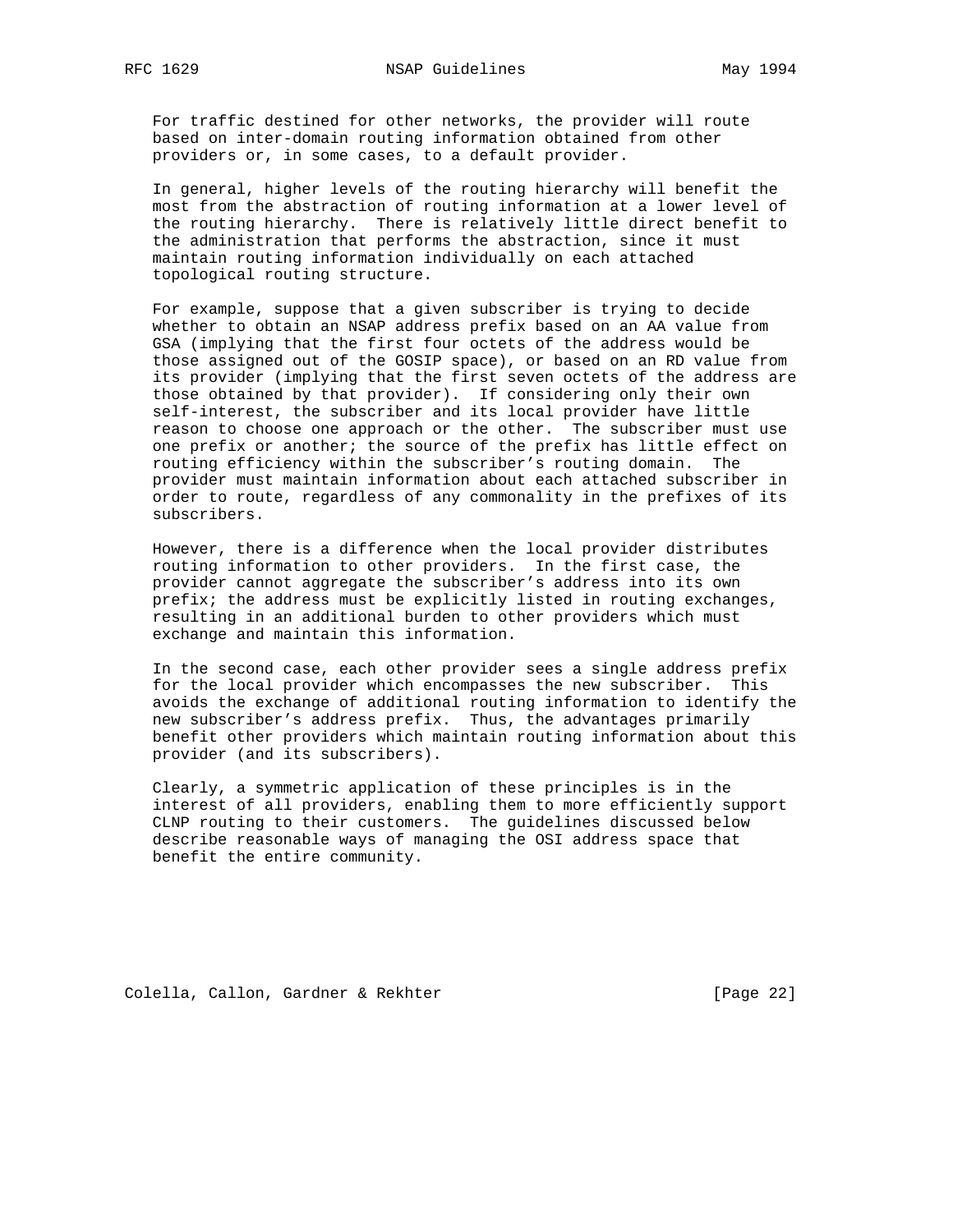For traffic destined for other networks, the provider will route based on inter-domain routing information obtained from other providers or, in some cases, to a default provider.

In general, higher levels of the routing hierarchy will benefit the most from the abstraction of routing information at a lower level of the routing hierarchy. There is relatively little direct benefit to the administration that performs the abstraction, since it must maintain routing information individually on each attached topological routing structure.

For example, suppose that a given subscriber is trying to decide whether to obtain an NSAP address prefix based on an AA value from GSA (implying that the first four octets of the address would be those assigned out of the GOSIP space), or based on an RD value from its provider (implying that the first seven octets of the address are those obtained by that provider). If considering only their own self-interest, the subscriber and its local provider have little reason to choose one approach or the other. The subscriber must use one prefix or another; the source of the prefix has little effect on routing efficiency within the subscriber's routing domain. The provider must maintain information about each attached subscriber in order to route, regardless of any commonality in the prefixes of its subscribers.

However, there is a difference when the local provider distributes routing information to other providers. In the first case, the provider cannot aggregate the subscriber's address into its own prefix; the address must be explicitly listed in routing exchanges, resulting in an additional burden to other providers which must exchange and maintain this information.

In the second case, each other provider sees a single address prefix for the local provider which encompasses the new subscriber. This avoids the exchange of additional routing information to identify the new subscriber's address prefix. Thus, the advantages primarily benefit other providers which maintain routing information about this provider (and its subscribers).

Clearly, a symmetric application of these principles is in the interest of all providers, enabling them to more efficiently support CLNP routing to their customers. The guidelines discussed below describe reasonable ways of managing the OSI address space that benefit the entire community.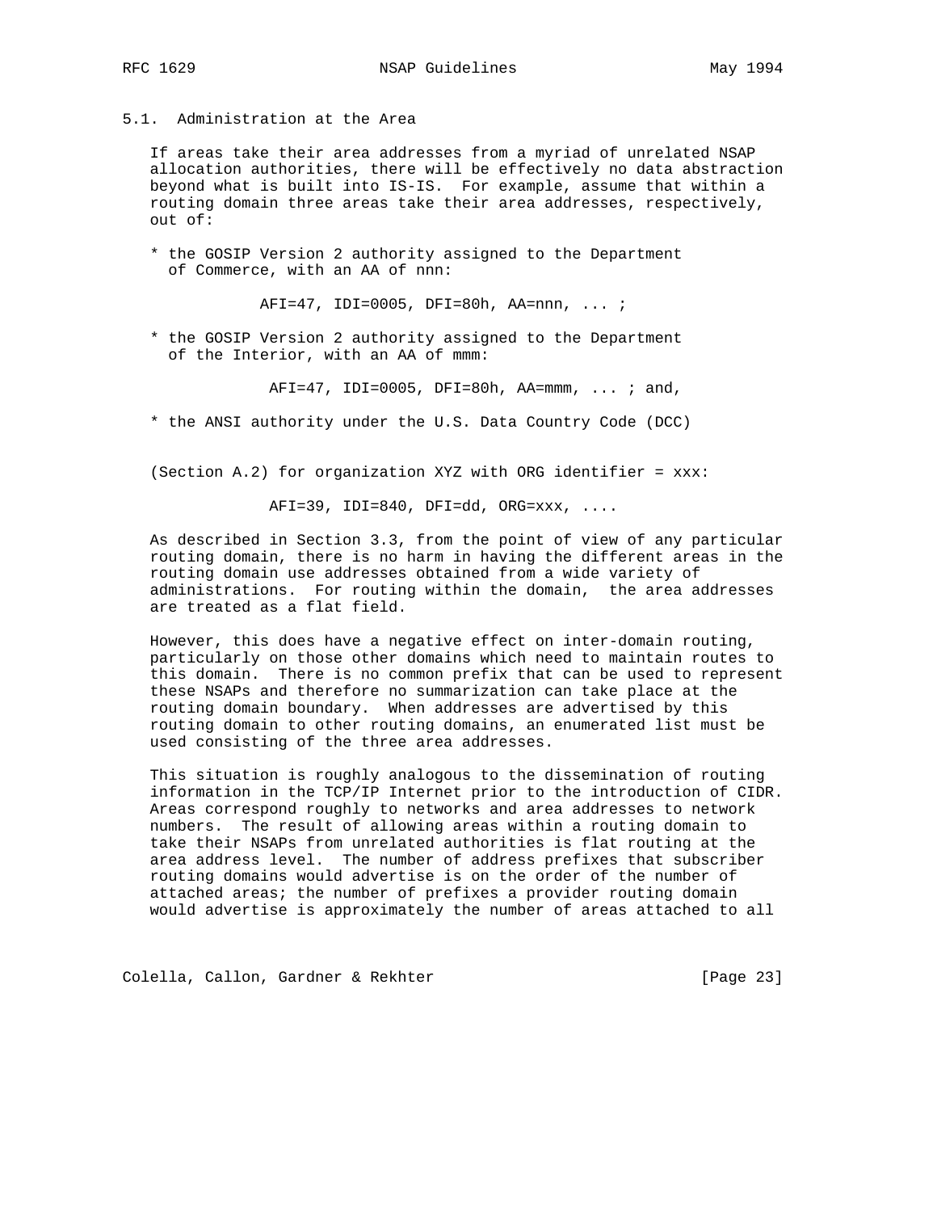### 5.1. Administration at the Area

If areas take their area addresses from a myriad of unrelated NSAP allocation authorities, there will be effectively no data abstraction beyond what is built into IS-IS. For example, assume that within a routing domain three areas take their area addresses, respectively, out of:

* the GOSIP Version 2 authority assigned to the Department of Commerce, with an AA of nnn:

  AFI=47, IDI=0005, DFI=80h, AA=nnn, ... ;

* the GOSIP Version 2 authority assigned to the Department of the Interior, with an AA of mmm:

  AFI=47, IDI=0005, DFI=80h, AA=mmm, ... ; and,

* the ANSI authority under the U.S. Data Country Code (DCC)

(Section A.2) for organization XYZ with ORG identifier = xxx:

  AFI=39, IDI=840, DFI=dd, ORG=xxx, ....

As described in Section 3.3, from the point of view of any particular routing domain, there is no harm in having the different areas in the routing domain use addresses obtained from a wide variety of administrations. For routing within the domain, the area addresses are treated as a flat field.

However, this does have a negative effect on inter-domain routing, particularly on those other domains which need to maintain routes to this domain. There is no common prefix that can be used to represent these NSAPs and therefore no summarization can take place at the routing domain boundary. When addresses are advertised by this routing domain to other routing domains, an enumerated list must be used consisting of the three area addresses.

This situation is roughly analogous to the dissemination of routing information in the TCP/IP Internet prior to the introduction of CIDR. Areas correspond roughly to networks and area addresses to network numbers. The result of allowing areas within a routing domain to take their NSAPs from unrelated authorities is flat routing at the area address level. The number of address prefixes that subscriber routing domains would advertise is on the order of the number of attached areas; the number of prefixes a provider routing domain would advertise is approximately the number of areas attached to all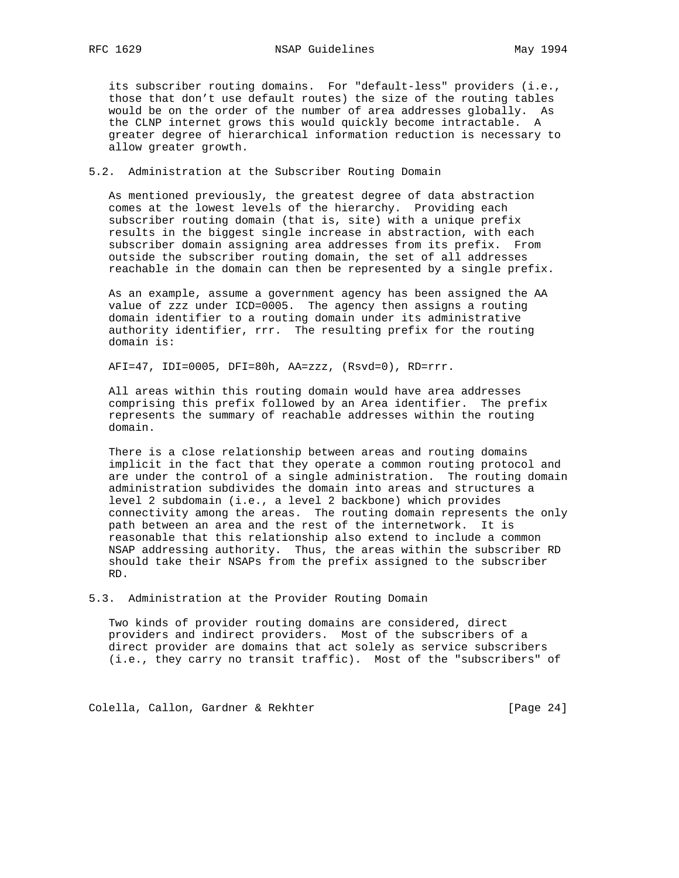its subscriber routing domains. For "default-less" providers (i.e., those that don't use default routes) the size of the routing tables would be on the order of the number of area addresses globally. As the CLNP internet grows this would quickly become intractable. A greater degree of hierarchical information reduction is necessary to allow greater growth.

## 5.2. Administration at the Subscriber Routing Domain

As mentioned previously, the greatest degree of data abstraction comes at the lowest levels of the hierarchy. Providing each subscriber routing domain (that is, site) with a unique prefix results in the biggest single increase in abstraction, with each subscriber domain assigning area addresses from its prefix. From outside the subscriber routing domain, the set of all addresses reachable in the domain can then be represented by a single prefix.

As an example, assume a government agency has been assigned the AA value of zzz under ICD=0005. The agency then assigns a routing domain identifier to a routing domain under its administrative authority identifier, rrr. The resulting prefix for the routing domain is:

```
AFI=47, IDI=0005, DFI=80h, AA=zzz, (Rsvd=0), RD=rrr.
```

All areas within this routing domain would have area addresses comprising this prefix followed by an Area identifier. The prefix represents the summary of reachable addresses within the routing domain.

There is a close relationship between areas and routing domains implicit in the fact that they operate a common routing protocol and are under the control of a single administration. The routing domain administration subdivides the domain into areas and structures a level 2 subdomain (i.e., a level 2 backbone) which provides connectivity among the areas. The routing domain represents the only path between an area and the rest of the internetwork. It is reasonable that this relationship also extend to include a common NSAP addressing authority. Thus, the areas within the subscriber RD should take their NSAPs from the prefix assigned to the subscriber RD.

## 5.3. Administration at the Provider Routing Domain

Two kinds of provider routing domains are considered, direct providers and indirect providers. Most of the subscribers of a direct provider are domains that act solely as service subscribers (i.e., they carry no transit traffic). Most of the "subscribers" of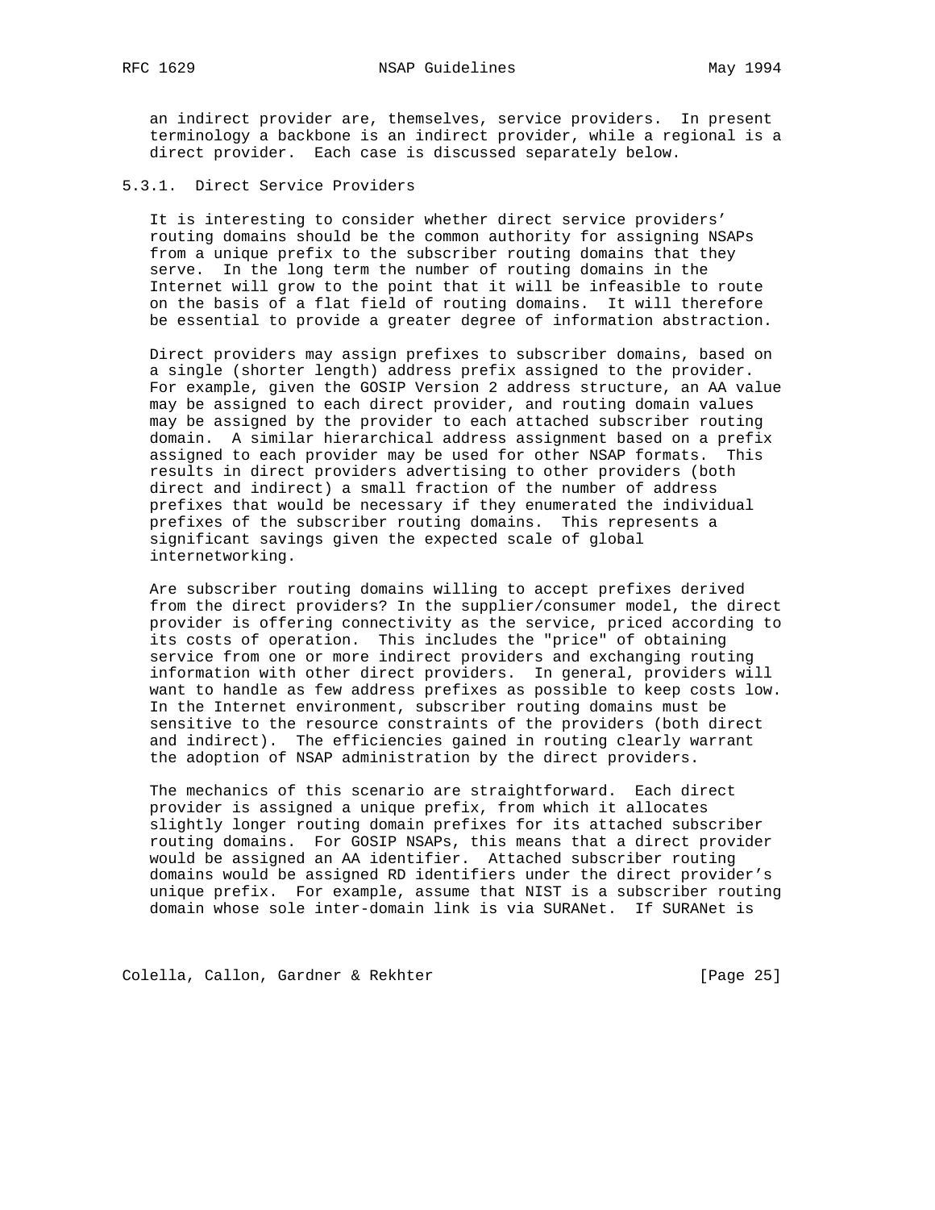an indirect provider are, themselves, service providers. In present terminology a backbone is an indirect provider, while a regional is a direct provider. Each case is discussed separately below.

### 5.3.1. Direct Service Providers

It is interesting to consider whether direct service providers' routing domains should be the common authority for assigning NSAPs from a unique prefix to the subscriber routing domains that they serve. In the long term the number of routing domains in the Internet will grow to the point that it will be infeasible to route on the basis of a flat field of routing domains. It will therefore be essential to provide a greater degree of information abstraction.

Direct providers may assign prefixes to subscriber domains, based on a single (shorter length) address prefix assigned to the provider. For example, given the GOSIP Version 2 address structure, an AA value may be assigned to each direct provider, and routing domain values may be assigned by the provider to each attached subscriber routing domain. A similar hierarchical address assignment based on a prefix assigned to each provider may be used for other NSAP formats. This results in direct providers advertising to other providers (both direct and indirect) a small fraction of the number of address prefixes that would be necessary if they enumerated the individual prefixes of the subscriber routing domains. This represents a significant savings given the expected scale of global internetworking.

Are subscriber routing domains willing to accept prefixes derived from the direct providers? In the supplier/consumer model, the direct provider is offering connectivity as the service, priced according to its costs of operation. This includes the "price" of obtaining service from one or more indirect providers and exchanging routing information with other direct providers. In general, providers will want to handle as few address prefixes as possible to keep costs low. In the Internet environment, subscriber routing domains must be sensitive to the resource constraints of the providers (both direct and indirect). The efficiencies gained in routing clearly warrant the adoption of NSAP administration by the direct providers.

The mechanics of this scenario are straightforward. Each direct provider is assigned a unique prefix, from which it allocates slightly longer routing domain prefixes for its attached subscriber routing domains. For GOSIP NSAPs, this means that a direct provider would be assigned an AA identifier. Attached subscriber routing domains would be assigned RD identifiers under the direct provider's unique prefix. For example, assume that NIST is a subscriber routing domain whose sole inter-domain link is via SURANet. If SURANet is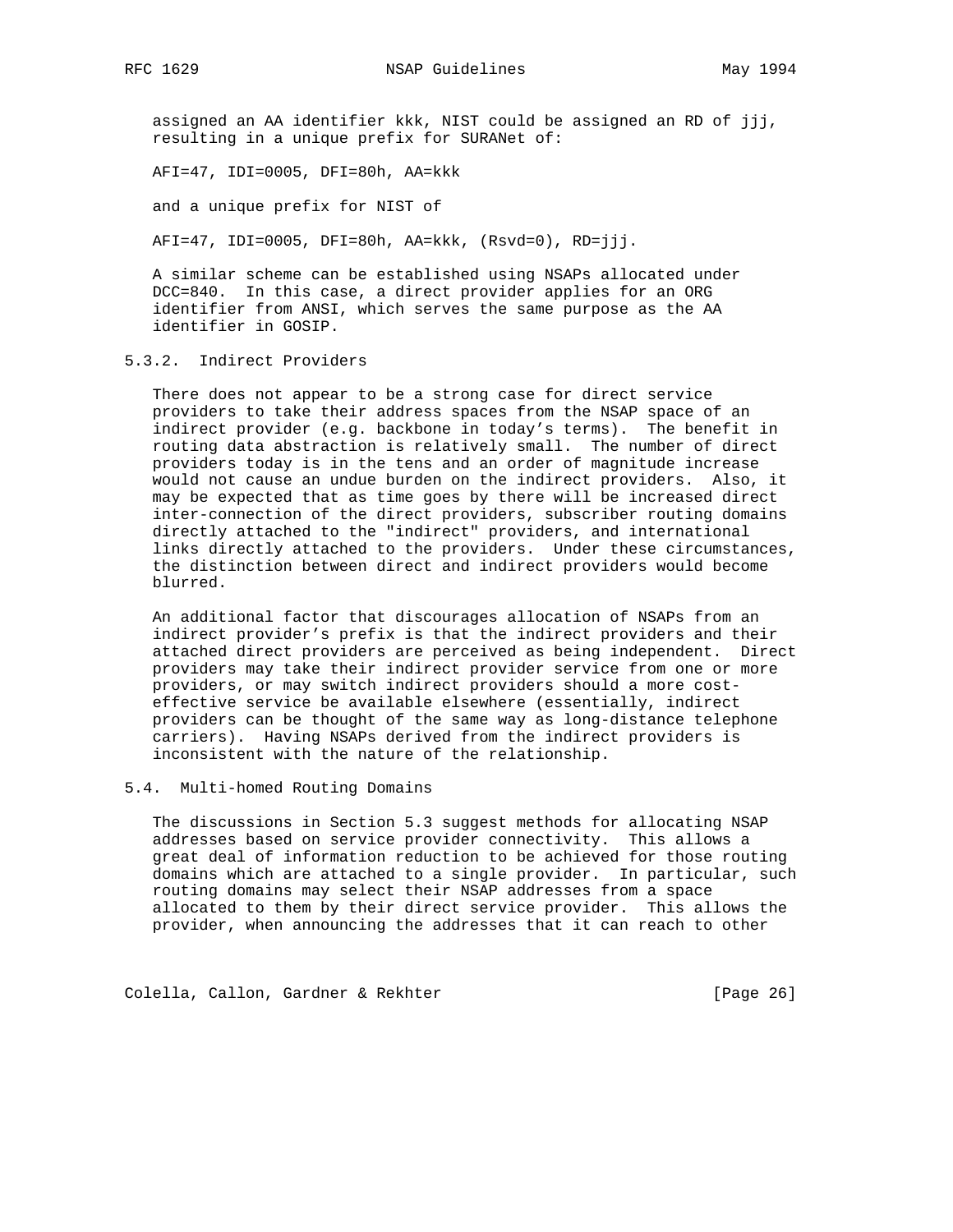assigned an AA identifier kkk, NIST could be assigned an RD of jjj, resulting in a unique prefix for SURANet of:

AFI=47, IDI=0005, DFI=80h, AA=kkk

and a unique prefix for NIST of

AFI=47, IDI=0005, DFI=80h, AA=kkk, (Rsvd=0), RD=jjj.

A similar scheme can be established using NSAPs allocated under DCC=840. In this case, a direct provider applies for an ORG identifier from ANSI, which serves the same purpose as the AA identifier in GOSIP.

### 5.3.2. Indirect Providers

There does not appear to be a strong case for direct service providers to take their address spaces from the NSAP space of an indirect provider (e.g. backbone in today's terms). The benefit in routing data abstraction is relatively small. The number of direct providers today is in the tens and an order of magnitude increase would not cause an undue burden on the indirect providers. Also, it may be expected that as time goes by there will be increased direct inter-connection of the direct providers, subscriber routing domains directly attached to the "indirect" providers, and international links directly attached to the providers. Under these circumstances, the distinction between direct and indirect providers would become blurred.

An additional factor that discourages allocation of NSAPs from an indirect provider's prefix is that the indirect providers and their attached direct providers are perceived as being independent. Direct providers may take their indirect provider service from one or more providers, or may switch indirect providers should a more cost-effective service be available elsewhere (essentially, indirect providers can be thought of the same way as long-distance telephone carriers). Having NSAPs derived from the indirect providers is inconsistent with the nature of the relationship.

## 5.4. Multi-homed Routing Domains

The discussions in Section 5.3 suggest methods for allocating NSAP addresses based on service provider connectivity. This allows a great deal of information reduction to be achieved for those routing domains which are attached to a single provider. In particular, such routing domains may select their NSAP addresses from a space allocated to them by their direct service provider. This allows the provider, when announcing the addresses that it can reach to other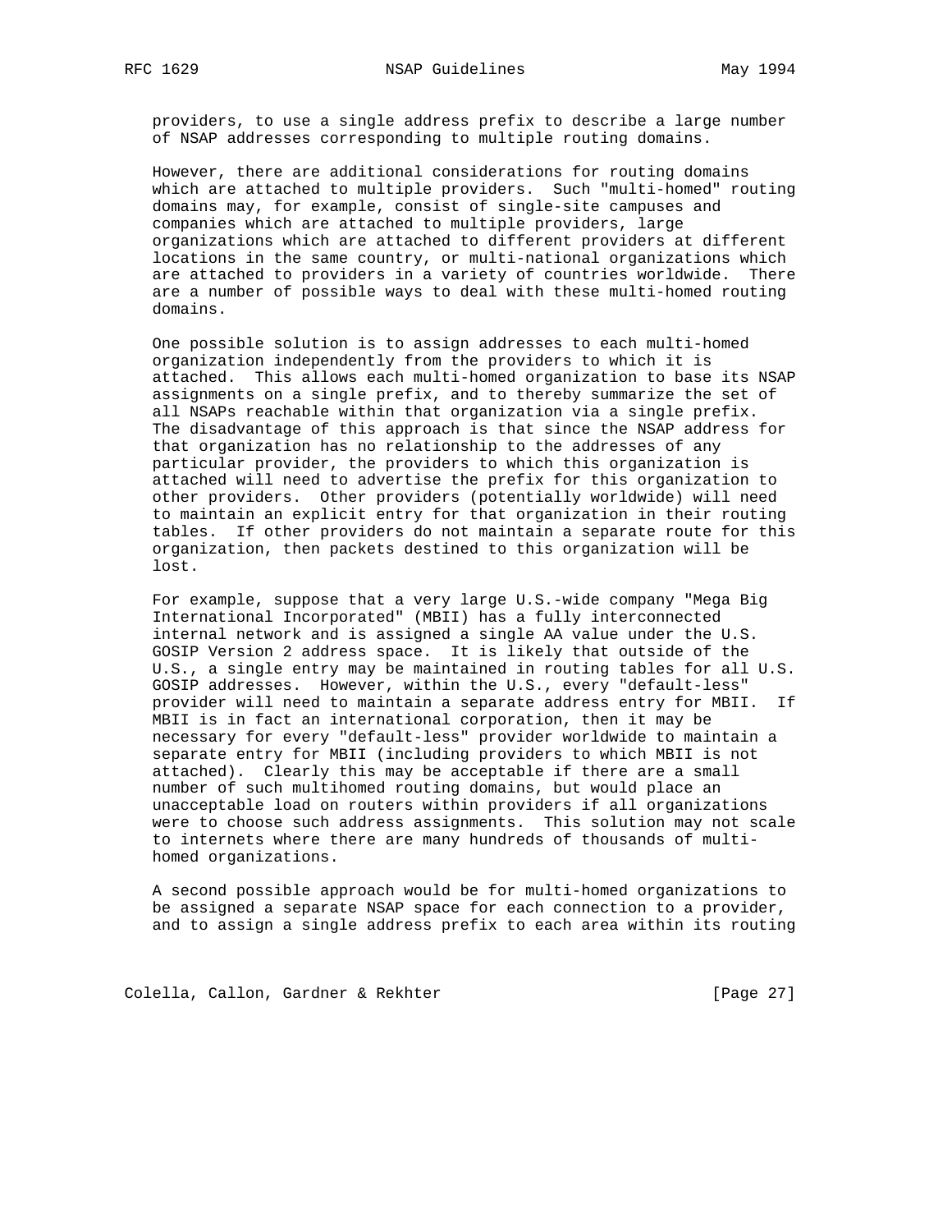providers, to use a single address prefix to describe a large number of NSAP addresses corresponding to multiple routing domains.

However, there are additional considerations for routing domains which are attached to multiple providers. Such "multi-homed" routing domains may, for example, consist of single-site campuses and companies which are attached to multiple providers, large organizations which are attached to different providers at different locations in the same country, or multi-national organizations which are attached to providers in a variety of countries worldwide. There are a number of possible ways to deal with these multi-homed routing domains.

One possible solution is to assign addresses to each multi-homed organization independently from the providers to which it is attached. This allows each multi-homed organization to base its NSAP assignments on a single prefix, and to thereby summarize the set of all NSAPs reachable within that organization via a single prefix. The disadvantage of this approach is that since the NSAP address for that organization has no relationship to the addresses of any particular provider, the providers to which this organization is attached will need to advertise the prefix for this organization to other providers. Other providers (potentially worldwide) will need to maintain an explicit entry for that organization in their routing tables. If other providers do not maintain a separate route for this organization, then packets destined to this organization will be lost.

For example, suppose that a very large U.S.-wide company "Mega Big International Incorporated" (MBII) has a fully interconnected internal network and is assigned a single AA value under the U.S. GOSIP Version 2 address space. It is likely that outside of the U.S., a single entry may be maintained in routing tables for all U.S. GOSIP addresses. However, within the U.S., every "default-less" provider will need to maintain a separate address entry for MBII. If MBII is in fact an international corporation, then it may be necessary for every "default-less" provider worldwide to maintain a separate entry for MBII (including providers to which MBII is not attached). Clearly this may be acceptable if there are a small number of such multihomed routing domains, but would place an unacceptable load on routers within providers if all organizations were to choose such address assignments. This solution may not scale to internets where there are many hundreds of thousands of multi-homed organizations.

A second possible approach would be for multi-homed organizations to be assigned a separate NSAP space for each connection to a provider, and to assign a single address prefix to each area within its routing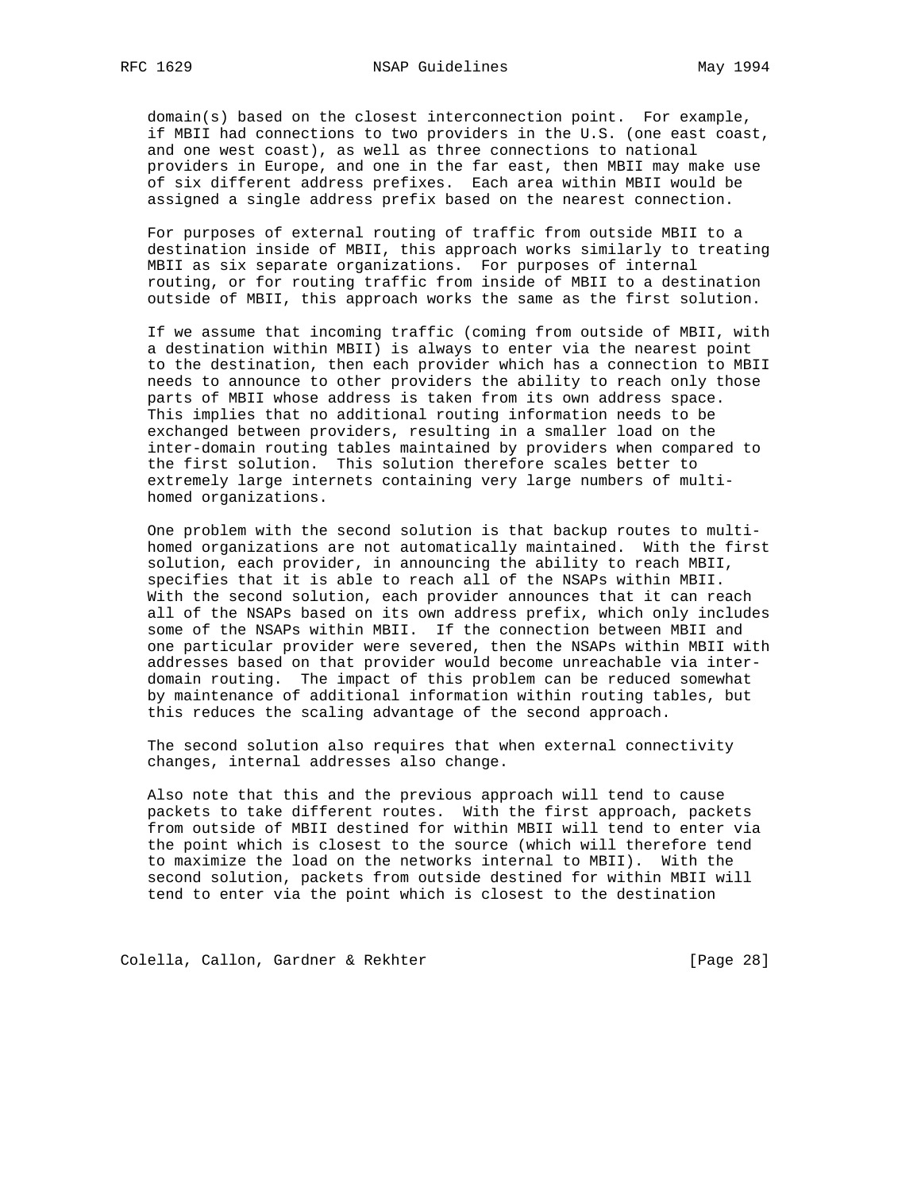domain(s) based on the closest interconnection point. For example, if MBII had connections to two providers in the U.S. (one east coast, and one west coast), as well as three connections to national providers in Europe, and one in the far east, then MBII may make use of six different address prefixes. Each area within MBII would be assigned a single address prefix based on the nearest connection.

For purposes of external routing of traffic from outside MBII to a destination inside of MBII, this approach works similarly to treating MBII as six separate organizations. For purposes of internal routing, or for routing traffic from inside of MBII to a destination outside of MBII, this approach works the same as the first solution.

If we assume that incoming traffic (coming from outside of MBII, with a destination within MBII) is always to enter via the nearest point to the destination, then each provider which has a connection to MBII needs to announce to other providers the ability to reach only those parts of MBII whose address is taken from its own address space. This implies that no additional routing information needs to be exchanged between providers, resulting in a smaller load on the inter-domain routing tables maintained by providers when compared to the first solution. This solution therefore scales better to extremely large internets containing very large numbers of multi-homed organizations.

One problem with the second solution is that backup routes to multi-homed organizations are not automatically maintained. With the first solution, each provider, in announcing the ability to reach MBII, specifies that it is able to reach all of the NSAPs within MBII. With the second solution, each provider announces that it can reach all of the NSAPs based on its own address prefix, which only includes some of the NSAPs within MBII. If the connection between MBII and one particular provider were severed, then the NSAPs within MBII with addresses based on that provider would become unreachable via inter-domain routing. The impact of this problem can be reduced somewhat by maintenance of additional information within routing tables, but this reduces the scaling advantage of the second approach.

The second solution also requires that when external connectivity changes, internal addresses also change.

Also note that this and the previous approach will tend to cause packets to take different routes. With the first approach, packets from outside of MBII destined for within MBII will tend to enter via the point which is closest to the source (which will therefore tend to maximize the load on the networks internal to MBII). With the second solution, packets from outside destined for within MBII will tend to enter via the point which is closest to the destination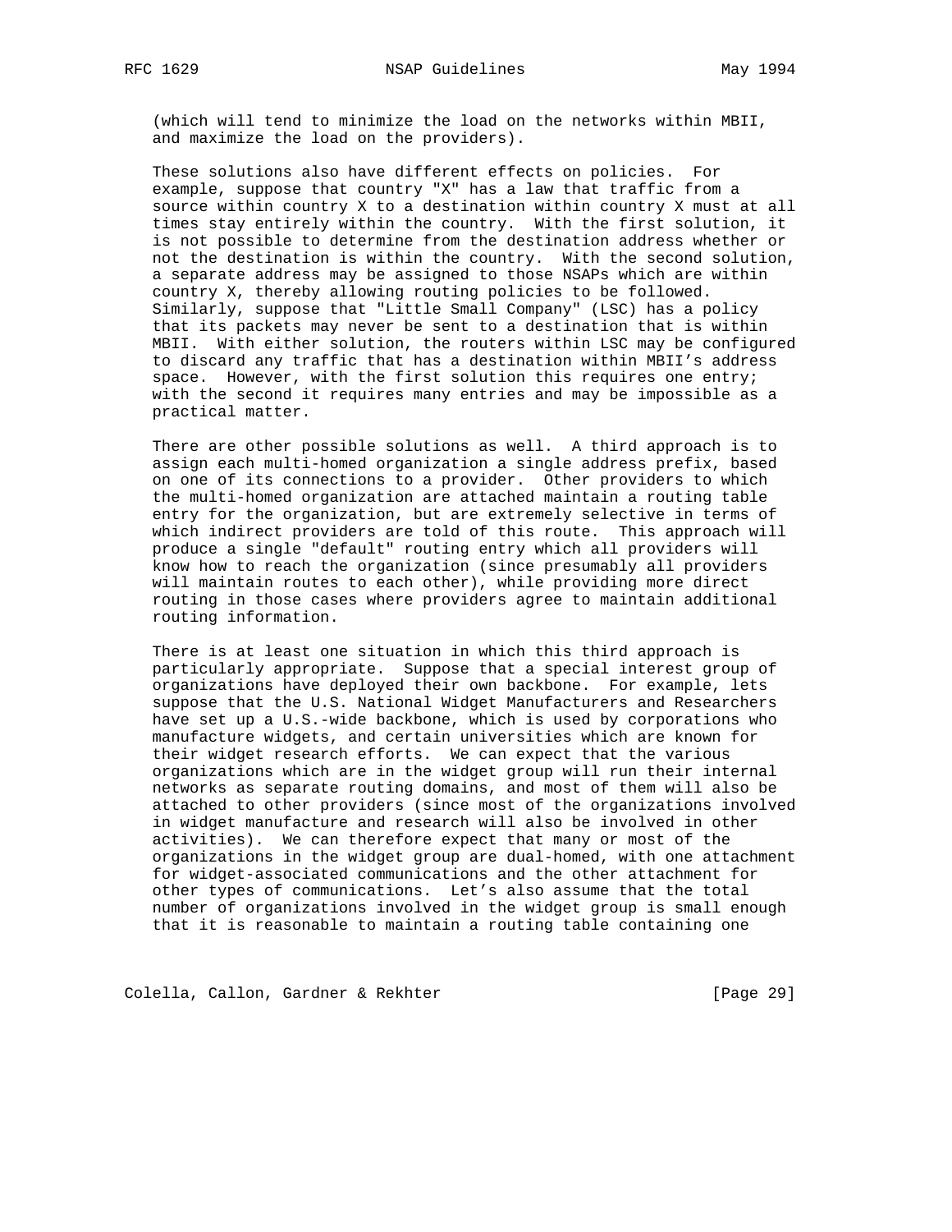(which will tend to minimize the load on the networks within MBII, and maximize the load on the providers).

These solutions also have different effects on policies. For example, suppose that country "X" has a law that traffic from a source within country X to a destination within country X must at all times stay entirely within the country. With the first solution, it is not possible to determine from the destination address whether or not the destination is within the country. With the second solution, a separate address may be assigned to those NSAPs which are within country X, thereby allowing routing policies to be followed. Similarly, suppose that "Little Small Company" (LSC) has a policy that its packets may never be sent to a destination that is within MBII. With either solution, the routers within LSC may be configured to discard any traffic that has a destination within MBII's address space. However, with the first solution this requires one entry; with the second it requires many entries and may be impossible as a practical matter.

There are other possible solutions as well. A third approach is to assign each multi-homed organization a single address prefix, based on one of its connections to a provider. Other providers to which the multi-homed organization are attached maintain a routing table entry for the organization, but are extremely selective in terms of which indirect providers are told of this route. This approach will produce a single "default" routing entry which all providers will know how to reach the organization (since presumably all providers will maintain routes to each other), while providing more direct routing in those cases where providers agree to maintain additional routing information.

There is at least one situation in which this third approach is particularly appropriate. Suppose that a special interest group of organizations have deployed their own backbone. For example, lets suppose that the U.S. National Widget Manufacturers and Researchers have set up a U.S.-wide backbone, which is used by corporations who manufacture widgets, and certain universities which are known for their widget research efforts. We can expect that the various organizations which are in the widget group will run their internal networks as separate routing domains, and most of them will also be attached to other providers (since most of the organizations involved in widget manufacture and research will also be involved in other activities). We can therefore expect that many or most of the organizations in the widget group are dual-homed, with one attachment for widget-associated communications and the other attachment for other types of communications. Let's also assume that the total number of organizations involved in the widget group is small enough that it is reasonable to maintain a routing table containing one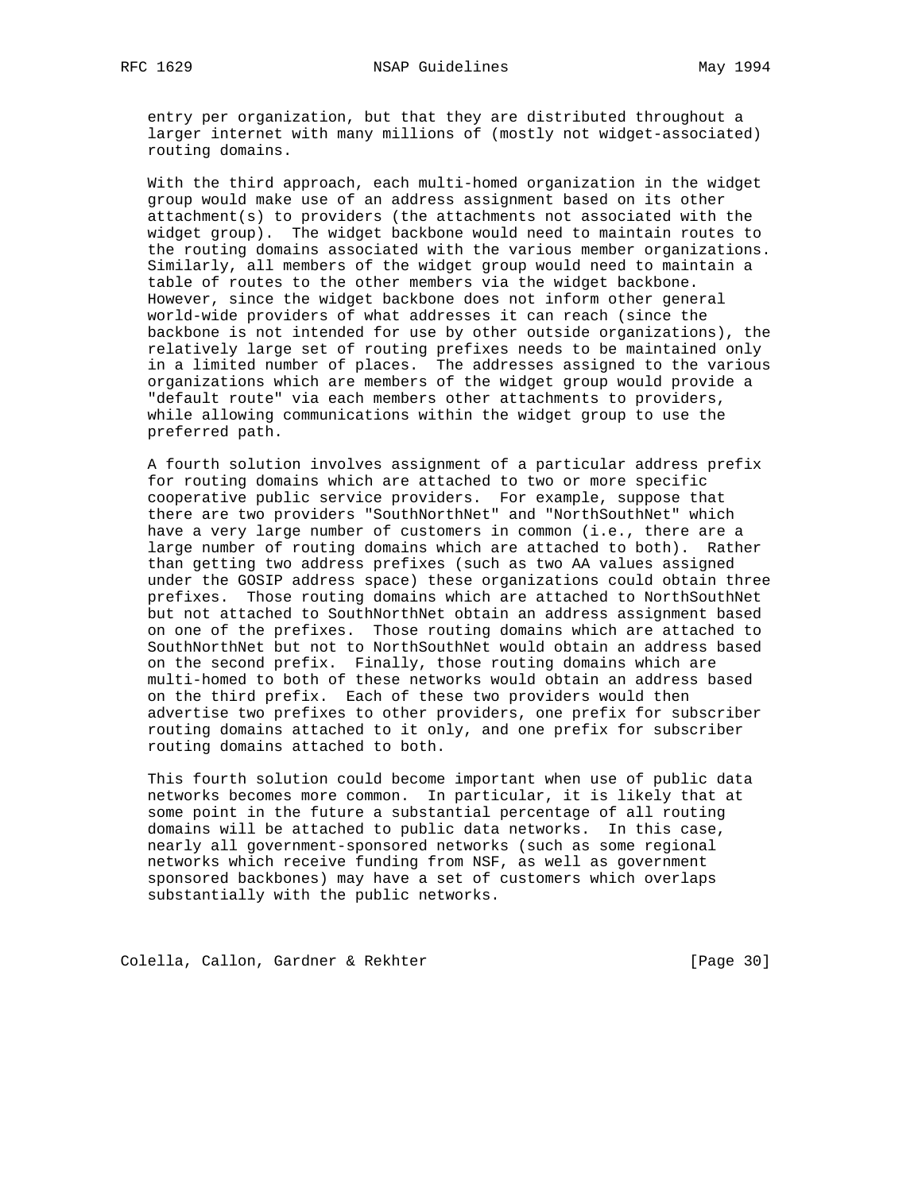entry per organization, but that they are distributed throughout a larger internet with many millions of (mostly not widget-associated) routing domains.

With the third approach, each multi-homed organization in the widget group would make use of an address assignment based on its other attachment(s) to providers (the attachments not associated with the widget group). The widget backbone would need to maintain routes to the routing domains associated with the various member organizations. Similarly, all members of the widget group would need to maintain a table of routes to the other members via the widget backbone. However, since the widget backbone does not inform other general world-wide providers of what addresses it can reach (since the backbone is not intended for use by other outside organizations), the relatively large set of routing prefixes needs to be maintained only in a limited number of places. The addresses assigned to the various organizations which are members of the widget group would provide a "default route" via each members other attachments to providers, while allowing communications within the widget group to use the preferred path.

A fourth solution involves assignment of a particular address prefix for routing domains which are attached to two or more specific cooperative public service providers. For example, suppose that there are two providers "SouthNorthNet" and "NorthSouthNet" which have a very large number of customers in common (i.e., there are a large number of routing domains which are attached to both). Rather than getting two address prefixes (such as two AA values assigned under the GOSIP address space) these organizations could obtain three prefixes. Those routing domains which are attached to NorthSouthNet but not attached to SouthNorthNet obtain an address assignment based on one of the prefixes. Those routing domains which are attached to SouthNorthNet but not to NorthSouthNet would obtain an address based on the second prefix. Finally, those routing domains which are multi-homed to both of these networks would obtain an address based on the third prefix. Each of these two providers would then advertise two prefixes to other providers, one prefix for subscriber routing domains attached to it only, and one prefix for subscriber routing domains attached to both.

This fourth solution could become important when use of public data networks becomes more common. In particular, it is likely that at some point in the future a substantial percentage of all routing domains will be attached to public data networks. In this case, nearly all government-sponsored networks (such as some regional networks which receive funding from NSF, as well as government sponsored backbones) may have a set of customers which overlaps substantially with the public networks.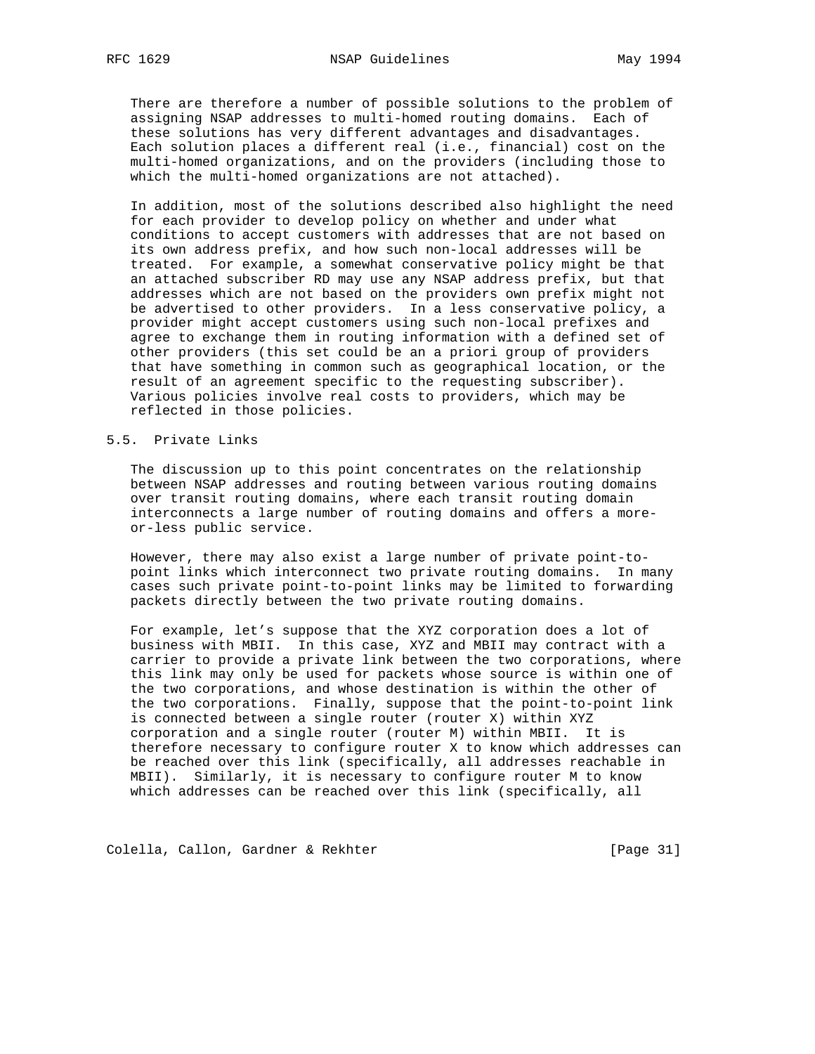There are therefore a number of possible solutions to the problem of assigning NSAP addresses to multi-homed routing domains. Each of these solutions has very different advantages and disadvantages. Each solution places a different real (i.e., financial) cost on the multi-homed organizations, and on the providers (including those to which the multi-homed organizations are not attached).

In addition, most of the solutions described also highlight the need for each provider to develop policy on whether and under what conditions to accept customers with addresses that are not based on its own address prefix, and how such non-local addresses will be treated. For example, a somewhat conservative policy might be that an attached subscriber RD may use any NSAP address prefix, but that addresses which are not based on the providers own prefix might not be advertised to other providers. In a less conservative policy, a provider might accept customers using such non-local prefixes and agree to exchange them in routing information with a defined set of other providers (this set could be an a priori group of providers that have something in common such as geographical location, or the result of an agreement specific to the requesting subscriber). Various policies involve real costs to providers, which may be reflected in those policies.

## 5.5. Private Links

The discussion up to this point concentrates on the relationship between NSAP addresses and routing between various routing domains over transit routing domains, where each transit routing domain interconnects a large number of routing domains and offers a more-or-less public service.

However, there may also exist a large number of private point-to-point links which interconnect two private routing domains. In many cases such private point-to-point links may be limited to forwarding packets directly between the two private routing domains.

For example, let's suppose that the XYZ corporation does a lot of business with MBII. In this case, XYZ and MBII may contract with a carrier to provide a private link between the two corporations, where this link may only be used for packets whose source is within one of the two corporations, and whose destination is within the other of the two corporations. Finally, suppose that the point-to-point link is connected between a single router (router X) within XYZ corporation and a single router (router M) within MBII. It is therefore necessary to configure router X to know which addresses can be reached over this link (specifically, all addresses reachable in MBII). Similarly, it is necessary to configure router M to know which addresses can be reached over this link (specifically, all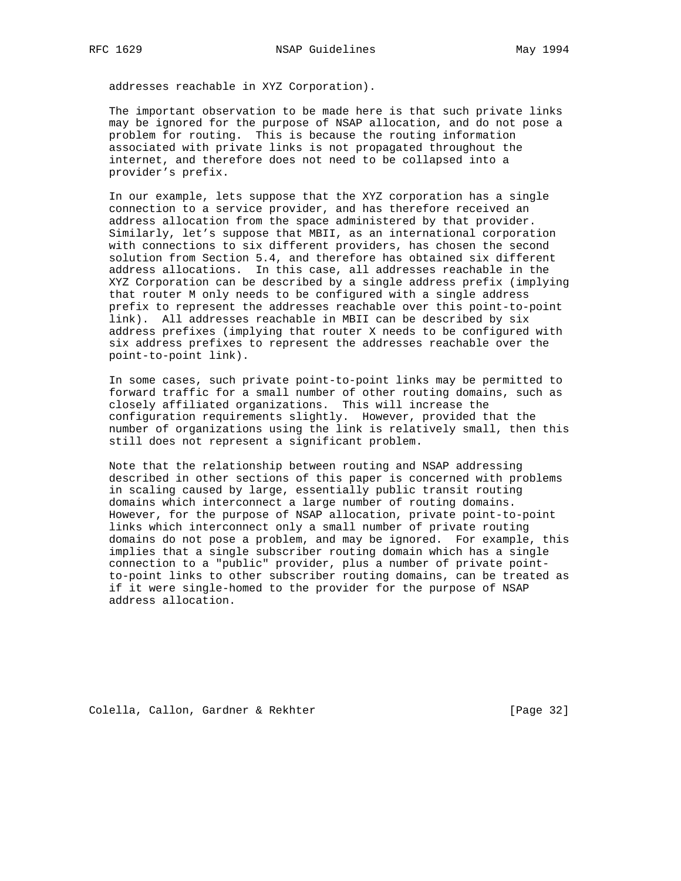addresses reachable in XYZ Corporation).

The important observation to be made here is that such private links may be ignored for the purpose of NSAP allocation, and do not pose a problem for routing. This is because the routing information associated with private links is not propagated throughout the internet, and therefore does not need to be collapsed into a provider's prefix.

In our example, lets suppose that the XYZ corporation has a single connection to a service provider, and has therefore received an address allocation from the space administered by that provider. Similarly, let's suppose that MBII, as an international corporation with connections to six different providers, has chosen the second solution from Section 5.4, and therefore has obtained six different address allocations. In this case, all addresses reachable in the XYZ Corporation can be described by a single address prefix (implying that router M only needs to be configured with a single address prefix to represent the addresses reachable over this point-to-point link). All addresses reachable in MBII can be described by six address prefixes (implying that router X needs to be configured with six address prefixes to represent the addresses reachable over the point-to-point link).

In some cases, such private point-to-point links may be permitted to forward traffic for a small number of other routing domains, such as closely affiliated organizations. This will increase the configuration requirements slightly. However, provided that the number of organizations using the link is relatively small, then this still does not represent a significant problem.

Note that the relationship between routing and NSAP addressing described in other sections of this paper is concerned with problems in scaling caused by large, essentially public transit routing domains which interconnect a large number of routing domains. However, for the purpose of NSAP allocation, private point-to-point links which interconnect only a small number of private routing domains do not pose a problem, and may be ignored. For example, this implies that a single subscriber routing domain which has a single connection to a "public" provider, plus a number of private point-to-point links to other subscriber routing domains, can be treated as if it were single-homed to the provider for the purpose of NSAP address allocation.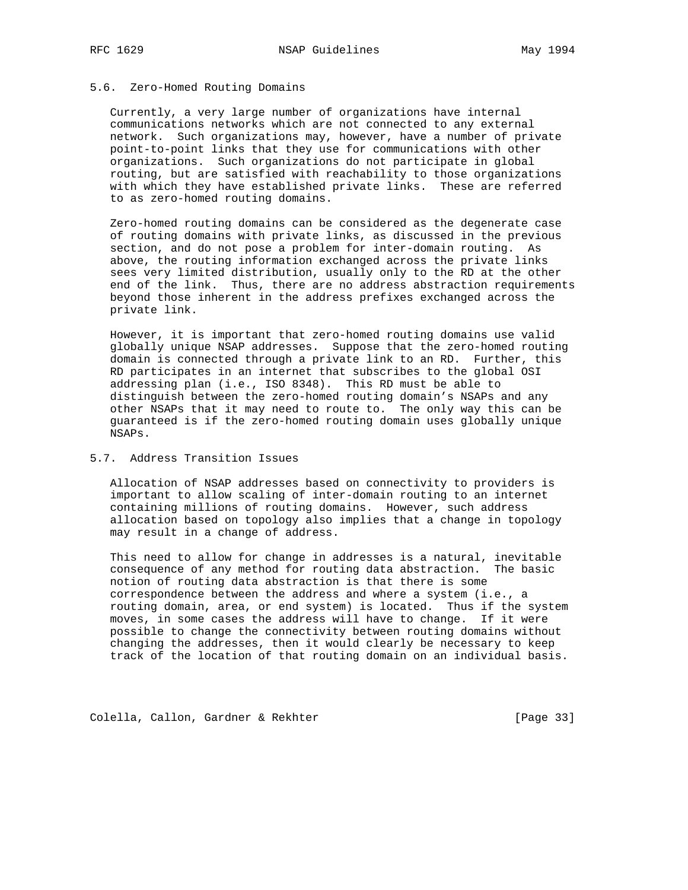## 5.6. Zero-Homed Routing Domains

Currently, a very large number of organizations have internal communications networks which are not connected to any external network. Such organizations may, however, have a number of private point-to-point links that they use for communications with other organizations. Such organizations do not participate in global routing, but are satisfied with reachability to those organizations with which they have established private links. These are referred to as zero-homed routing domains.

Zero-homed routing domains can be considered as the degenerate case of routing domains with private links, as discussed in the previous section, and do not pose a problem for inter-domain routing. As above, the routing information exchanged across the private links sees very limited distribution, usually only to the RD at the other end of the link. Thus, there are no address abstraction requirements beyond those inherent in the address prefixes exchanged across the private link.

However, it is important that zero-homed routing domains use valid globally unique NSAP addresses. Suppose that the zero-homed routing domain is connected through a private link to an RD. Further, this RD participates in an internet that subscribes to the global OSI addressing plan (i.e., ISO 8348). This RD must be able to distinguish between the zero-homed routing domain's NSAPs and any other NSAPs that it may need to route to. The only way this can be guaranteed is if the zero-homed routing domain uses globally unique NSAPs.

## 5.7. Address Transition Issues

Allocation of NSAP addresses based on connectivity to providers is important to allow scaling of inter-domain routing to an internet containing millions of routing domains. However, such address allocation based on topology also implies that a change in topology may result in a change of address.

This need to allow for change in addresses is a natural, inevitable consequence of any method for routing data abstraction. The basic notion of routing data abstraction is that there is some correspondence between the address and where a system (i.e., a routing domain, area, or end system) is located. Thus if the system moves, in some cases the address will have to change. If it were possible to change the connectivity between routing domains without changing the addresses, then it would clearly be necessary to keep track of the location of that routing domain on an individual basis.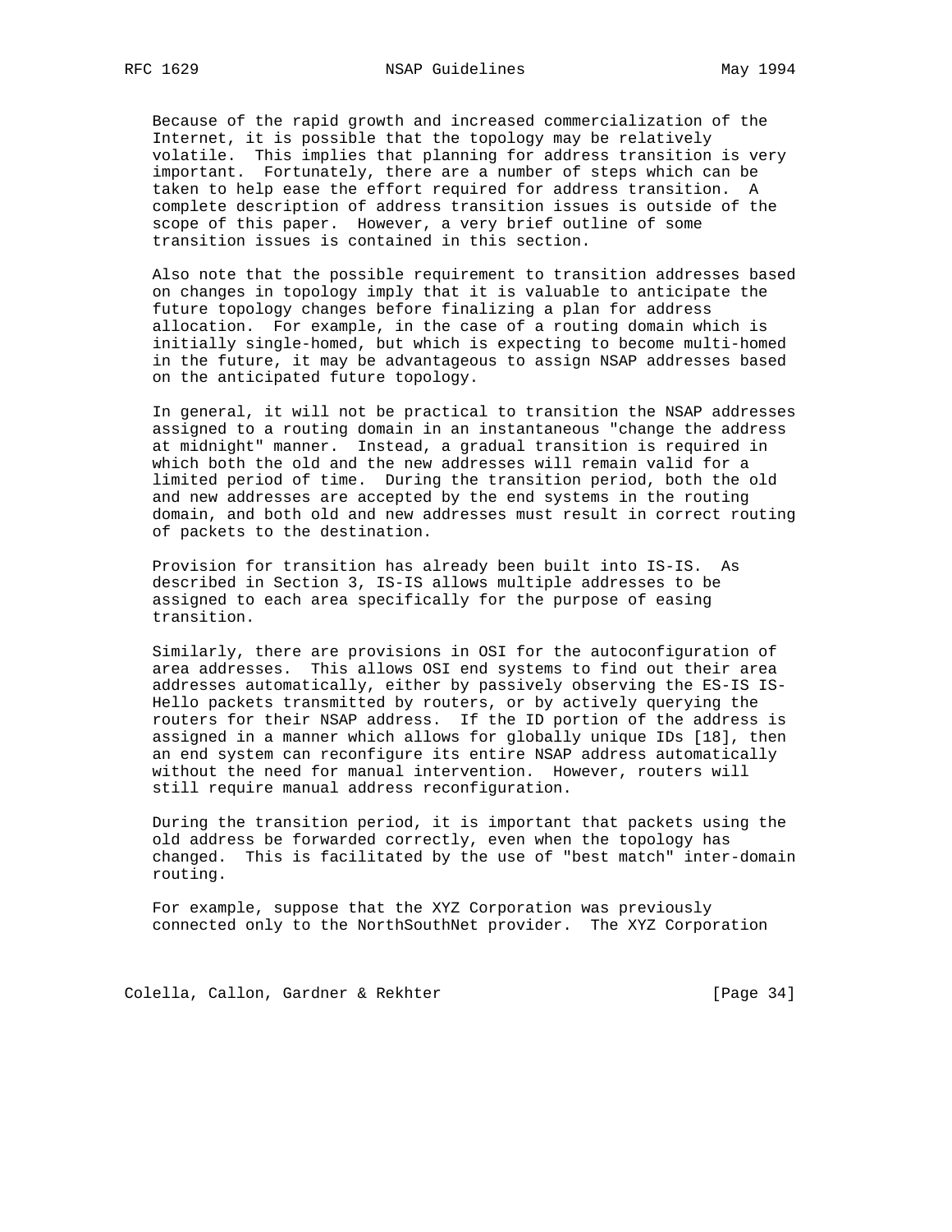Because of the rapid growth and increased commercialization of the Internet, it is possible that the topology may be relatively volatile. This implies that planning for address transition is very important. Fortunately, there are a number of steps which can be taken to help ease the effort required for address transition. A complete description of address transition issues is outside of the scope of this paper. However, a very brief outline of some transition issues is contained in this section.

Also note that the possible requirement to transition addresses based on changes in topology imply that it is valuable to anticipate the future topology changes before finalizing a plan for address allocation. For example, in the case of a routing domain which is initially single-homed, but which is expecting to become multi-homed in the future, it may be advantageous to assign NSAP addresses based on the anticipated future topology.

In general, it will not be practical to transition the NSAP addresses assigned to a routing domain in an instantaneous "change the address at midnight" manner. Instead, a gradual transition is required in which both the old and the new addresses will remain valid for a limited period of time. During the transition period, both the old and new addresses are accepted by the end systems in the routing domain, and both old and new addresses must result in correct routing of packets to the destination.

Provision for transition has already been built into IS-IS. As described in Section 3, IS-IS allows multiple addresses to be assigned to each area specifically for the purpose of easing transition.

Similarly, there are provisions in OSI for the autoconfiguration of area addresses. This allows OSI end systems to find out their area addresses automatically, either by passively observing the ES-IS IS-Hello packets transmitted by routers, or by actively querying the routers for their NSAP address. If the ID portion of the address is assigned in a manner which allows for globally unique IDs [18], then an end system can reconfigure its entire NSAP address automatically without the need for manual intervention. However, routers will still require manual address reconfiguration.

During the transition period, it is important that packets using the old address be forwarded correctly, even when the topology has changed. This is facilitated by the use of "best match" inter-domain routing.

For example, suppose that the XYZ Corporation was previously connected only to the NorthSouthNet provider. The XYZ Corporation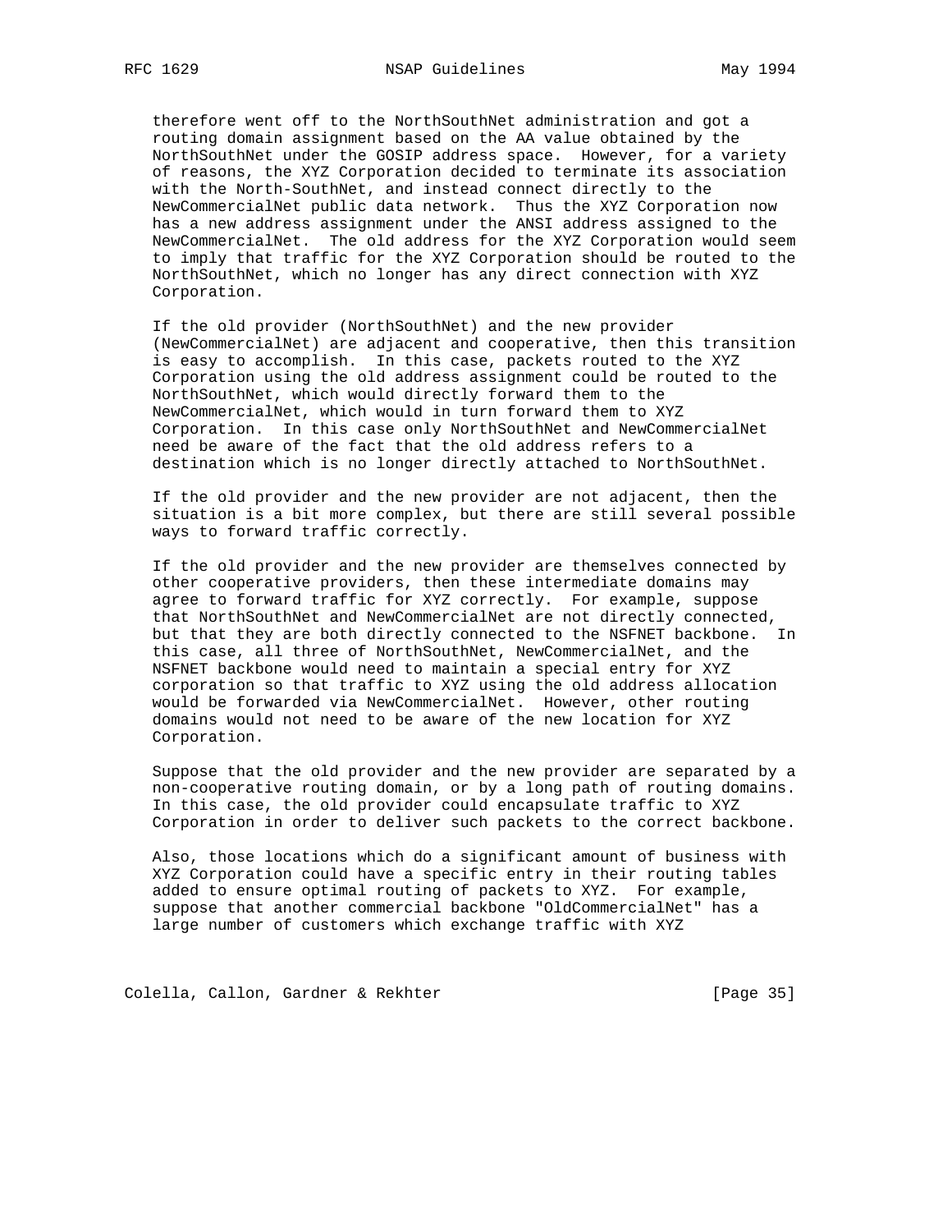therefore went off to the NorthSouthNet administration and got a routing domain assignment based on the AA value obtained by the NorthSouthNet under the GOSIP address space. However, for a variety of reasons, the XYZ Corporation decided to terminate its association with the North-SouthNet, and instead connect directly to the NewCommercialNet public data network. Thus the XYZ Corporation now has a new address assignment under the ANSI address assigned to the NewCommercialNet. The old address for the XYZ Corporation would seem to imply that traffic for the XYZ Corporation should be routed to the NorthSouthNet, which no longer has any direct connection with XYZ Corporation.

If the old provider (NorthSouthNet) and the new provider (NewCommercialNet) are adjacent and cooperative, then this transition is easy to accomplish. In this case, packets routed to the XYZ Corporation using the old address assignment could be routed to the NorthSouthNet, which would directly forward them to the NewCommercialNet, which would in turn forward them to XYZ Corporation. In this case only NorthSouthNet and NewCommercialNet need be aware of the fact that the old address refers to a destination which is no longer directly attached to NorthSouthNet.

If the old provider and the new provider are not adjacent, then the situation is a bit more complex, but there are still several possible ways to forward traffic correctly.

If the old provider and the new provider are themselves connected by other cooperative providers, then these intermediate domains may agree to forward traffic for XYZ correctly. For example, suppose that NorthSouthNet and NewCommercialNet are not directly connected, but that they are both directly connected to the NSFNET backbone. In this case, all three of NorthSouthNet, NewCommercialNet, and the NSFNET backbone would need to maintain a special entry for XYZ corporation so that traffic to XYZ using the old address allocation would be forwarded via NewCommercialNet. However, other routing domains would not need to be aware of the new location for XYZ Corporation.

Suppose that the old provider and the new provider are separated by a non-cooperative routing domain, or by a long path of routing domains. In this case, the old provider could encapsulate traffic to XYZ Corporation in order to deliver such packets to the correct backbone.

Also, those locations which do a significant amount of business with XYZ Corporation could have a specific entry in their routing tables added to ensure optimal routing of packets to XYZ. For example, suppose that another commercial backbone "OldCommercialNet" has a large number of customers which exchange traffic with XYZ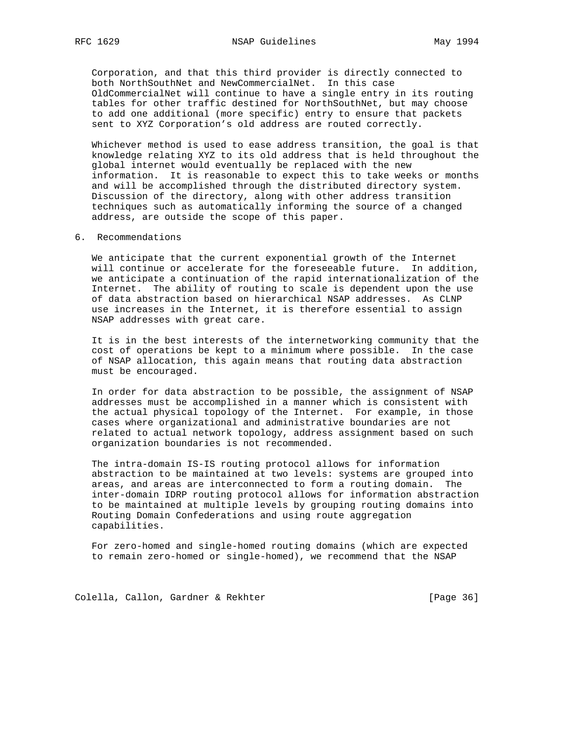Corporation, and that this third provider is directly connected to both NorthSouthNet and NewCommercialNet. In this case OldCommercialNet will continue to have a single entry in its routing tables for other traffic destined for NorthSouthNet, but may choose to add one additional (more specific) entry to ensure that packets sent to XYZ Corporation's old address are routed correctly.

Whichever method is used to ease address transition, the goal is that knowledge relating XYZ to its old address that is held throughout the global internet would eventually be replaced with the new information. It is reasonable to expect this to take weeks or months and will be accomplished through the distributed directory system. Discussion of the directory, along with other address transition techniques such as automatically informing the source of a changed address, are outside the scope of this paper.

## 6. Recommendations

We anticipate that the current exponential growth of the Internet will continue or accelerate for the foreseeable future. In addition, we anticipate a continuation of the rapid internationalization of the Internet. The ability of routing to scale is dependent upon the use of data abstraction based on hierarchical NSAP addresses. As CLNP use increases in the Internet, it is therefore essential to assign NSAP addresses with great care.

It is in the best interests of the internetworking community that the cost of operations be kept to a minimum where possible. In the case of NSAP allocation, this again means that routing data abstraction must be encouraged.

In order for data abstraction to be possible, the assignment of NSAP addresses must be accomplished in a manner which is consistent with the actual physical topology of the Internet. For example, in those cases where organizational and administrative boundaries are not related to actual network topology, address assignment based on such organization boundaries is not recommended.

The intra-domain IS-IS routing protocol allows for information abstraction to be maintained at two levels: systems are grouped into areas, and areas are interconnected to form a routing domain. The inter-domain IDRP routing protocol allows for information abstraction to be maintained at multiple levels by grouping routing domains into Routing Domain Confederations and using route aggregation capabilities.

For zero-homed and single-homed routing domains (which are expected to remain zero-homed or single-homed), we recommend that the NSAP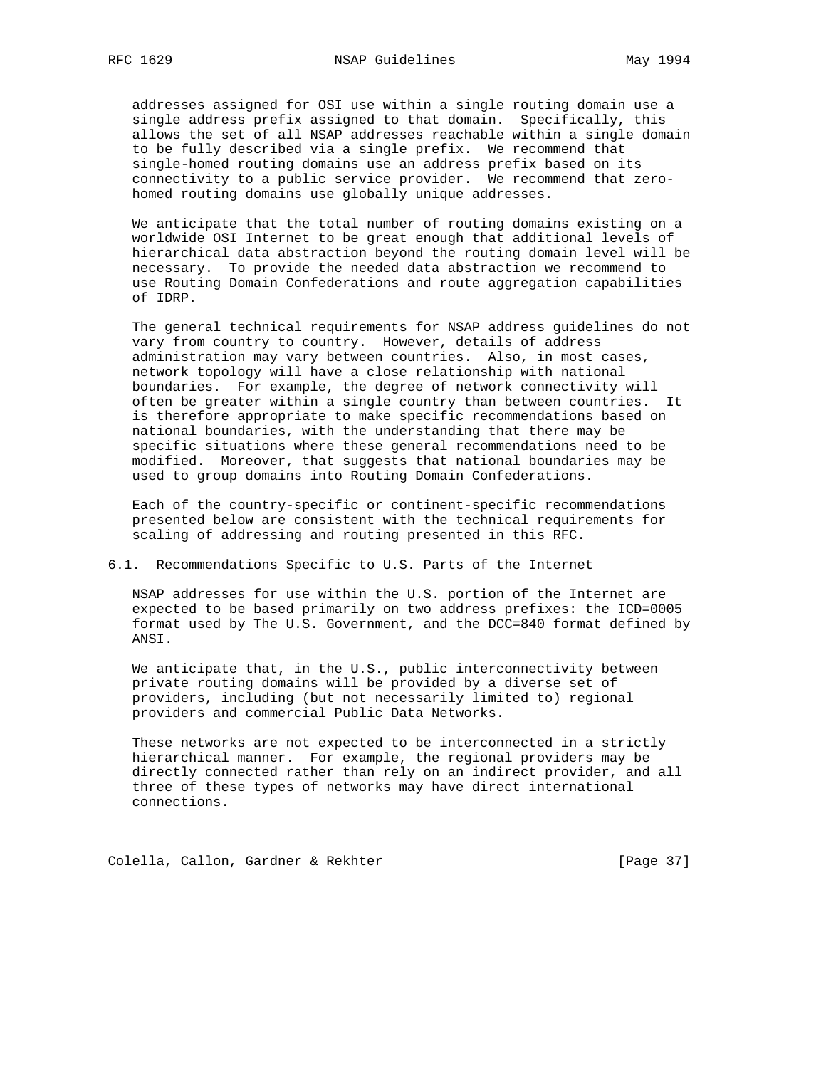addresses assigned for OSI use within a single routing domain use a single address prefix assigned to that domain. Specifically, this allows the set of all NSAP addresses reachable within a single domain to be fully described via a single prefix. We recommend that single-homed routing domains use an address prefix based on its connectivity to a public service provider. We recommend that zero-homed routing domains use globally unique addresses.

We anticipate that the total number of routing domains existing on a worldwide OSI Internet to be great enough that additional levels of hierarchical data abstraction beyond the routing domain level will be necessary. To provide the needed data abstraction we recommend to use Routing Domain Confederations and route aggregation capabilities of IDRP.

The general technical requirements for NSAP address guidelines do not vary from country to country. However, details of address administration may vary between countries. Also, in most cases, network topology will have a close relationship with national boundaries. For example, the degree of network connectivity will often be greater within a single country than between countries. It is therefore appropriate to make specific recommendations based on national boundaries, with the understanding that there may be specific situations where these general recommendations need to be modified. Moreover, that suggests that national boundaries may be used to group domains into Routing Domain Confederations.

Each of the country-specific or continent-specific recommendations presented below are consistent with the technical requirements for scaling of addressing and routing presented in this RFC.

## 6.1. Recommendations Specific to U.S. Parts of the Internet

NSAP addresses for use within the U.S. portion of the Internet are expected to be based primarily on two address prefixes: the ICD=0005 format used by The U.S. Government, and the DCC=840 format defined by ANSI.

We anticipate that, in the U.S., public interconnectivity between private routing domains will be provided by a diverse set of providers, including (but not necessarily limited to) regional providers and commercial Public Data Networks.

These networks are not expected to be interconnected in a strictly hierarchical manner. For example, the regional providers may be directly connected rather than rely on an indirect provider, and all three of these types of networks may have direct international connections.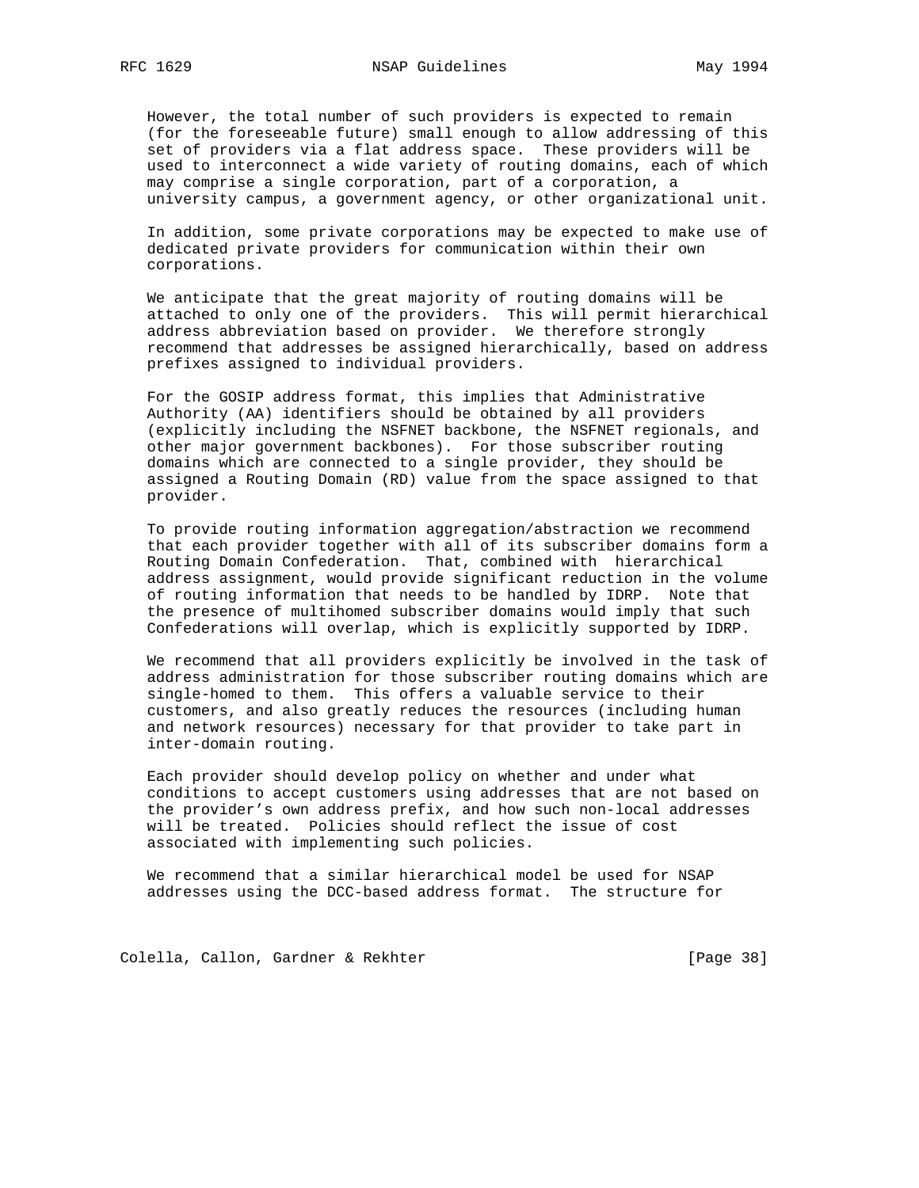However, the total number of such providers is expected to remain (for the foreseeable future) small enough to allow addressing of this set of providers via a flat address space. These providers will be used to interconnect a wide variety of routing domains, each of which may comprise a single corporation, part of a corporation, a university campus, a government agency, or other organizational unit.

In addition, some private corporations may be expected to make use of dedicated private providers for communication within their own corporations.

We anticipate that the great majority of routing domains will be attached to only one of the providers. This will permit hierarchical address abbreviation based on provider. We therefore strongly recommend that addresses be assigned hierarchically, based on address prefixes assigned to individual providers.

For the GOSIP address format, this implies that Administrative Authority (AA) identifiers should be obtained by all providers (explicitly including the NSFNET backbone, the NSFNET regionals, and other major government backbones). For those subscriber routing domains which are connected to a single provider, they should be assigned a Routing Domain (RD) value from the space assigned to that provider.

To provide routing information aggregation/abstraction we recommend that each provider together with all of its subscriber domains form a Routing Domain Confederation. That, combined with hierarchical address assignment, would provide significant reduction in the volume of routing information that needs to be handled by IDRP. Note that the presence of multihomed subscriber domains would imply that such Confederations will overlap, which is explicitly supported by IDRP.

We recommend that all providers explicitly be involved in the task of address administration for those subscriber routing domains which are single-homed to them. This offers a valuable service to their customers, and also greatly reduces the resources (including human and network resources) necessary for that provider to take part in inter-domain routing.

Each provider should develop policy on whether and under what conditions to accept customers using addresses that are not based on the provider's own address prefix, and how such non-local addresses will be treated. Policies should reflect the issue of cost associated with implementing such policies.

We recommend that a similar hierarchical model be used for NSAP addresses using the DCC-based address format. The structure for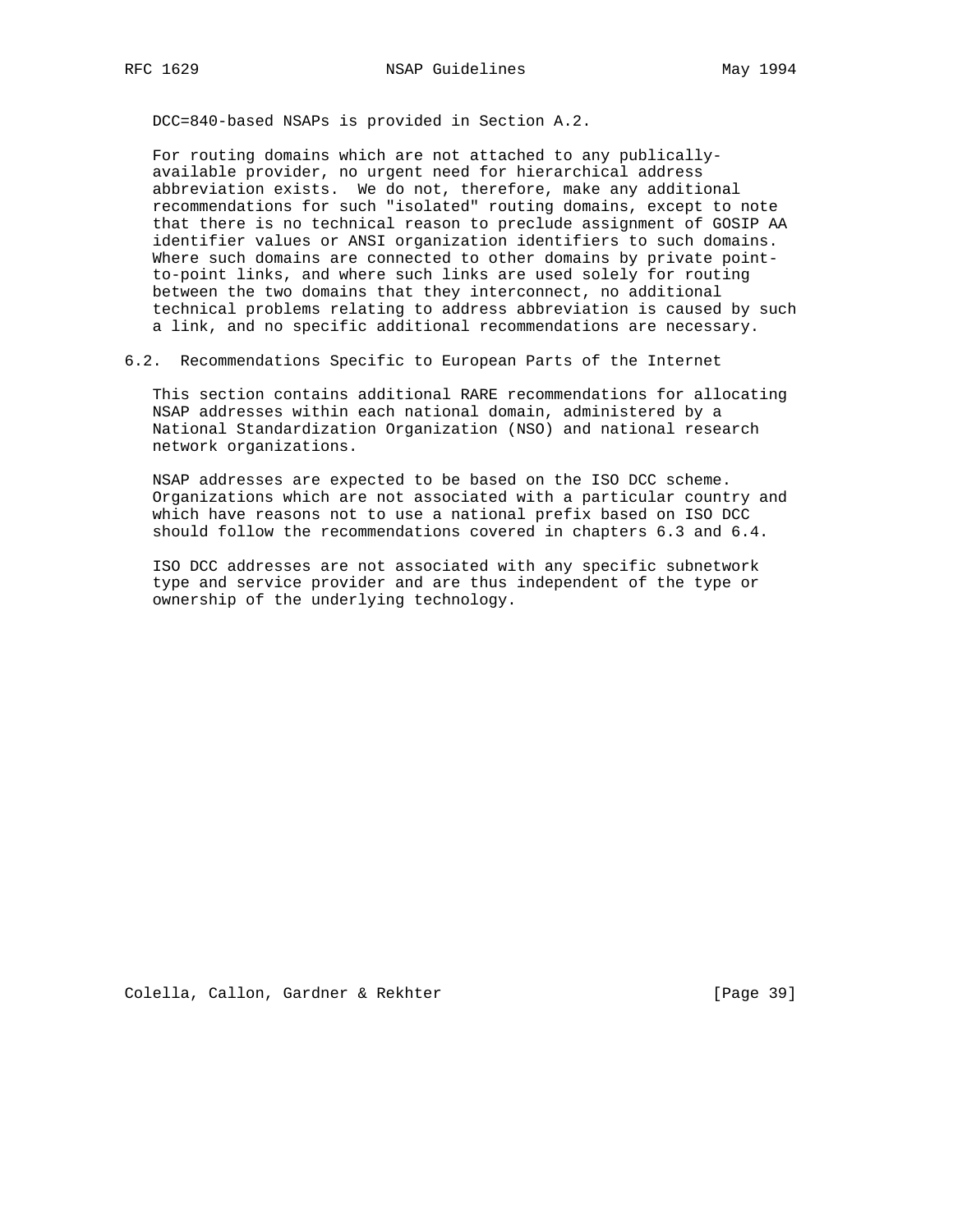DCC=840-based NSAPs is provided in Section A.2.

For routing domains which are not attached to any publically-available provider, no urgent need for hierarchical address abbreviation exists. We do not, therefore, make any additional recommendations for such "isolated" routing domains, except to note that there is no technical reason to preclude assignment of GOSIP AA identifier values or ANSI organization identifiers to such domains. Where such domains are connected to other domains by private point-to-point links, and where such links are used solely for routing between the two domains that they interconnect, no additional technical problems relating to address abbreviation is caused by such a link, and no specific additional recommendations are necessary.

## 6.2. Recommendations Specific to European Parts of the Internet

This section contains additional RARE recommendations for allocating NSAP addresses within each national domain, administered by a National Standardization Organization (NSO) and national research network organizations.

NSAP addresses are expected to be based on the ISO DCC scheme. Organizations which are not associated with a particular country and which have reasons not to use a national prefix based on ISO DCC should follow the recommendations covered in chapters 6.3 and 6.4.

ISO DCC addresses are not associated with any specific subnetwork type and service provider and are thus independent of the type or ownership of the underlying technology.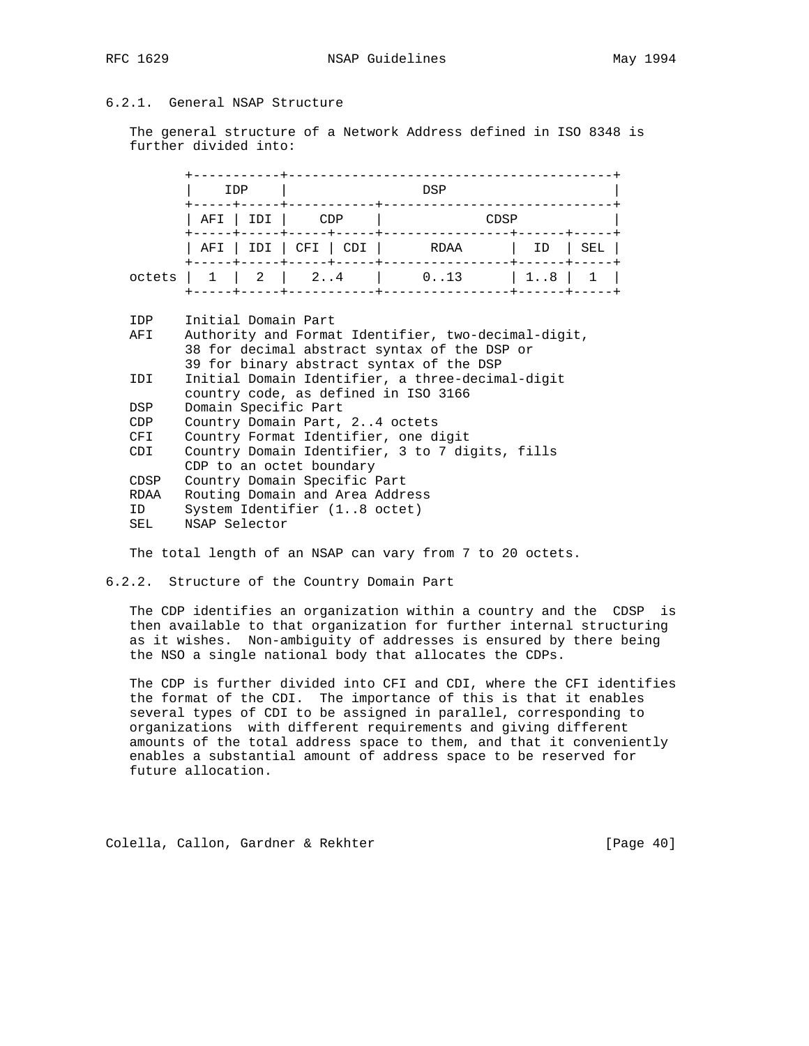### 6.2.1. General NSAP Structure

The general structure of a Network Address defined in ISO 8348 is further divided into:

```
        +-----------+-----------------------------------------+
        |    IDP    |                   DSP                   |
        +-----+-----+-----------+-----------------------------+
        | AFI | IDI |    CDP    |            CDSP             |
        +-----+-----+-----+-----+----------------+------+-----+
        | AFI | IDI | CFI | CDI |      RDAA      |  ID  | SEL |
        +-----+-----+-----+-----+----------------+------+-----+
 octets |  1  |  2  |   2..4    |     0..13      | 1..8 |  1  |
        +-----+-----+-----------+----------------+------+-----+
```

```
IDP    Initial Domain Part
AFI    Authority and Format Identifier, two-decimal-digit,
       38 for decimal abstract syntax of the DSP or
       39 for binary abstract syntax of the DSP
IDI    Initial Domain Identifier, a three-decimal-digit
       country code, as defined in ISO 3166
DSP    Domain Specific Part
CDP    Country Domain Part, 2..4 octets
CFI    Country Format Identifier, one digit
CDI    Country Domain Identifier, 3 to 7 digits, fills
       CDP to an octet boundary
CDSP   Country Domain Specific Part
RDAA   Routing Domain and Area Address
ID     System Identifier (1..8 octet)
SEL    NSAP Selector
```

The total length of an NSAP can vary from 7 to 20 octets.

### 6.2.2. Structure of the Country Domain Part

The CDP identifies an organization within a country and the CDSP is then available to that organization for further internal structuring as it wishes. Non-ambiguity of addresses is ensured by there being the NSO a single national body that allocates the CDPs.

The CDP is further divided into CFI and CDI, where the CFI identifies the format of the CDI. The importance of this is that it enables several types of CDI to be assigned in parallel, corresponding to organizations with different requirements and giving different amounts of the total address space to them, and that it conveniently enables a substantial amount of address space to be reserved for future allocation.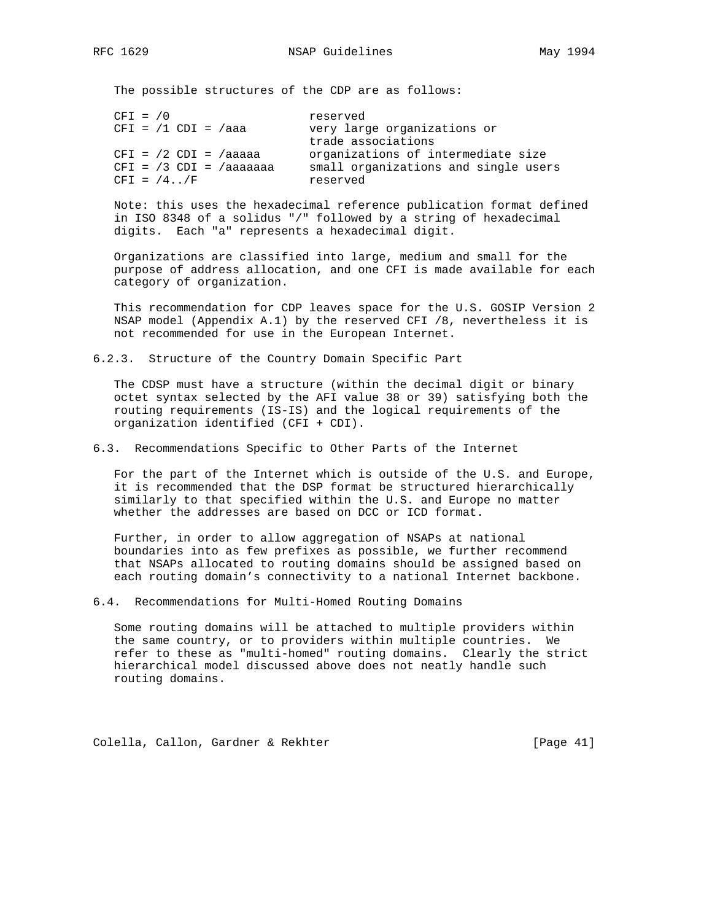The possible structures of the CDP are as follows:

```
CFI = /0                      reserved
CFI = /1 CDI = /aaa           very large organizations or
                              trade associations
CFI = /2 CDI = /aaaaa         organizations of intermediate size
CFI = /3 CDI = /aaaaaaa       small organizations and single users
CFI = /4../F                  reserved
```

Note: this uses the hexadecimal reference publication format defined in ISO 8348 of a solidus "/" followed by a string of hexadecimal digits. Each "a" represents a hexadecimal digit.

Organizations are classified into large, medium and small for the purpose of address allocation, and one CFI is made available for each category of organization.

This recommendation for CDP leaves space for the U.S. GOSIP Version 2 NSAP model (Appendix A.1) by the reserved CFI /8, nevertheless it is not recommended for use in the European Internet.

### 6.2.3. Structure of the Country Domain Specific Part

The CDSP must have a structure (within the decimal digit or binary octet syntax selected by the AFI value 38 or 39) satisfying both the routing requirements (IS-IS) and the logical requirements of the organization identified (CFI + CDI).

## 6.3. Recommendations Specific to Other Parts of the Internet

For the part of the Internet which is outside of the U.S. and Europe, it is recommended that the DSP format be structured hierarchically similarly to that specified within the U.S. and Europe no matter whether the addresses are based on DCC or ICD format.

Further, in order to allow aggregation of NSAPs at national boundaries into as few prefixes as possible, we further recommend that NSAPs allocated to routing domains should be assigned based on each routing domain's connectivity to a national Internet backbone.

## 6.4. Recommendations for Multi-Homed Routing Domains

Some routing domains will be attached to multiple providers within the same country, or to providers within multiple countries. We refer to these as "multi-homed" routing domains. Clearly the strict hierarchical model discussed above does not neatly handle such routing domains.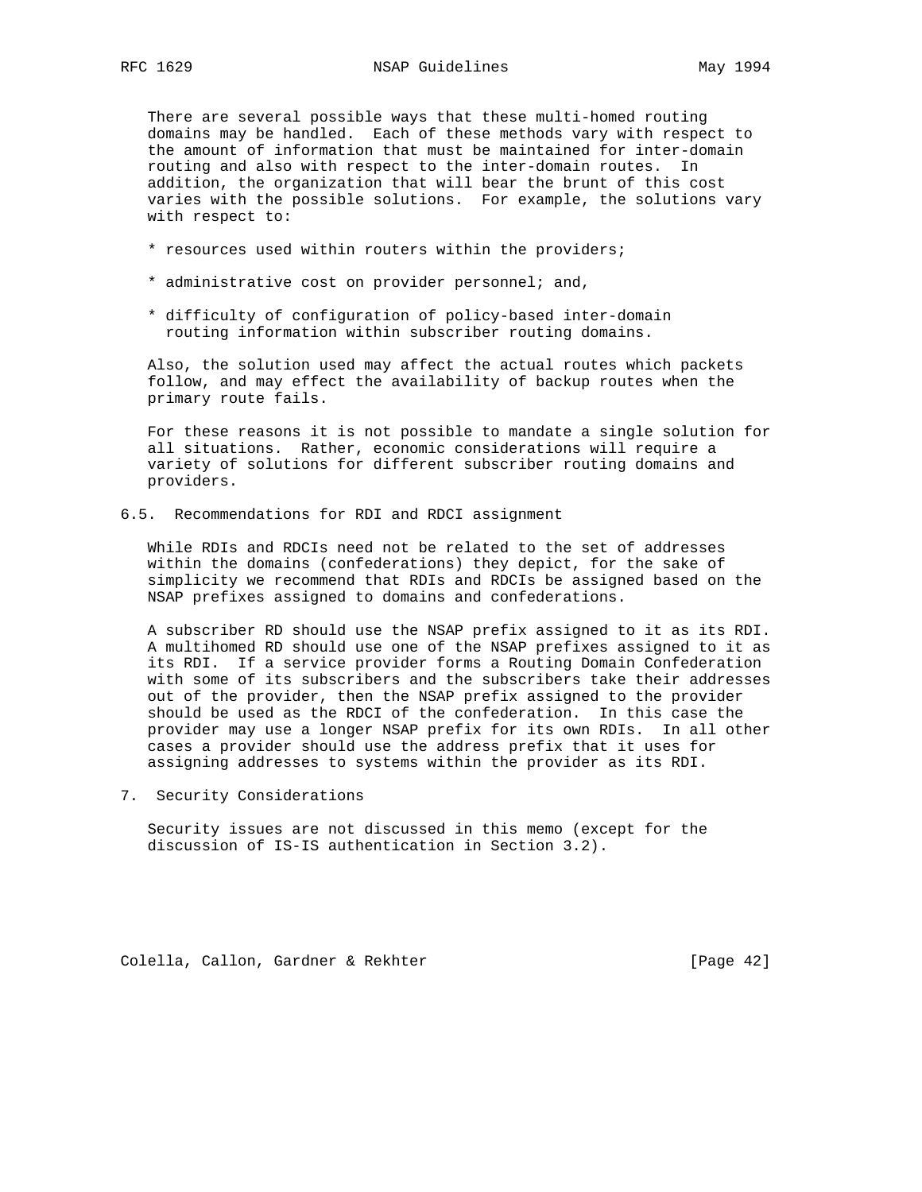There are several possible ways that these multi-homed routing domains may be handled. Each of these methods vary with respect to the amount of information that must be maintained for inter-domain routing and also with respect to the inter-domain routes. In addition, the organization that will bear the brunt of this cost varies with the possible solutions. For example, the solutions vary with respect to:

* resources used within routers within the providers;

* administrative cost on provider personnel; and,

* difficulty of configuration of policy-based inter-domain routing information within subscriber routing domains.

Also, the solution used may affect the actual routes which packets follow, and may effect the availability of backup routes when the primary route fails.

For these reasons it is not possible to mandate a single solution for all situations. Rather, economic considerations will require a variety of solutions for different subscriber routing domains and providers.

## 6.5. Recommendations for RDI and RDCI assignment

While RDIs and RDCIs need not be related to the set of addresses within the domains (confederations) they depict, for the sake of simplicity we recommend that RDIs and RDCIs be assigned based on the NSAP prefixes assigned to domains and confederations.

A subscriber RD should use the NSAP prefix assigned to it as its RDI. A multihomed RD should use one of the NSAP prefixes assigned to it as its RDI. If a service provider forms a Routing Domain Confederation with some of its subscribers and the subscribers take their addresses out of the provider, then the NSAP prefix assigned to the provider should be used as the RDCI of the confederation. In this case the provider may use a longer NSAP prefix for its own RDIs. In all other cases a provider should use the address prefix that it uses for assigning addresses to systems within the provider as its RDI.

# 7. Security Considerations

Security issues are not discussed in this memo (except for the discussion of IS-IS authentication in Section 3.2).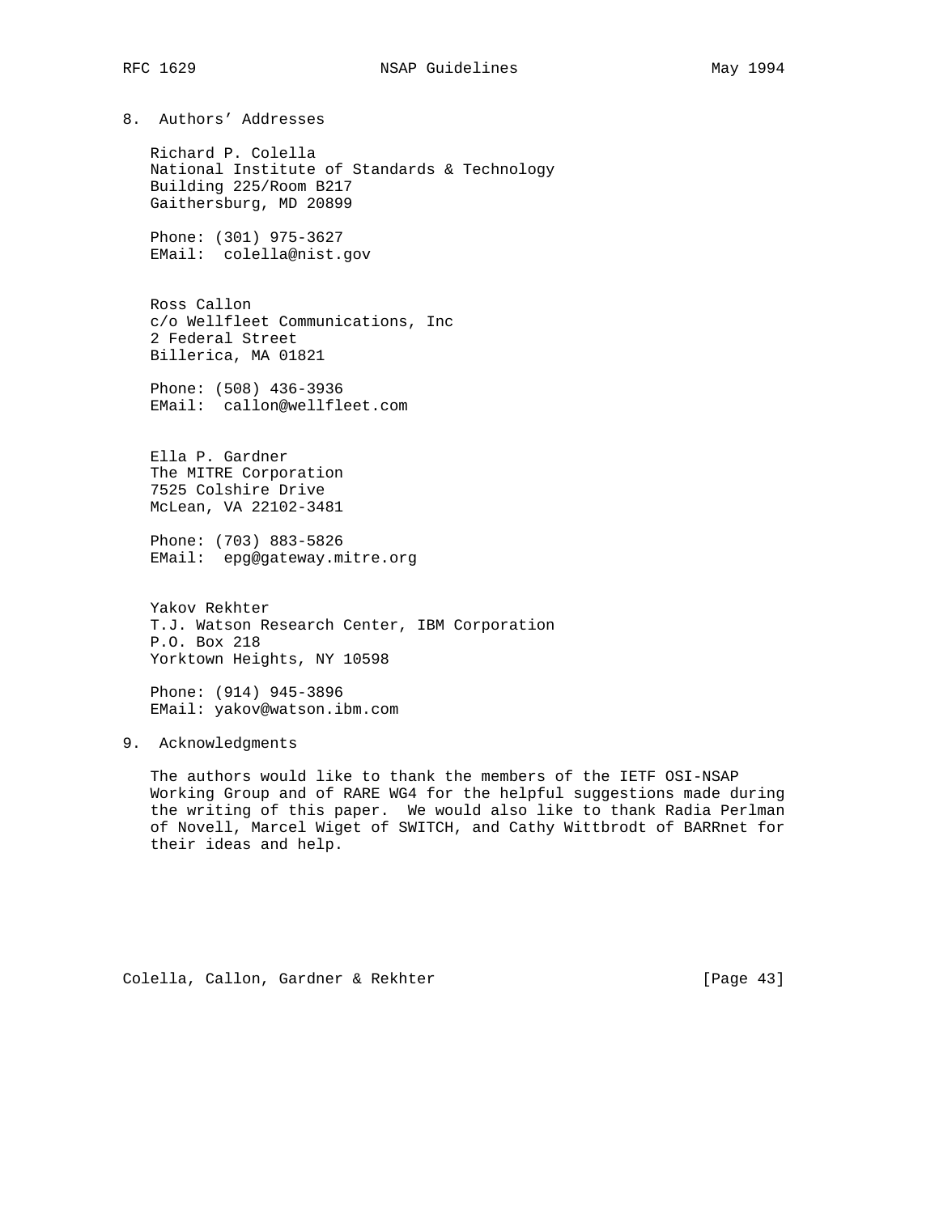## 8. Authors' Addresses

Richard P. Colella
National Institute of Standards & Technology
Building 225/Room B217
Gaithersburg, MD 20899

Phone: (301) 975-3627
EMail: colella@nist.gov

Ross Callon
c/o Wellfleet Communications, Inc
2 Federal Street
Billerica, MA 01821

Phone: (508) 436-3936
EMail: callon@wellfleet.com

Ella P. Gardner
The MITRE Corporation
7525 Colshire Drive
McLean, VA 22102-3481

Phone: (703) 883-5826
EMail: epg@gateway.mitre.org

Yakov Rekhter
T.J. Watson Research Center, IBM Corporation
P.O. Box 218
Yorktown Heights, NY 10598

Phone: (914) 945-3896
EMail: yakov@watson.ibm.com

## 9. Acknowledgments

The authors would like to thank the members of the IETF OSI-NSAP Working Group and of RARE WG4 for the helpful suggestions made during the writing of this paper. We would also like to thank Radia Perlman of Novell, Marcel Wiget of SWITCH, and Cathy Wittbrodt of BARRnet for their ideas and help.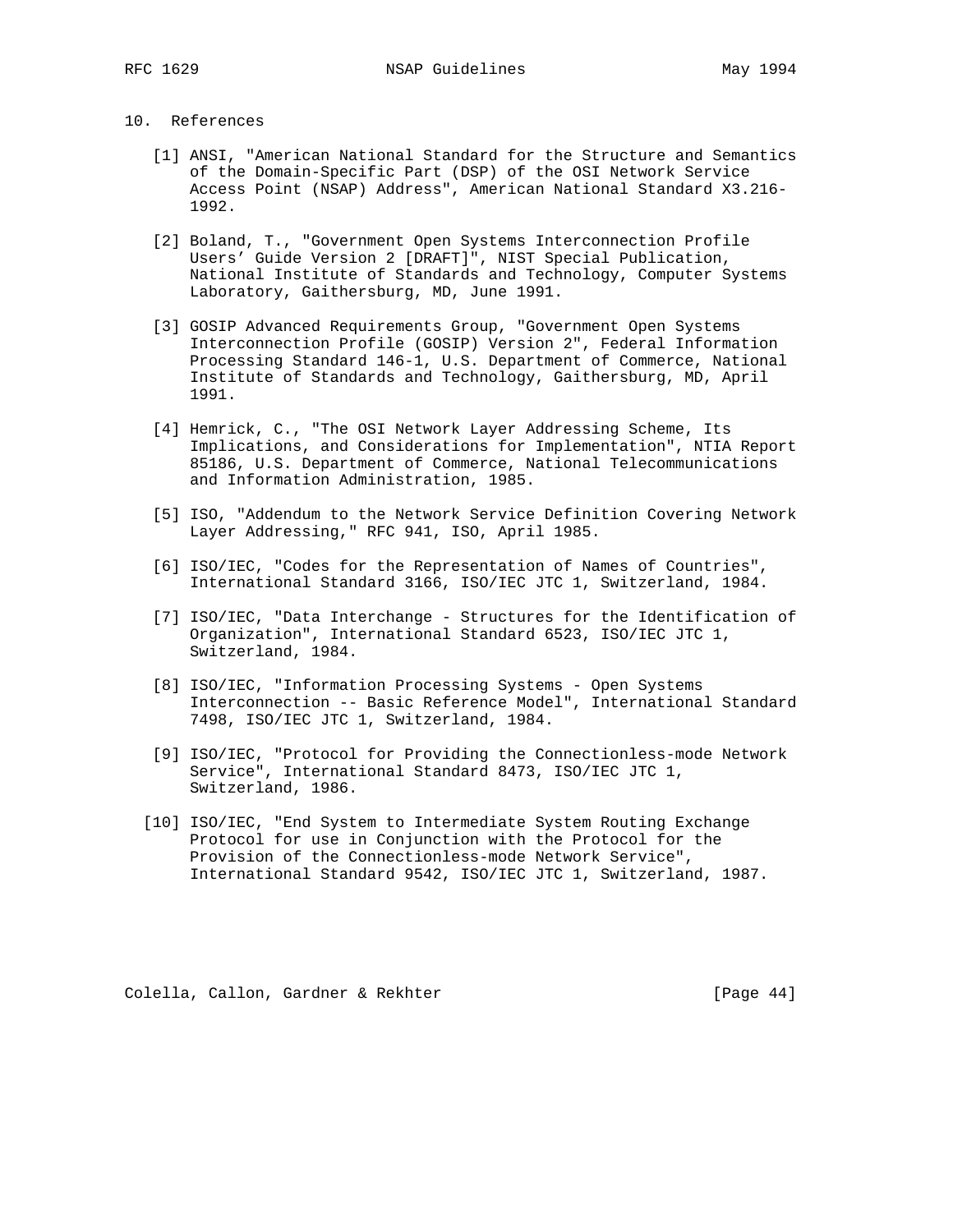## 10. References

[1] ANSI, "American National Standard for the Structure and Semantics of the Domain-Specific Part (DSP) of the OSI Network Service Access Point (NSAP) Address", American National Standard X3.216-1992.

[2] Boland, T., "Government Open Systems Interconnection Profile Users' Guide Version 2 [DRAFT]", NIST Special Publication, National Institute of Standards and Technology, Computer Systems Laboratory, Gaithersburg, MD, June 1991.

[3] GOSIP Advanced Requirements Group, "Government Open Systems Interconnection Profile (GOSIP) Version 2", Federal Information Processing Standard 146-1, U.S. Department of Commerce, National Institute of Standards and Technology, Gaithersburg, MD, April 1991.

[4] Hemrick, C., "The OSI Network Layer Addressing Scheme, Its Implications, and Considerations for Implementation", NTIA Report 85186, U.S. Department of Commerce, National Telecommunications and Information Administration, 1985.

[5] ISO, "Addendum to the Network Service Definition Covering Network Layer Addressing," RFC 941, ISO, April 1985.

[6] ISO/IEC, "Codes for the Representation of Names of Countries", International Standard 3166, ISO/IEC JTC 1, Switzerland, 1984.

[7] ISO/IEC, "Data Interchange - Structures for the Identification of Organization", International Standard 6523, ISO/IEC JTC 1, Switzerland, 1984.

[8] ISO/IEC, "Information Processing Systems - Open Systems Interconnection -- Basic Reference Model", International Standard 7498, ISO/IEC JTC 1, Switzerland, 1984.

[9] ISO/IEC, "Protocol for Providing the Connectionless-mode Network Service", International Standard 8473, ISO/IEC JTC 1, Switzerland, 1986.

[10] ISO/IEC, "End System to Intermediate System Routing Exchange Protocol for use in Conjunction with the Protocol for the Provision of the Connectionless-mode Network Service", International Standard 9542, ISO/IEC JTC 1, Switzerland, 1987.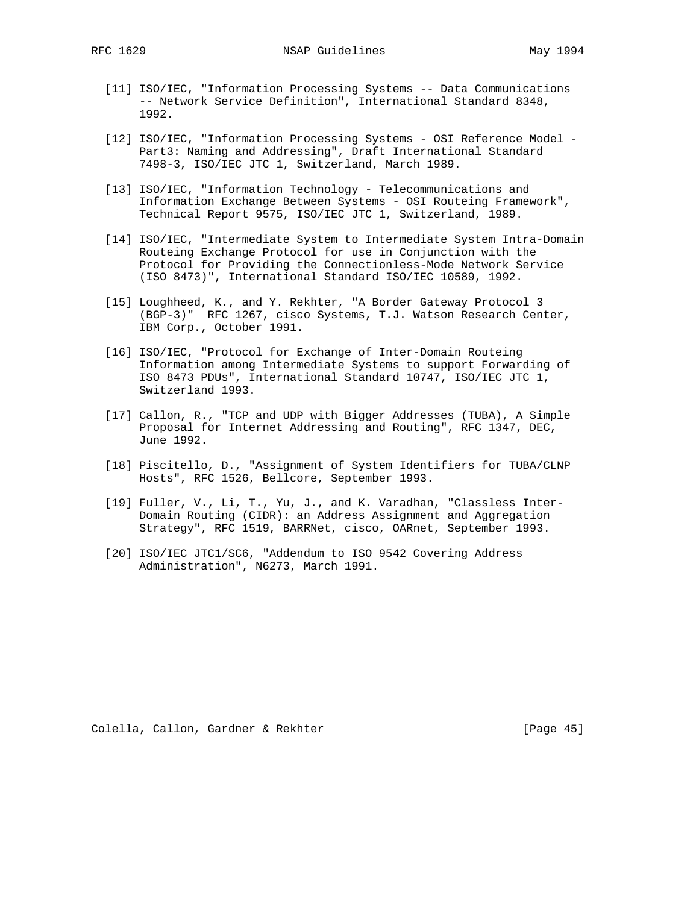[11] ISO/IEC, "Information Processing Systems -- Data Communications -- Network Service Definition", International Standard 8348, 1992.

[12] ISO/IEC, "Information Processing Systems - OSI Reference Model - Part3: Naming and Addressing", Draft International Standard 7498-3, ISO/IEC JTC 1, Switzerland, March 1989.

[13] ISO/IEC, "Information Technology - Telecommunications and Information Exchange Between Systems - OSI Routeing Framework", Technical Report 9575, ISO/IEC JTC 1, Switzerland, 1989.

[14] ISO/IEC, "Intermediate System to Intermediate System Intra-Domain Routeing Exchange Protocol for use in Conjunction with the Protocol for Providing the Connectionless-Mode Network Service (ISO 8473)", International Standard ISO/IEC 10589, 1992.

[15] Loughheed, K., and Y. Rekhter, "A Border Gateway Protocol 3 (BGP-3)"  RFC 1267, cisco Systems, T.J. Watson Research Center, IBM Corp., October 1991.

[16] ISO/IEC, "Protocol for Exchange of Inter-Domain Routeing Information among Intermediate Systems to support Forwarding of ISO 8473 PDUs", International Standard 10747, ISO/IEC JTC 1, Switzerland 1993.

[17] Callon, R., "TCP and UDP with Bigger Addresses (TUBA), A Simple Proposal for Internet Addressing and Routing", RFC 1347, DEC, June 1992.

[18] Piscitello, D., "Assignment of System Identifiers for TUBA/CLNP Hosts", RFC 1526, Bellcore, September 1993.

[19] Fuller, V., Li, T., Yu, J., and K. Varadhan, "Classless Inter-Domain Routing (CIDR): an Address Assignment and Aggregation Strategy", RFC 1519, BARRNet, cisco, OARnet, September 1993.

[20] ISO/IEC JTC1/SC6, "Addendum to ISO 9542 Covering Address Administration", N6273, March 1991.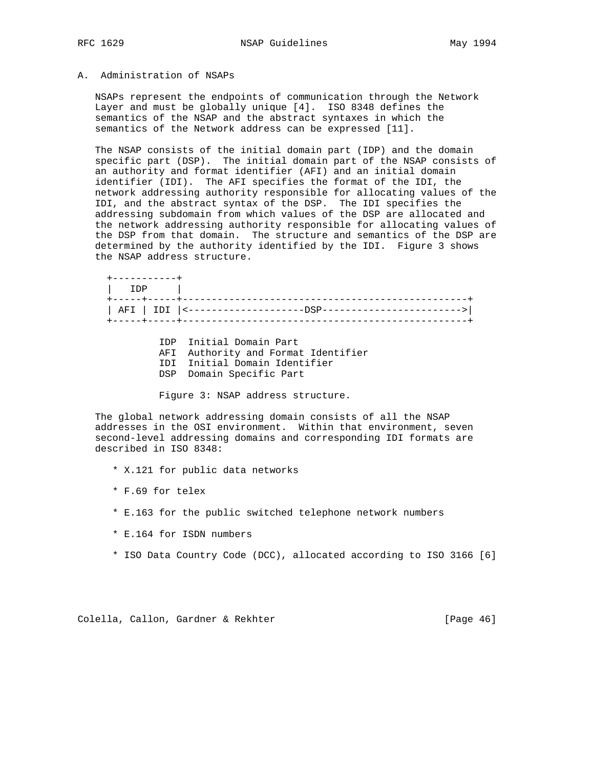## A. Administration of NSAPs

NSAPs represent the endpoints of communication through the Network Layer and must be globally unique [4]. ISO 8348 defines the semantics of the NSAP and the abstract syntaxes in which the semantics of the Network address can be expressed [11].

The NSAP consists of the initial domain part (IDP) and the domain specific part (DSP). The initial domain part of the NSAP consists of an authority and format identifier (AFI) and an initial domain identifier (IDI). The AFI specifies the format of the IDI, the network addressing authority responsible for allocating values of the IDI, and the abstract syntax of the DSP. The IDI specifies the addressing subdomain from which values of the DSP are allocated and the network addressing authority responsible for allocating values of the DSP from that domain. The structure and semantics of the DSP are determined by the authority identified by the IDI. Figure 3 shows the NSAP address structure.

```
 +-----------+
 |   IDP     |
 +-----+-----+-----------------------------------------------+
 | AFI | IDI |<--------------------DSP----------------------->|
 +-----+-----+-----------------------------------------------+

           IDP  Initial Domain Part
           AFI  Authority and Format Identifier
           IDI  Initial Domain Identifier
           DSP  Domain Specific Part
```

Figure 3: NSAP address structure.

The global network addressing domain consists of all the NSAP addresses in the OSI environment. Within that environment, seven second-level addressing domains and corresponding IDI formats are described in ISO 8348:

* X.121 for public data networks

* F.69 for telex

* E.163 for the public switched telephone network numbers

* E.164 for ISDN numbers

* ISO Data Country Code (DCC), allocated according to ISO 3166 [6]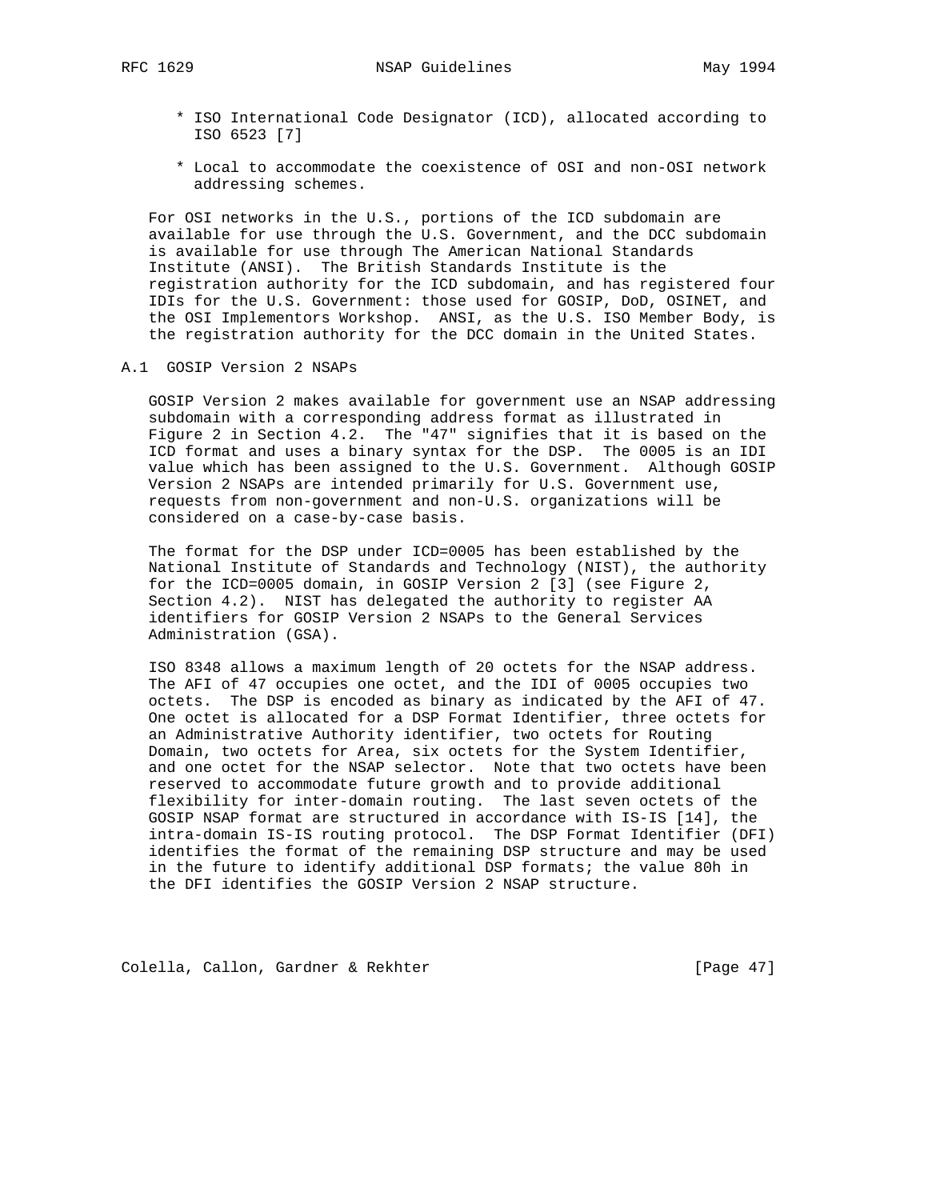* ISO International Code Designator (ICD), allocated according to ISO 6523 [7]

* Local to accommodate the coexistence of OSI and non-OSI network addressing schemes.

For OSI networks in the U.S., portions of the ICD subdomain are available for use through the U.S. Government, and the DCC subdomain is available for use through The American National Standards Institute (ANSI). The British Standards Institute is the registration authority for the ICD subdomain, and has registered four IDIs for the U.S. Government: those used for GOSIP, DoD, OSINET, and the OSI Implementors Workshop. ANSI, as the U.S. ISO Member Body, is the registration authority for the DCC domain in the United States.

## A.1 GOSIP Version 2 NSAPs

GOSIP Version 2 makes available for government use an NSAP addressing subdomain with a corresponding address format as illustrated in Figure 2 in Section 4.2. The "47" signifies that it is based on the ICD format and uses a binary syntax for the DSP. The 0005 is an IDI value which has been assigned to the U.S. Government. Although GOSIP Version 2 NSAPs are intended primarily for U.S. Government use, requests from non-government and non-U.S. organizations will be considered on a case-by-case basis.

The format for the DSP under ICD=0005 has been established by the National Institute of Standards and Technology (NIST), the authority for the ICD=0005 domain, in GOSIP Version 2 [3] (see Figure 2, Section 4.2). NIST has delegated the authority to register AA identifiers for GOSIP Version 2 NSAPs to the General Services Administration (GSA).

ISO 8348 allows a maximum length of 20 octets for the NSAP address. The AFI of 47 occupies one octet, and the IDI of 0005 occupies two octets. The DSP is encoded as binary as indicated by the AFI of 47. One octet is allocated for a DSP Format Identifier, three octets for an Administrative Authority identifier, two octets for Routing Domain, two octets for Area, six octets for the System Identifier, and one octet for the NSAP selector. Note that two octets have been reserved to accommodate future growth and to provide additional flexibility for inter-domain routing. The last seven octets of the GOSIP NSAP format are structured in accordance with IS-IS [14], the intra-domain IS-IS routing protocol. The DSP Format Identifier (DFI) identifies the format of the remaining DSP structure and may be used in the future to identify additional DSP formats; the value 80h in the DFI identifies the GOSIP Version 2 NSAP structure.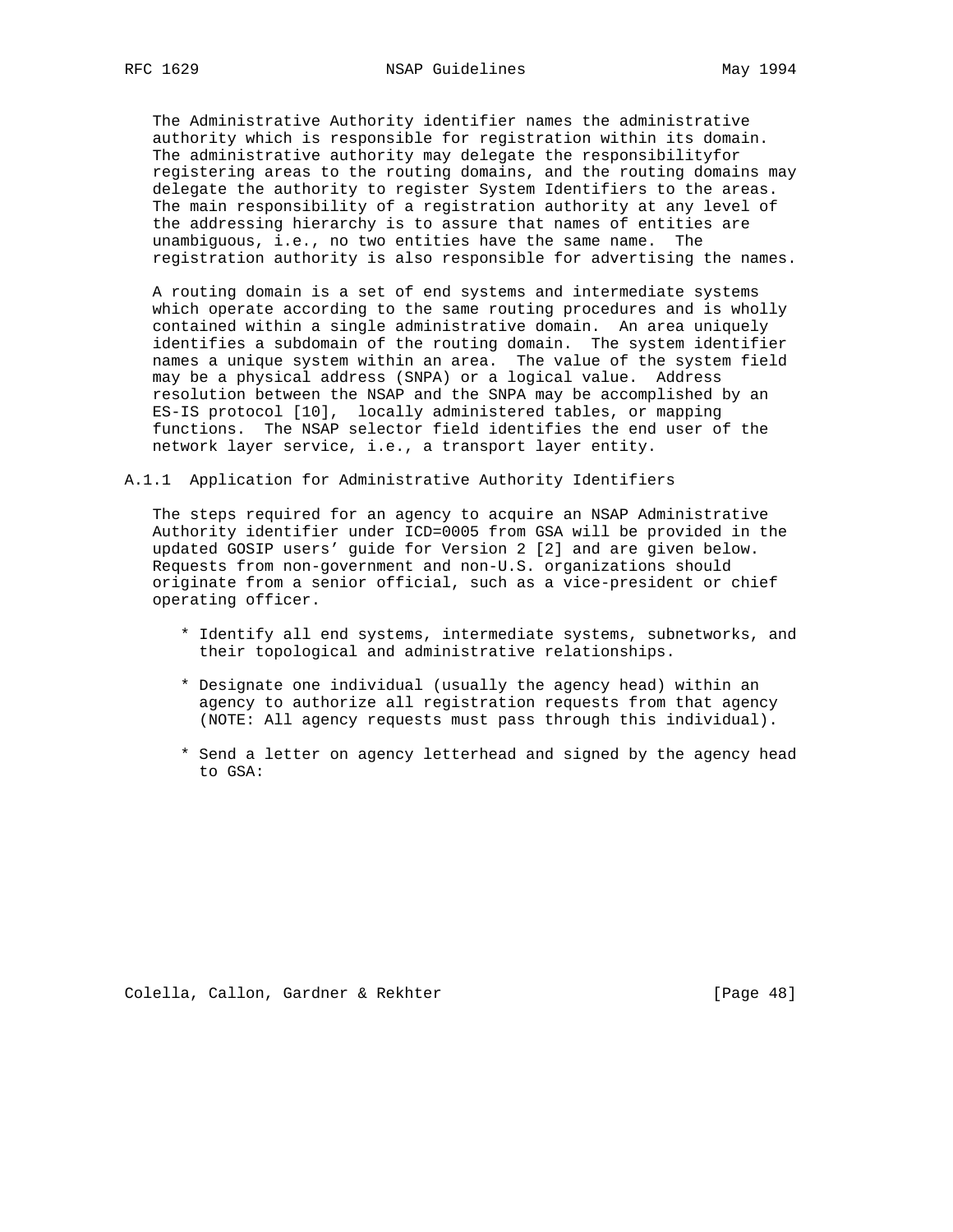The Administrative Authority identifier names the administrative authority which is responsible for registration within its domain. The administrative authority may delegate the responsibilityfor registering areas to the routing domains, and the routing domains may delegate the authority to register System Identifiers to the areas. The main responsibility of a registration authority at any level of the addressing hierarchy is to assure that names of entities are unambiguous, i.e., no two entities have the same name. The registration authority is also responsible for advertising the names.

A routing domain is a set of end systems and intermediate systems which operate according to the same routing procedures and is wholly contained within a single administrative domain. An area uniquely identifies a subdomain of the routing domain. The system identifier names a unique system within an area. The value of the system field may be a physical address (SNPA) or a logical value. Address resolution between the NSAP and the SNPA may be accomplished by an ES-IS protocol [10], locally administered tables, or mapping functions. The NSAP selector field identifies the end user of the network layer service, i.e., a transport layer entity.

### A.1.1 Application for Administrative Authority Identifiers

The steps required for an agency to acquire an NSAP Administrative Authority identifier under ICD=0005 from GSA will be provided in the updated GOSIP users' guide for Version 2 [2] and are given below. Requests from non-government and non-U.S. organizations should originate from a senior official, such as a vice-president or chief operating officer.

* Identify all end systems, intermediate systems, subnetworks, and their topological and administrative relationships.

* Designate one individual (usually the agency head) within an agency to authorize all registration requests from that agency (NOTE: All agency requests must pass through this individual).

* Send a letter on agency letterhead and signed by the agency head to GSA: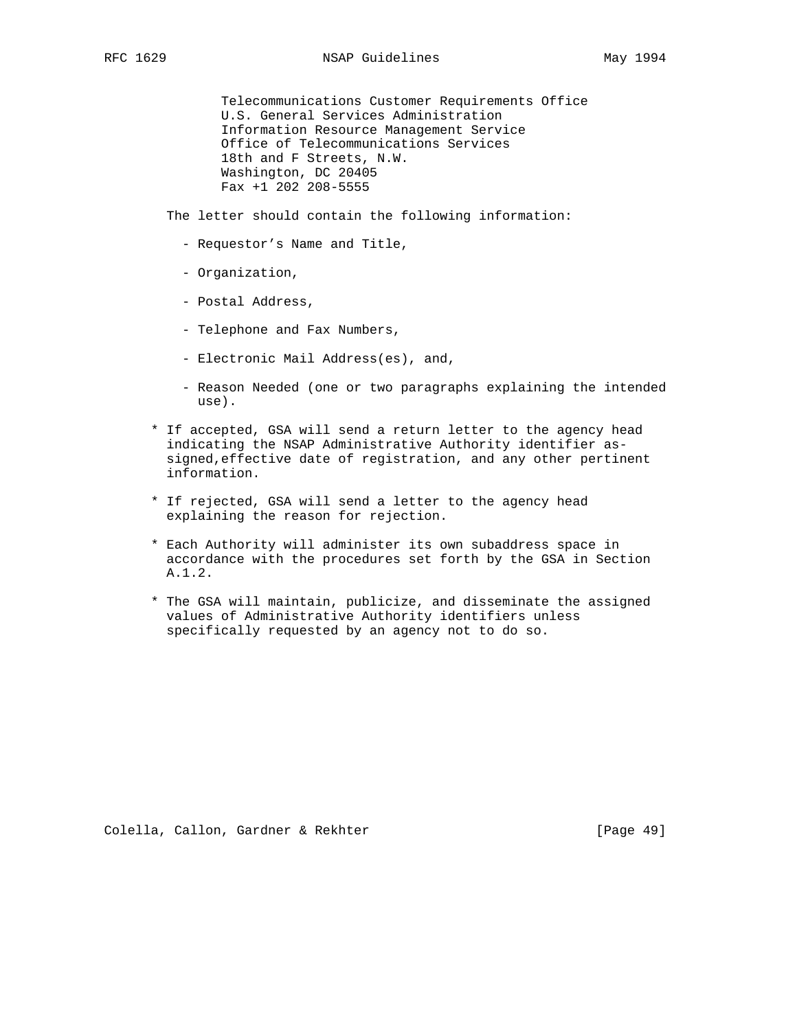Telecommunications Customer Requirements Office
U.S. General Services Administration
Information Resource Management Service
Office of Telecommunications Services
18th and F Streets, N.W.
Washington, DC 20405
Fax +1 202 208-5555

The letter should contain the following information:

- Requestor's Name and Title,
- Organization,
- Postal Address,
- Telephone and Fax Numbers,
- Electronic Mail Address(es), and,
- Reason Needed (one or two paragraphs explaining the intended use).

* If accepted, GSA will send a return letter to the agency head indicating the NSAP Administrative Authority identifier assigned, effective date of registration, and any other pertinent information.

* If rejected, GSA will send a letter to the agency head explaining the reason for rejection.

* Each Authority will administer its own subaddress space in accordance with the procedures set forth by the GSA in Section A.1.2.

* The GSA will maintain, publicize, and disseminate the assigned values of Administrative Authority identifiers unless specifically requested by an agency not to do so.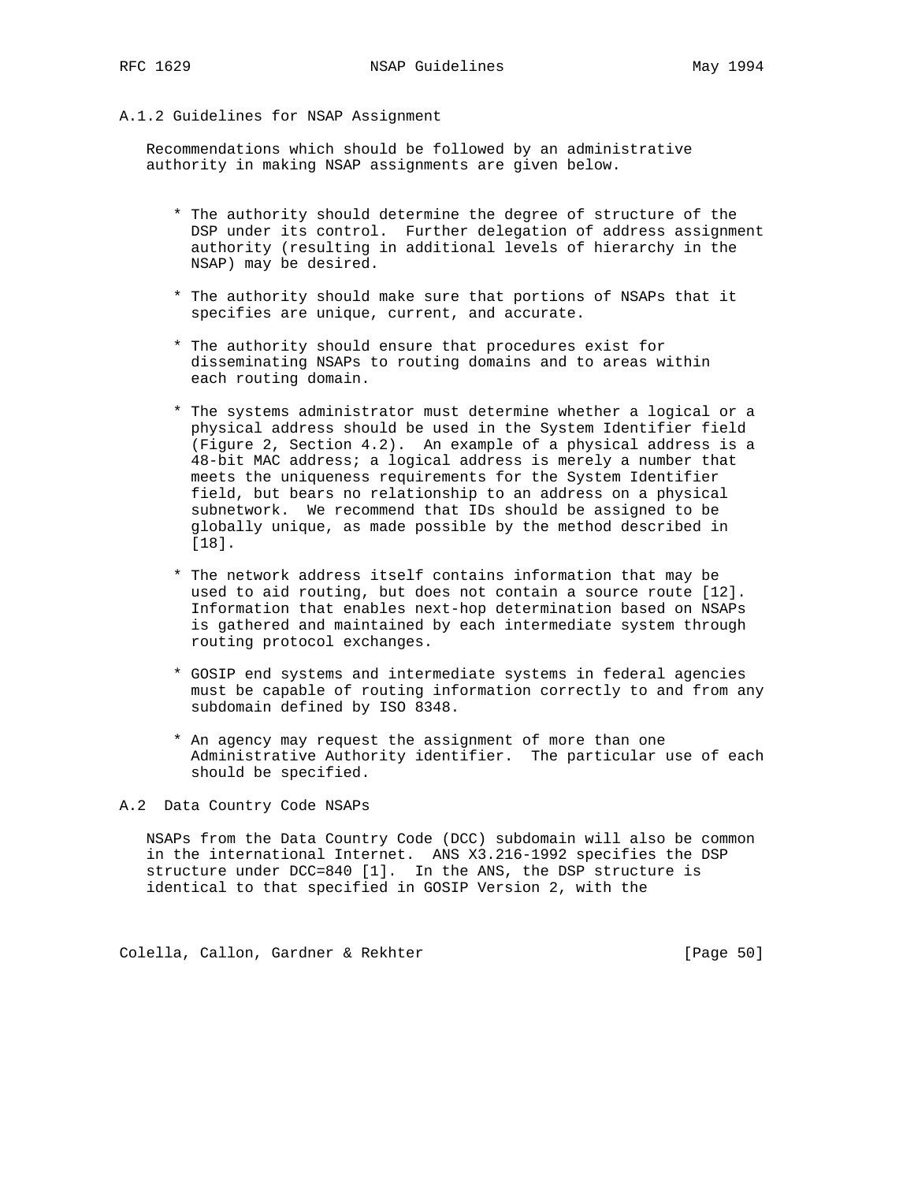### A.1.2 Guidelines for NSAP Assignment

Recommendations which should be followed by an administrative authority in making NSAP assignments are given below.

* The authority should determine the degree of structure of the DSP under its control. Further delegation of address assignment authority (resulting in additional levels of hierarchy in the NSAP) may be desired.

* The authority should make sure that portions of NSAPs that it specifies are unique, current, and accurate.

* The authority should ensure that procedures exist for disseminating NSAPs to routing domains and to areas within each routing domain.

* The systems administrator must determine whether a logical or a physical address should be used in the System Identifier field (Figure 2, Section 4.2). An example of a physical address is a 48-bit MAC address; a logical address is merely a number that meets the uniqueness requirements for the System Identifier field, but bears no relationship to an address on a physical subnetwork. We recommend that IDs should be assigned to be globally unique, as made possible by the method described in [18].

* The network address itself contains information that may be used to aid routing, but does not contain a source route [12]. Information that enables next-hop determination based on NSAPs is gathered and maintained by each intermediate system through routing protocol exchanges.

* GOSIP end systems and intermediate systems in federal agencies must be capable of routing information correctly to and from any subdomain defined by ISO 8348.

* An agency may request the assignment of more than one Administrative Authority identifier. The particular use of each should be specified.

## A.2 Data Country Code NSAPs

NSAPs from the Data Country Code (DCC) subdomain will also be common in the international Internet. ANS X3.216-1992 specifies the DSP structure under DCC=840 [1]. In the ANS, the DSP structure is identical to that specified in GOSIP Version 2, with the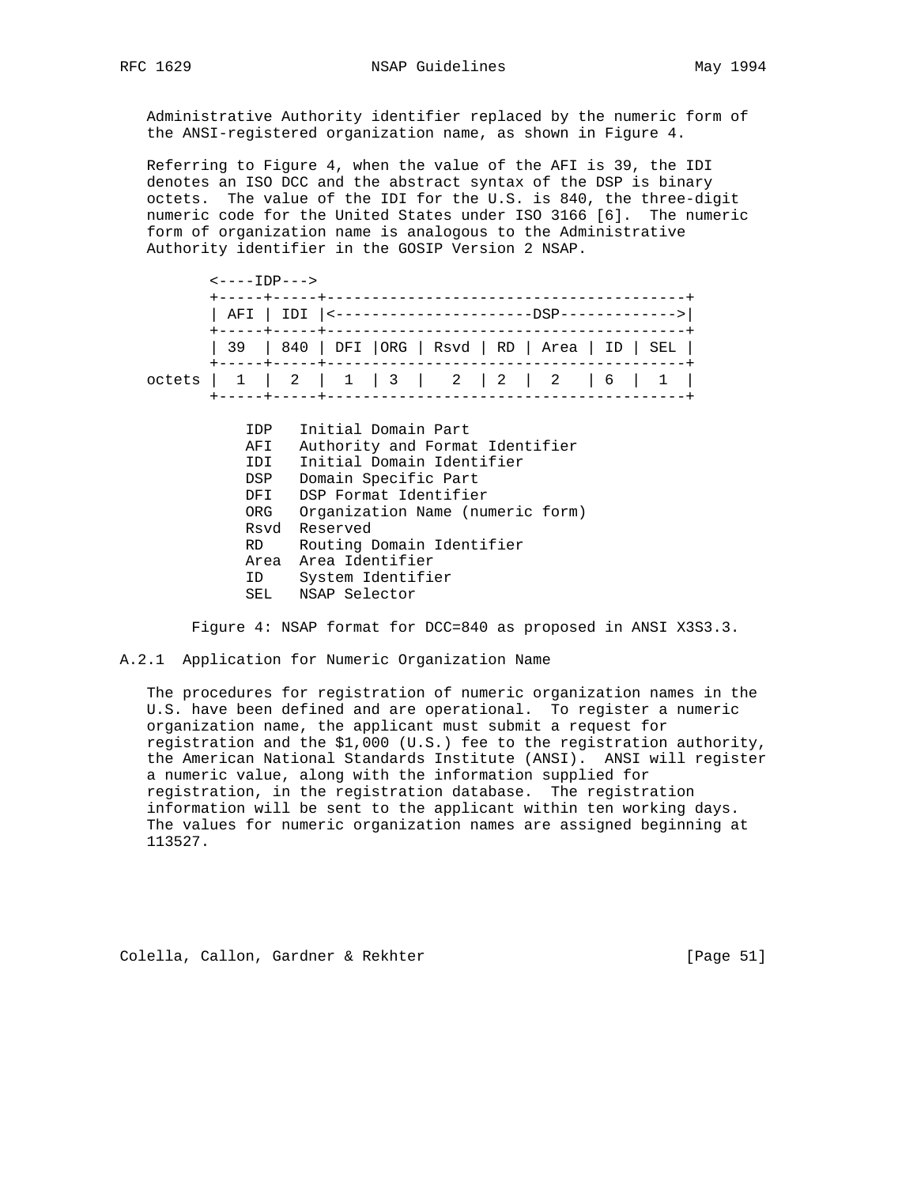Administrative Authority identifier replaced by the numeric form of the ANSI-registered organization name, as shown in Figure 4.

Referring to Figure 4, when the value of the AFI is 39, the IDI denotes an ISO DCC and the abstract syntax of the DSP is binary octets. The value of the IDI for the U.S. is 840, the three-digit numeric code for the United States under ISO 3166 [6]. The numeric form of organization name is analogous to the Administrative Authority identifier in the GOSIP Version 2 NSAP.

```
        <----IDP--->
        +-----+-----+----------------------------------------+
        | AFI | IDI |<----------------------DSP------------->|
        +-----+-----+----------------------------------------+
        | 39  | 840 | DFI |ORG | Rsvd | RD | Area | ID | SEL |
        +-----+-----+----------------------------------------+
 octets |  1  |  2  |  1  | 3  |   2  | 2  |  2   | 6  |  1  |
        +-----+-----+----------------------------------------+

            IDP   Initial Domain Part
            AFI   Authority and Format Identifier
            IDI   Initial Domain Identifier
            DSP   Domain Specific Part
            DFI   DSP Format Identifier
            ORG   Organization Name (numeric form)
            Rsvd  Reserved
            RD    Routing Domain Identifier
            Area  Area Identifier
            ID    System Identifier
            SEL   NSAP Selector
```

Figure 4: NSAP format for DCC=840 as proposed in ANSI X3S3.3.

### A.2.1 Application for Numeric Organization Name

The procedures for registration of numeric organization names in the U.S. have been defined and are operational. To register a numeric organization name, the applicant must submit a request for registration and the $1,000 (U.S.) fee to the registration authority, the American National Standards Institute (ANSI). ANSI will register a numeric value, along with the information supplied for registration, in the registration database. The registration information will be sent to the applicant within ten working days. The values for numeric organization names are assigned beginning at 113527.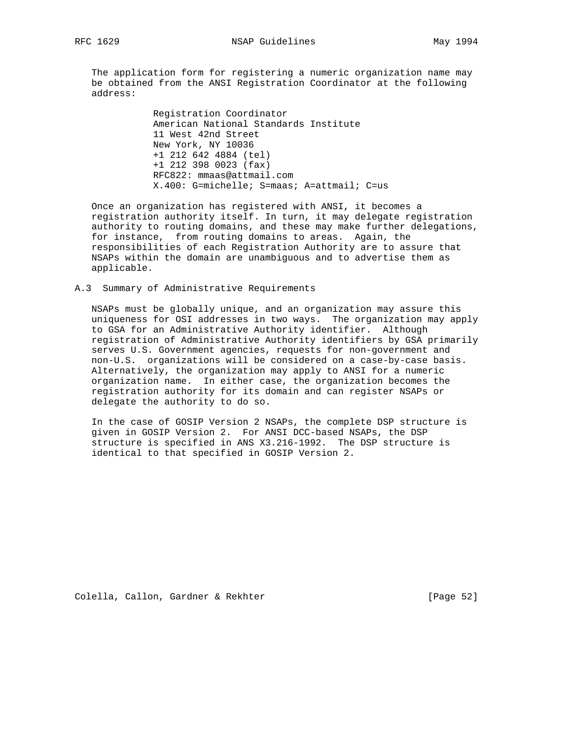The application form for registering a numeric organization name may be obtained from the ANSI Registration Coordinator at the following address:

```
Registration Coordinator
American National Standards Institute
11 West 42nd Street
New York, NY 10036
+1 212 642 4884 (tel)
+1 212 398 0023 (fax)
RFC822: mmaas@attmail.com
X.400: G=michelle; S=maas; A=attmail; C=us
```

Once an organization has registered with ANSI, it becomes a registration authority itself. In turn, it may delegate registration authority to routing domains, and these may make further delegations, for instance, from routing domains to areas. Again, the responsibilities of each Registration Authority are to assure that NSAPs within the domain are unambiguous and to advertise them as applicable.

## A.3 Summary of Administrative Requirements

NSAPs must be globally unique, and an organization may assure this uniqueness for OSI addresses in two ways. The organization may apply to GSA for an Administrative Authority identifier. Although registration of Administrative Authority identifiers by GSA primarily serves U.S. Government agencies, requests for non-government and non-U.S. organizations will be considered on a case-by-case basis. Alternatively, the organization may apply to ANSI for a numeric organization name. In either case, the organization becomes the registration authority for its domain and can register NSAPs or delegate the authority to do so.

In the case of GOSIP Version 2 NSAPs, the complete DSP structure is given in GOSIP Version 2. For ANSI DCC-based NSAPs, the DSP structure is specified in ANS X3.216-1992. The DSP structure is identical to that specified in GOSIP Version 2.